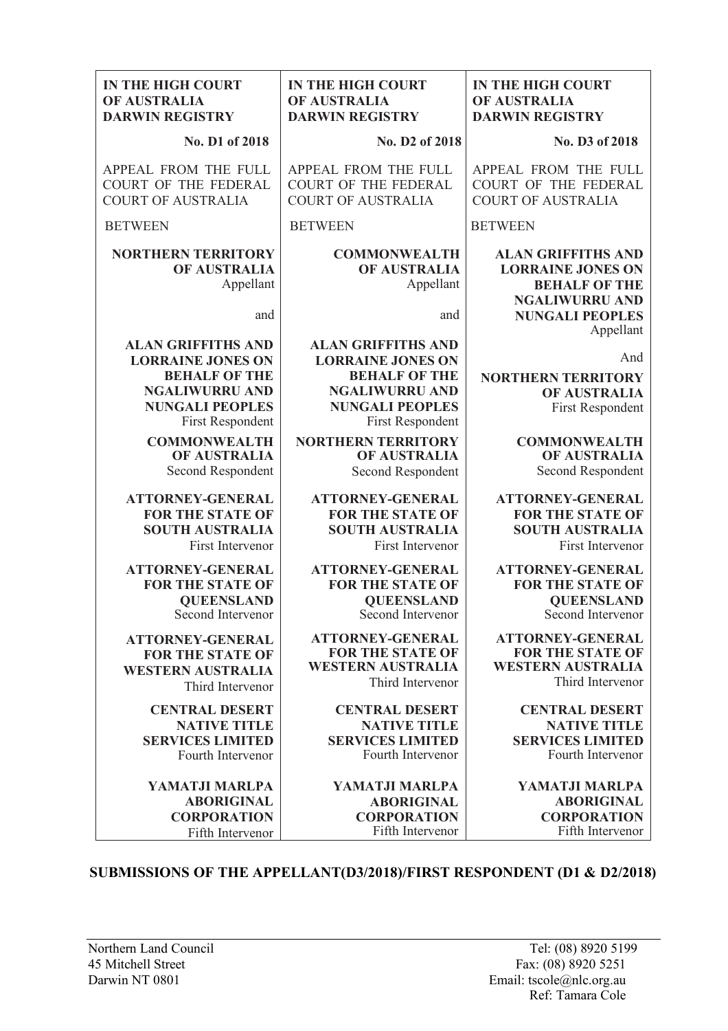| IN THE HIGH COURT OF AUSTRALIA DARWIN REGISTRY | IN THE HIGH COURT OF AUSTRALIA DARWIN REGISTRY | IN THE HIGH COURT OF AUSTRALIA DARWIN REGISTRY |
|---|---|---|
| **No. D1 of 2018** | **No. D2 of 2018** | **No. D3 of 2018** |
| APPEAL FROM THE FULL COURT OF THE FEDERAL COURT OF AUSTRALIA | APPEAL FROM THE FULL COURT OF THE FEDERAL COURT OF AUSTRALIA | APPEAL FROM THE FULL COURT OF THE FEDERAL COURT OF AUSTRALIA |
| BETWEEN | BETWEEN | BETWEEN |
| **NORTHERN TERRITORY OF AUSTRALIA** Appellant | **COMMONWEALTH OF AUSTRALIA** Appellant | **ALAN GRIFFITHS AND LORRAINE JONES ON BEHALF OF THE NGALIWURRU AND NUNGALI PEOPLES** Appellant |
| and | and | And |
| **ALAN GRIFFITHS AND LORRAINE JONES ON BEHALF OF THE NGALIWURRU AND NUNGALI PEOPLES** First Respondent | **ALAN GRIFFITHS AND LORRAINE JONES ON BEHALF OF THE NGALIWURRU AND NUNGALI PEOPLES** First Respondent | **NORTHERN TERRITORY OF AUSTRALIA** First Respondent |
| **COMMONWEALTH OF AUSTRALIA** Second Respondent | **NORTHERN TERRITORY OF AUSTRALIA** Second Respondent | **COMMONWEALTH OF AUSTRALIA** Second Respondent |
| **ATTORNEY-GENERAL FOR THE STATE OF SOUTH AUSTRALIA** First Intervenor | **ATTORNEY-GENERAL FOR THE STATE OF SOUTH AUSTRALIA** First Intervenor | **ATTORNEY-GENERAL FOR THE STATE OF SOUTH AUSTRALIA** First Intervenor |
| **ATTORNEY-GENERAL FOR THE STATE OF QUEENSLAND** Second Intervenor | **ATTORNEY-GENERAL FOR THE STATE OF QUEENSLAND** Second Intervenor | **ATTORNEY-GENERAL FOR THE STATE OF QUEENSLAND** Second Intervenor |
| **ATTORNEY-GENERAL FOR THE STATE OF WESTERN AUSTRALIA** Third Intervenor | **ATTORNEY-GENERAL FOR THE STATE OF WESTERN AUSTRALIA** Third Intervenor | **ATTORNEY-GENERAL FOR THE STATE OF WESTERN AUSTRALIA** Third Intervenor |
| **CENTRAL DESERT NATIVE TITLE SERVICES LIMITED** Fourth Intervenor | **CENTRAL DESERT NATIVE TITLE SERVICES LIMITED** Fourth Intervenor | **CENTRAL DESERT NATIVE TITLE SERVICES LIMITED** Fourth Intervenor |
| **YAMATJI MARLPA ABORIGINAL CORPORATION** Fifth Intervenor | **YAMATJI MARLPA ABORIGINAL CORPORATION** Fifth Intervenor | **YAMATJI MARLPA ABORIGINAL CORPORATION** Fifth Intervenor |

## SUBMISSIONS OF THE APPELLANT(D3/2018)/FIRST RESPONDENT (D1 & D2/2018)

Northern Land Council
45 Mitchell Street
Darwin NT 0801

Tel: (08) 8920 5199
Fax: (08) 8920 5251
Email: tscole@nlc.org.au
Ref: Tamara Cole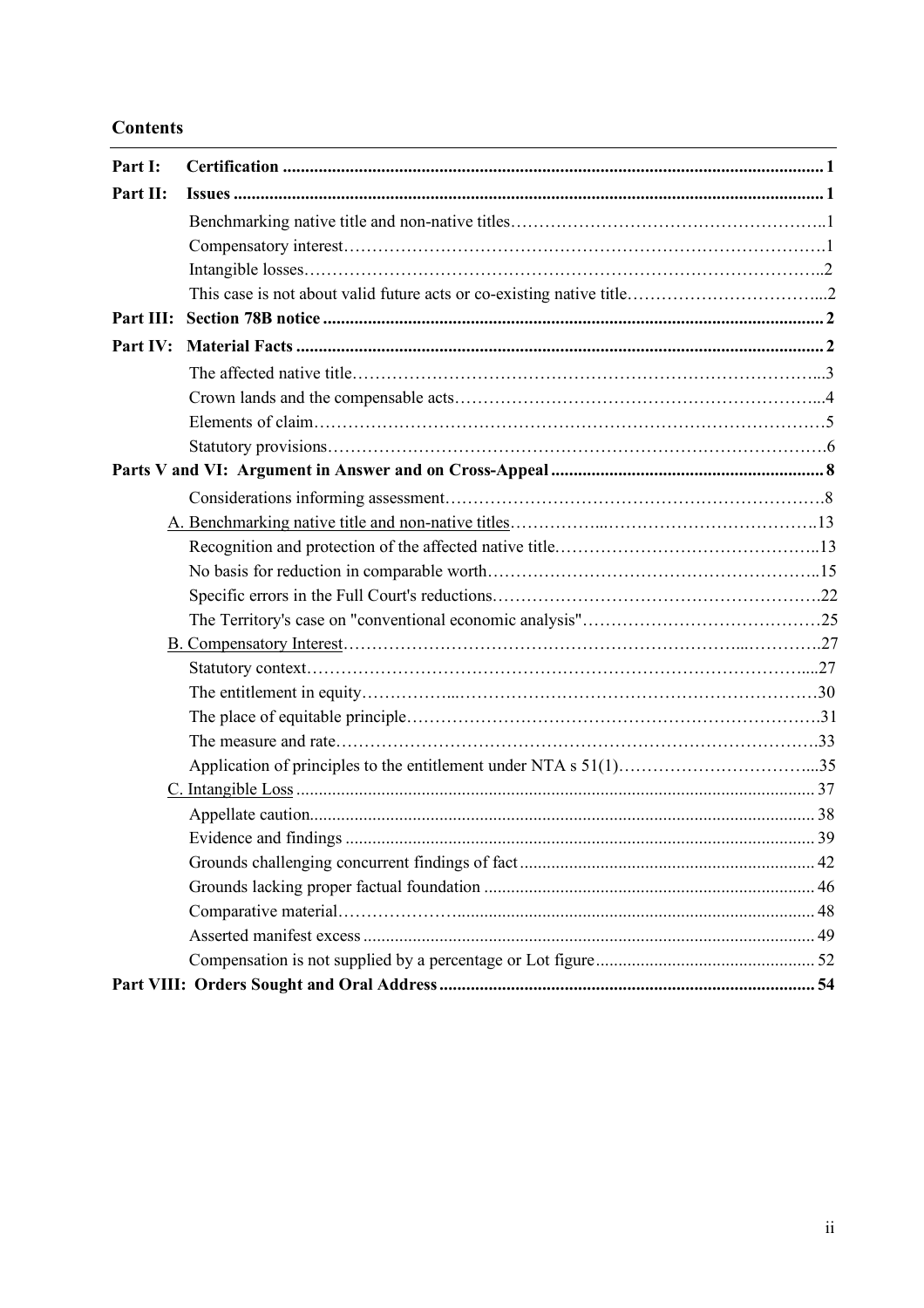## Contents

| | | |
|---|---|---|
| **Part I:** | **Certification** | **1** |
| **Part II:** | **Issues** | **1** |
| | Benchmarking native title and non-native titles | 1 |
| | Compensatory interest | 1 |
| | Intangible losses | 2 |
| | This case is not about valid future acts or co-existing native title | 2 |
| **Part III:** | **Section 78B notice** | **2** |
| **Part IV:** | **Material Facts** | **2** |
| | The affected native title | 3 |
| | Crown lands and the compensable acts | 4 |
| | Elements of claim | 5 |
| | Statutory provisions | 6 |
| **Parts V and VI:** | **Argument in Answer and on Cross-Appeal** | **8** |
| | Considerations informing assessment | 8 |
| | A. Benchmarking native title and non-native titles | 13 |
| | Recognition and protection of the affected native title | 13 |
| | No basis for reduction in comparable worth | 15 |
| | Specific errors in the Full Court's reductions | 22 |
| | The Territory's case on "conventional economic analysis" | 25 |
| | B. Compensatory Interest | 27 |
| | Statutory context | 27 |
| | The entitlement in equity | 30 |
| | The place of equitable principle | 31 |
| | The measure and rate | 33 |
| | Application of principles to the entitlement under NTA s 51(1) | 35 |
| | C. Intangible Loss | 37 |
| | Appellate caution | 38 |
| | Evidence and findings | 39 |
| | Grounds challenging concurrent findings of fact | 42 |
| | Grounds lacking proper factual foundation | 46 |
| | Comparative material | 48 |
| | Asserted manifest excess | 49 |
| | Compensation is not supplied by a percentage or Lot figure | 52 |
| **Part VIII:** | **Orders Sought and Oral Address** | **54** |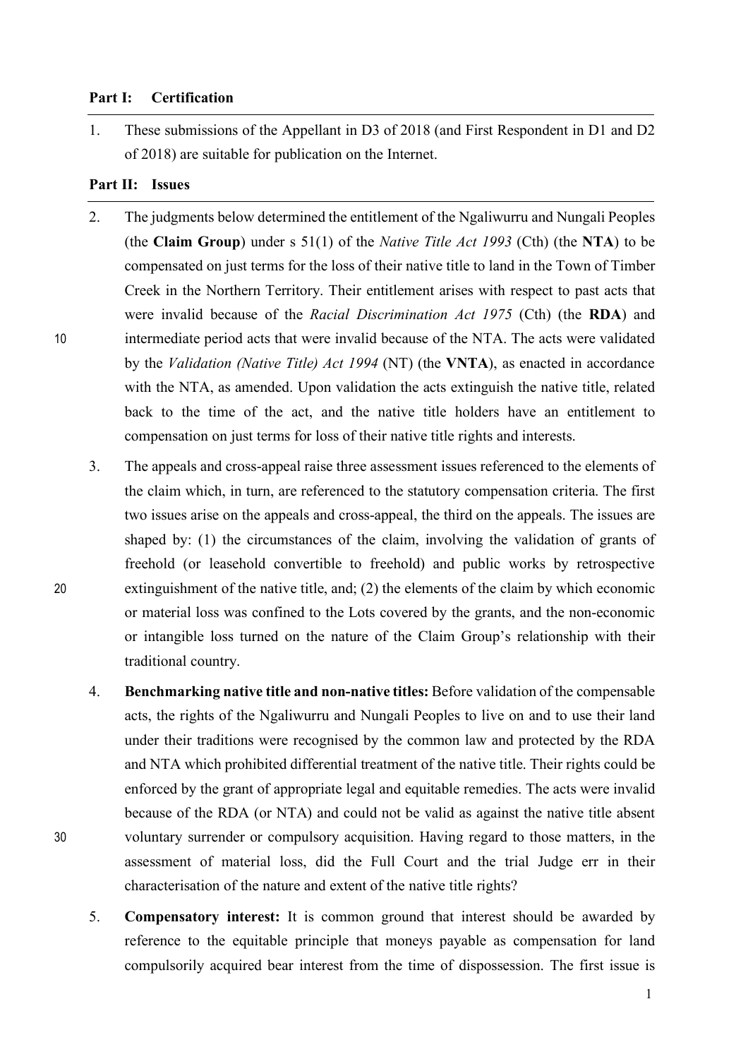**Part I: Certification**

1. These submissions of the Appellant in D3 of 2018 (and First Respondent in D1 and D2 of 2018) are suitable for publication on the Internet.

**Part II: Issues**

2. The judgments below determined the entitlement of the Ngaliwurru and Nungali Peoples (the **Claim Group**) under s 51(1) of the *Native Title Act 1993* (Cth) (the **NTA**) to be compensated on just terms for the loss of their native title to land in the Town of Timber Creek in the Northern Territory. Their entitlement arises with respect to past acts that were invalid because of the *Racial Discrimination Act 1975* (Cth) (the **RDA**) and intermediate period acts that were invalid because of the NTA. The acts were validated by the *Validation (Native Title) Act 1994* (NT) (the **VNTA**), as enacted in accordance with the NTA, as amended. Upon validation the acts extinguish the native title, related back to the time of the act, and the native title holders have an entitlement to compensation on just terms for loss of their native title rights and interests.

3. The appeals and cross-appeal raise three assessment issues referenced to the elements of the claim which, in turn, are referenced to the statutory compensation criteria. The first two issues arise on the appeals and cross-appeal, the third on the appeals. The issues are shaped by: (1) the circumstances of the claim, involving the validation of grants of freehold (or leasehold convertible to freehold) and public works by retrospective extinguishment of the native title, and; (2) the elements of the claim by which economic or material loss was confined to the Lots covered by the grants, and the non-economic or intangible loss turned on the nature of the Claim Group's relationship with their traditional country.

4. **Benchmarking native title and non-native titles:** Before validation of the compensable acts, the rights of the Ngaliwurru and Nungali Peoples to live on and to use their land under their traditions were recognised by the common law and protected by the RDA and NTA which prohibited differential treatment of the native title. Their rights could be enforced by the grant of appropriate legal and equitable remedies. The acts were invalid because of the RDA (or NTA) and could not be valid as against the native title absent voluntary surrender or compulsory acquisition. Having regard to those matters, in the assessment of material loss, did the Full Court and the trial Judge err in their characterisation of the nature and extent of the native title rights?

5. **Compensatory interest:** It is common ground that interest should be awarded by reference to the equitable principle that moneys payable as compensation for land compulsorily acquired bear interest from the time of dispossession. The first issue is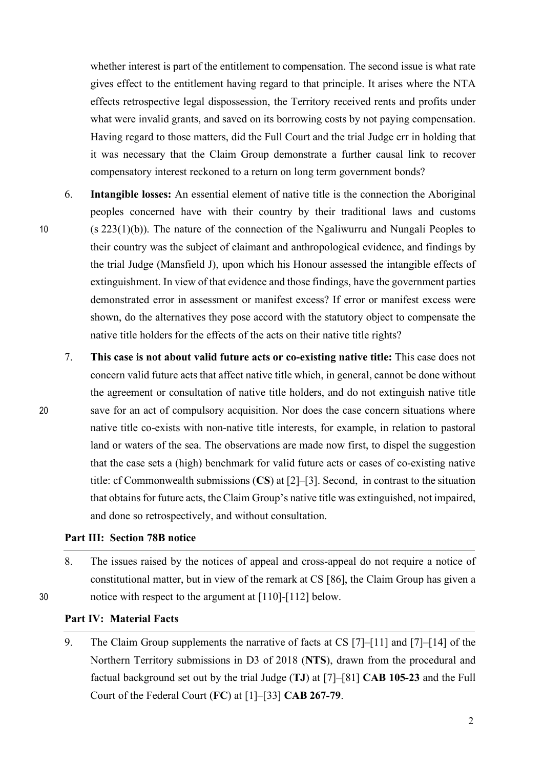whether interest is part of the entitlement to compensation. The second issue is what rate gives effect to the entitlement having regard to that principle. It arises where the NTA effects retrospective legal dispossession, the Territory received rents and profits under what were invalid grants, and saved on its borrowing costs by not paying compensation. Having regard to those matters, did the Full Court and the trial Judge err in holding that it was necessary that the Claim Group demonstrate a further causal link to recover compensatory interest reckoned to a return on long term government bonds?

6. **Intangible losses:** An essential element of native title is the connection the Aboriginal peoples concerned have with their country by their traditional laws and customs (s 223(1)(b)). The nature of the connection of the Ngaliwurru and Nungali Peoples to their country was the subject of claimant and anthropological evidence, and findings by the trial Judge (Mansfield J), upon which his Honour assessed the intangible effects of extinguishment. In view of that evidence and those findings, have the government parties demonstrated error in assessment or manifest excess? If error or manifest excess were shown, do the alternatives they pose accord with the statutory object to compensate the native title holders for the effects of the acts on their native title rights?

7. **This case is not about valid future acts or co-existing native title:** This case does not concern valid future acts that affect native title which, in general, cannot be done without the agreement or consultation of native title holders, and do not extinguish native title save for an act of compulsory acquisition. Nor does the case concern situations where native title co-exists with non-native title interests, for example, in relation to pastoral land or waters of the sea. The observations are made now first, to dispel the suggestion that the case sets a (high) benchmark for valid future acts or cases of co-existing native title: cf Commonwealth submissions (**CS**) at [2]–[3]. Second, in contrast to the situation that obtains for future acts, the Claim Group's native title was extinguished, not impaired, and done so retrospectively, and without consultation.

### Part III: Section 78B notice

8. The issues raised by the notices of appeal and cross-appeal do not require a notice of constitutional matter, but in view of the remark at CS [86], the Claim Group has given a notice with respect to the argument at [110]-[112] below.

### Part IV: Material Facts

9. The Claim Group supplements the narrative of facts at CS [7]–[11] and [7]–[14] of the Northern Territory submissions in D3 of 2018 (**NTS**), drawn from the procedural and factual background set out by the trial Judge (**TJ**) at [7]–[81] **CAB 105-23** and the Full Court of the Federal Court (**FC**) at [1]–[33] **CAB 267-79**.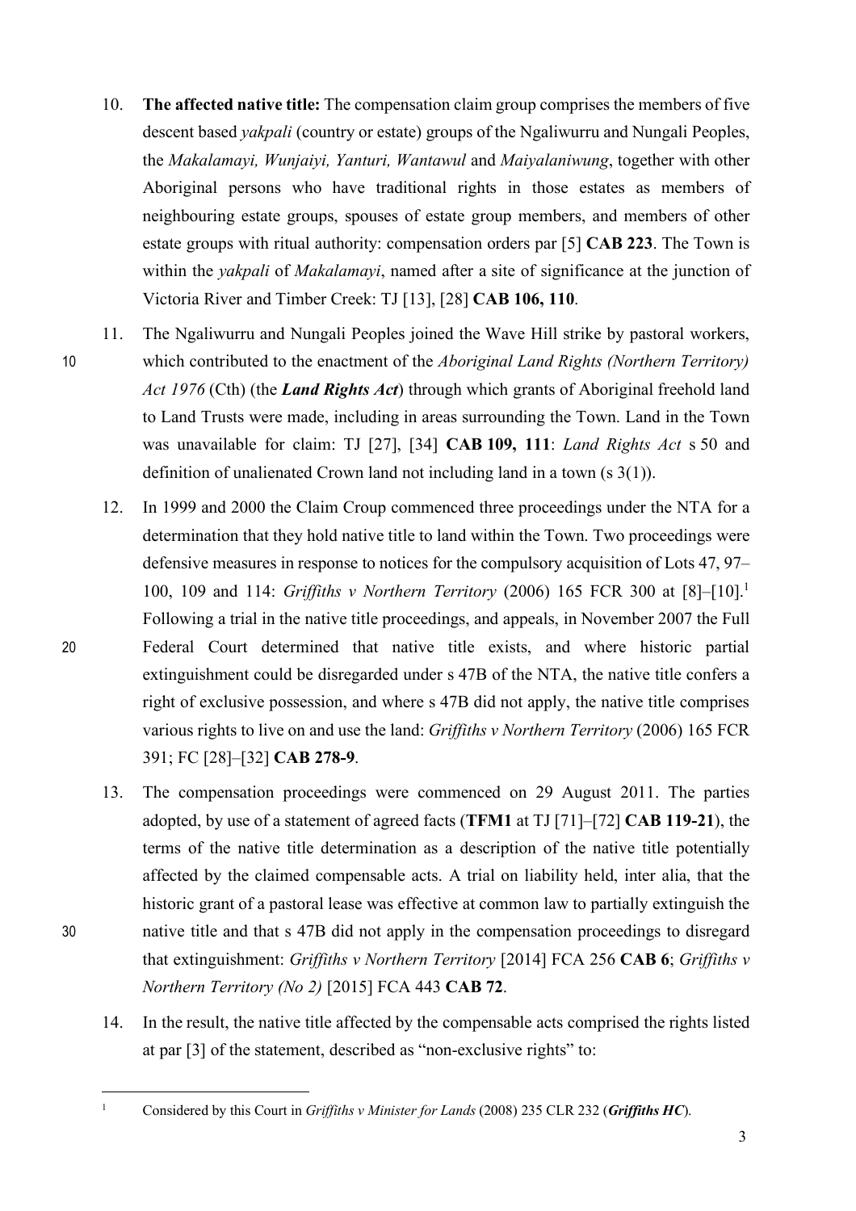10. **The affected native title:** The compensation claim group comprises the members of five descent based *yakpali* (country or estate) groups of the Ngaliwurru and Nungali Peoples, the *Makalamayi, Wunjaiyi, Yanturi, Wantawul* and *Maiyalaniwung*, together with other Aboriginal persons who have traditional rights in those estates as members of neighbouring estate groups, spouses of estate group members, and members of other estate groups with ritual authority: compensation orders par [5] **CAB 223**. The Town is within the *yakpali* of *Makalamayi*, named after a site of significance at the junction of Victoria River and Timber Creek: TJ [13], [28] **CAB 106, 110**.

11. The Ngaliwurru and Nungali Peoples joined the Wave Hill strike by pastoral workers, which contributed to the enactment of the *Aboriginal Land Rights (Northern Territory) Act 1976* (Cth) (the ***Land Rights Act***) through which grants of Aboriginal freehold land to Land Trusts were made, including in areas surrounding the Town. Land in the Town was unavailable for claim: TJ [27], [34] **CAB 109, 111**: *Land Rights Act* s 50 and definition of unalienated Crown land not including land in a town (s 3(1)).

12. In 1999 and 2000 the Claim Croup commenced three proceedings under the NTA for a determination that they hold native title to land within the Town. Two proceedings were defensive measures in response to notices for the compulsory acquisition of Lots 47, 97–100, 109 and 114: *Griffiths v Northern Territory* (2006) 165 FCR 300 at [8]–[10].[1] Following a trial in the native title proceedings, and appeals, in November 2007 the Full Federal Court determined that native title exists, and where historic partial extinguishment could be disregarded under s 47B of the NTA, the native title confers a right of exclusive possession, and where s 47B did not apply, the native title comprises various rights to live on and use the land: *Griffiths v Northern Territory* (2006) 165 FCR 391; FC [28]–[32] **CAB 278-9**.

13. The compensation proceedings were commenced on 29 August 2011. The parties adopted, by use of a statement of agreed facts (**TFM1** at TJ [71]–[72] **CAB 119-21**), the terms of the native title determination as a description of the native title potentially affected by the claimed compensable acts. A trial on liability held, inter alia, that the historic grant of a pastoral lease was effective at common law to partially extinguish the native title and that s 47B did not apply in the compensation proceedings to disregard that extinguishment: *Griffiths v Northern Territory* [2014] FCA 256 **CAB 6**; *Griffiths v Northern Territory (No 2)* [2015] FCA 443 **CAB 72**.

14. In the result, the native title affected by the compensable acts comprised the rights listed at par [3] of the statement, described as "non-exclusive rights" to:

---

[1] Considered by this Court in *Griffiths v Minister for Lands* (2008) 235 CLR 232 (***Griffiths HC***).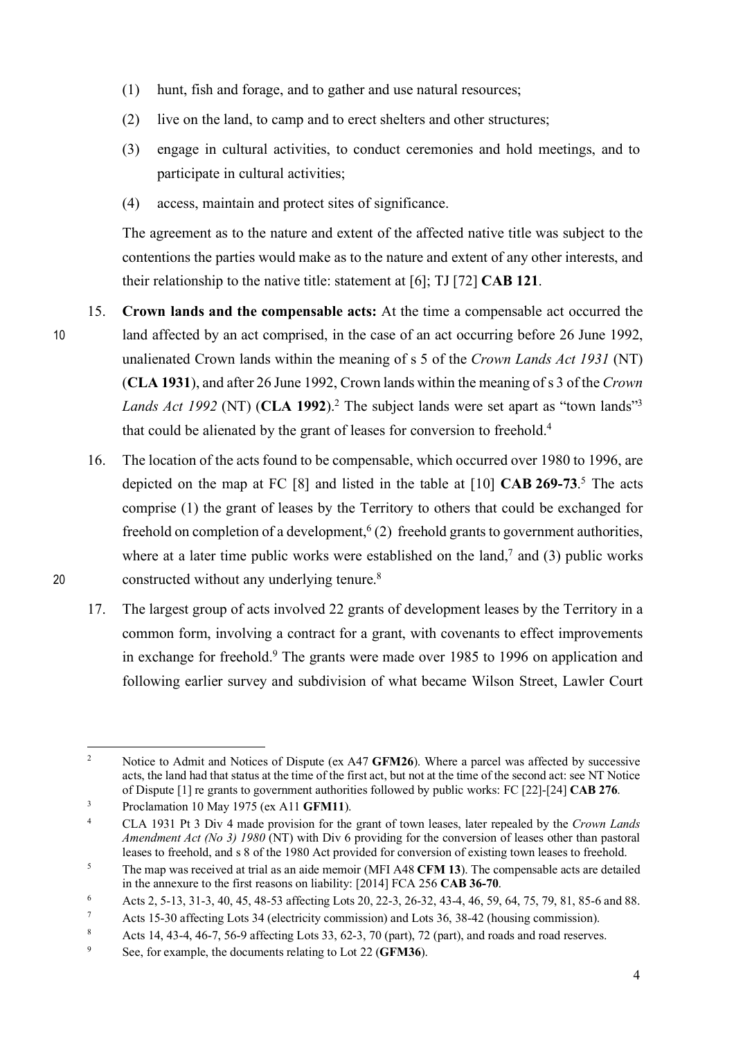(1) hunt, fish and forage, and to gather and use natural resources;

(2) live on the land, to camp and to erect shelters and other structures;

(3) engage in cultural activities, to conduct ceremonies and hold meetings, and to participate in cultural activities;

(4) access, maintain and protect sites of significance.

The agreement as to the nature and extent of the affected native title was subject to the contentions the parties would make as to the nature and extent of any other interests, and their relationship to the native title: statement at [6]; TJ [72] **CAB 121**.

15. **Crown lands and the compensable acts:** At the time a compensable act occurred the land affected by an act comprised, in the case of an act occurring before 26 June 1992, unalienated Crown lands within the meaning of s 5 of the *Crown Lands Act 1931* (NT) (**CLA 1931**), and after 26 June 1992, Crown lands within the meaning of s 3 of the *Crown Lands Act 1992* (NT) (**CLA 1992**).[2] The subject lands were set apart as "town lands"[3] that could be alienated by the grant of leases for conversion to freehold.[4]

16. The location of the acts found to be compensable, which occurred over 1980 to 1996, are depicted on the map at FC [8] and listed in the table at [10] **CAB 269-73**.[5] The acts comprise (1) the grant of leases by the Territory to others that could be exchanged for freehold on completion of a development,[6] (2) freehold grants to government authorities, where at a later time public works were established on the land,[7] and (3) public works constructed without any underlying tenure.[8]

17. The largest group of acts involved 22 grants of development leases by the Territory in a common form, involving a contract for a grant, with covenants to effect improvements in exchange for freehold.[9] The grants were made over 1985 to 1996 on application and following earlier survey and subdivision of what became Wilson Street, Lawler Court

---

[2] Notice to Admit and Notices of Dispute (ex A47 **GFM26**). Where a parcel was affected by successive acts, the land had that status at the time of the first act, but not at the time of the second act: see NT Notice of Dispute [1] re grants to government authorities followed by public works: FC [22]-[24] **CAB 276**.

[3] Proclamation 10 May 1975 (ex A11 **GFM11**).

[4] CLA 1931 Pt 3 Div 4 made provision for the grant of town leases, later repealed by the *Crown Lands Amendment Act (No 3) 1980* (NT) with Div 6 providing for the conversion of leases other than pastoral leases to freehold, and s 8 of the 1980 Act provided for conversion of existing town leases to freehold.

[5] The map was received at trial as an aide memoir (MFI A48 **CFM 13**). The compensable acts are detailed in the annexure to the first reasons on liability: [2014] FCA 256 **CAB 36-70**.

[6] Acts 2, 5-13, 31-3, 40, 45, 48-53 affecting Lots 20, 22-3, 26-32, 43-4, 46, 59, 64, 75, 79, 81, 85-6 and 88.

[7] Acts 15-30 affecting Lots 34 (electricity commission) and Lots 36, 38-42 (housing commission).

[8] Acts 14, 43-4, 46-7, 56-9 affecting Lots 33, 62-3, 70 (part), 72 (part), and roads and road reserves.

[9] See, for example, the documents relating to Lot 22 (**GFM36**).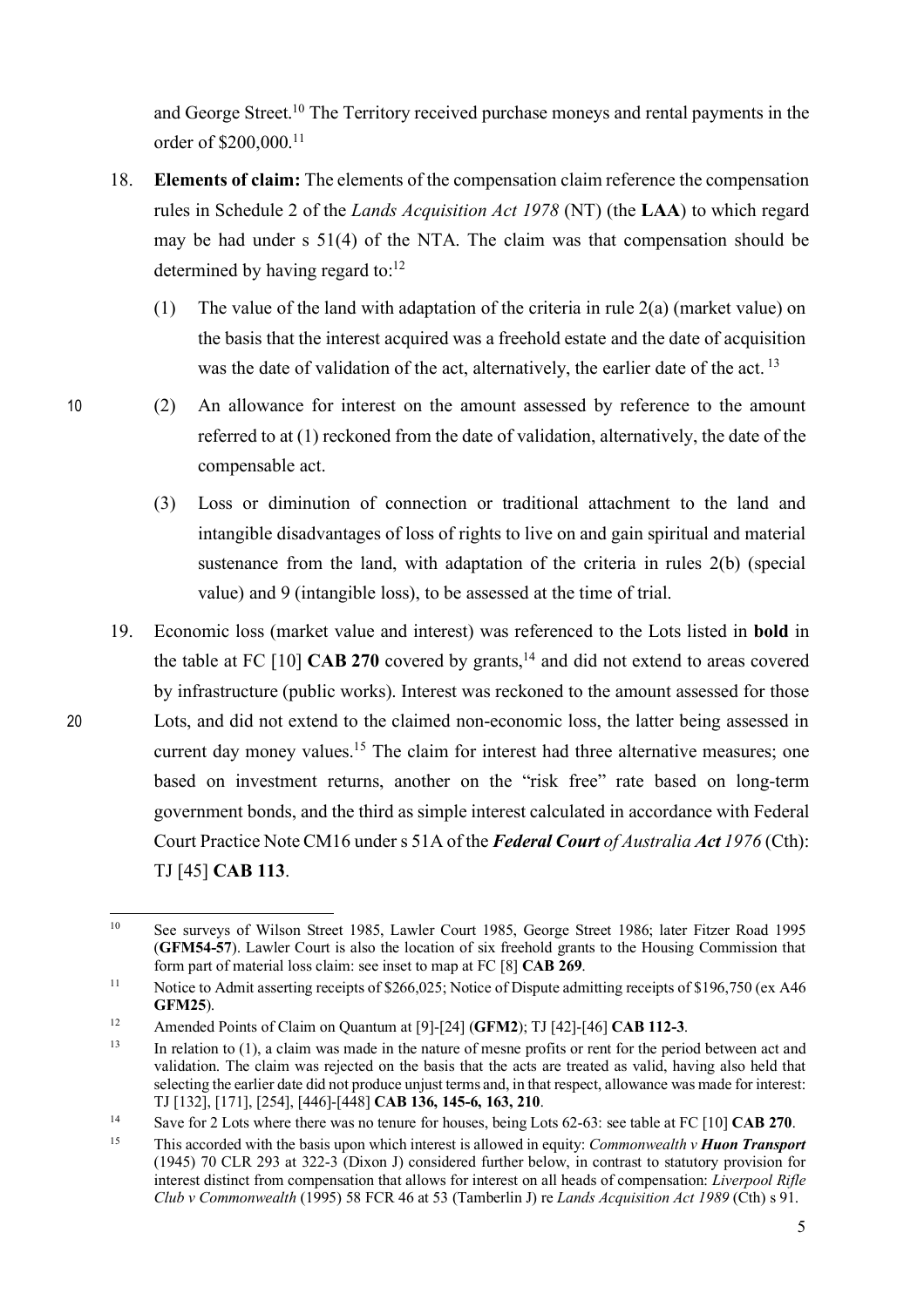and George Street.[10] The Territory received purchase moneys and rental payments in the order of $200,000.[11]

18. **Elements of claim:** The elements of the compensation claim reference the compensation rules in Schedule 2 of the *Lands Acquisition Act 1978* (NT) (the **LAA**) to which regard may be had under s 51(4) of the NTA. The claim was that compensation should be determined by having regard to:[12]

    (1) The value of the land with adaptation of the criteria in rule 2(a) (market value) on the basis that the interest acquired was a freehold estate and the date of acquisition was the date of validation of the act, alternatively, the earlier date of the act. [13]

    (2) An allowance for interest on the amount assessed by reference to the amount referred to at (1) reckoned from the date of validation, alternatively, the date of the compensable act.

    (3) Loss or diminution of connection or traditional attachment to the land and intangible disadvantages of loss of rights to live on and gain spiritual and material sustenance from the land, with adaptation of the criteria in rules 2(b) (special value) and 9 (intangible loss), to be assessed at the time of trial.

19. Economic loss (market value and interest) was referenced to the Lots listed in **bold** in the table at FC [10] **CAB 270** covered by grants,[14] and did not extend to areas covered by infrastructure (public works). Interest was reckoned to the amount assessed for those Lots, and did not extend to the claimed non-economic loss, the latter being assessed in current day money values.[15] The claim for interest had three alternative measures; one based on investment returns, another on the "risk free" rate based on long-term government bonds, and the third as simple interest calculated in accordance with Federal Court Practice Note CM16 under s 51A of the ***Federal Court** of Australia **Act** 1976* (Cth): TJ [45] **CAB 113**.

---

[10] See surveys of Wilson Street 1985, Lawler Court 1985, George Street 1986; later Fitzer Road 1995 (**GFM54-57**). Lawler Court is also the location of six freehold grants to the Housing Commission that form part of material loss claim: see inset to map at FC [8] **CAB 269**.

[11] Notice to Admit asserting receipts of $266,025; Notice of Dispute admitting receipts of $196,750 (ex A46 **GFM25**).

[12] Amended Points of Claim on Quantum at [9]-[24] (**GFM2**); TJ [42]-[46] **CAB 112-3**.

[13] In relation to (1), a claim was made in the nature of mesne profits or rent for the period between act and validation. The claim was rejected on the basis that the acts are treated as valid, having also held that selecting the earlier date did not produce unjust terms and, in that respect, allowance was made for interest: TJ [132], [171], [254], [446]-[448] **CAB 136, 145-6, 163, 210**.

[14] Save for 2 Lots where there was no tenure for houses, being Lots 62-63: see table at FC [10] **CAB 270**.

[15] This accorded with the basis upon which interest is allowed in equity: *Commonwealth v **Huon Transport*** (1945) 70 CLR 293 at 322-3 (Dixon J) considered further below, in contrast to statutory provision for interest distinct from compensation that allows for interest on all heads of compensation: *Liverpool Rifle Club v Commonwealth* (1995) 58 FCR 46 at 53 (Tamberlin J) re *Lands Acquisition Act 1989* (Cth) s 91.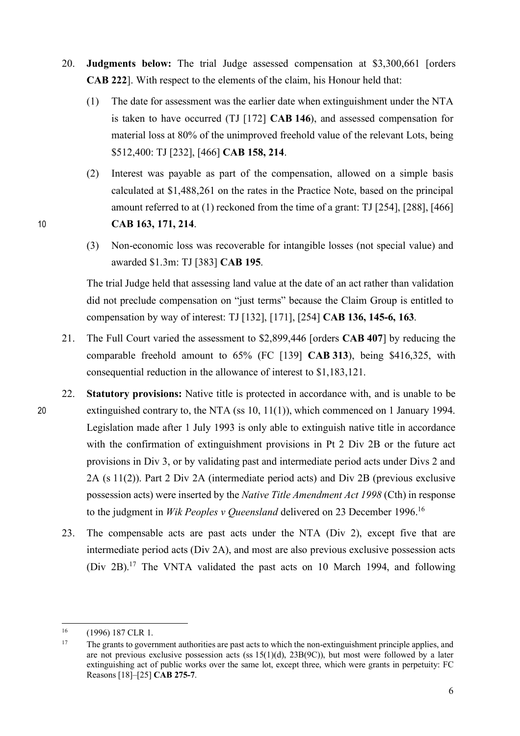20. **Judgments below:** The trial Judge assessed compensation at $3,300,661 [orders **CAB 222**]. With respect to the elements of the claim, his Honour held that:

    (1) The date for assessment was the earlier date when extinguishment under the NTA is taken to have occurred (TJ [172] **CAB 146**), and assessed compensation for material loss at 80% of the unimproved freehold value of the relevant Lots, being $512,400: TJ [232], [466] **CAB 158, 214**.

    (2) Interest was payable as part of the compensation, allowed on a simple basis calculated at $1,488,261 on the rates in the Practice Note, based on the principal amount referred to at (1) reckoned from the time of a grant: TJ [254], [288], [466] **CAB 163, 171, 214**.

    (3) Non-economic loss was recoverable for intangible losses (not special value) and awarded $1.3m: TJ [383] **CAB 195**.

    The trial Judge held that assessing land value at the date of an act rather than validation did not preclude compensation on "just terms" because the Claim Group is entitled to compensation by way of interest: TJ [132], [171], [254] **CAB 136, 145-6, 163**.

21. The Full Court varied the assessment to $2,899,446 [orders **CAB 407**] by reducing the comparable freehold amount to 65% (FC [139] **CAB 313**), being $416,325, with consequential reduction in the allowance of interest to $1,183,121.

22. **Statutory provisions:** Native title is protected in accordance with, and is unable to be extinguished contrary to, the NTA (ss 10, 11(1)), which commenced on 1 January 1994. Legislation made after 1 July 1993 is only able to extinguish native title in accordance with the confirmation of extinguishment provisions in Pt 2 Div 2B or the future act provisions in Div 3, or by validating past and intermediate period acts under Divs 2 and 2A (s 11(2)). Part 2 Div 2A (intermediate period acts) and Div 2B (previous exclusive possession acts) were inserted by the *Native Title Amendment Act 1998* (Cth) in response to the judgment in *Wik Peoples v Queensland* delivered on 23 December 1996.[16]

23. The compensable acts are past acts under the NTA (Div 2), except five that are intermediate period acts (Div 2A), and most are also previous exclusive possession acts (Div 2B).[17] The VNTA validated the past acts on 10 March 1994, and following

---

[16] (1996) 187 CLR 1.

[17] The grants to government authorities are past acts to which the non-extinguishment principle applies, and are not previous exclusive possession acts (ss 15(1)(d), 23B(9C)), but most were followed by a later extinguishing act of public works over the same lot, except three, which were grants in perpetuity: FC Reasons [18]–[25] **CAB 275-7**.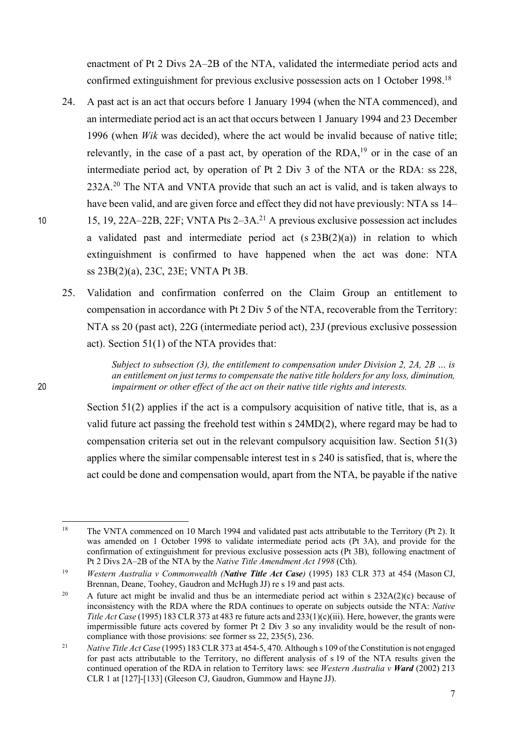enactment of Pt 2 Divs 2A–2B of the NTA, validated the intermediate period acts and confirmed extinguishment for previous exclusive possession acts on 1 October 1998.[18]

24. A past act is an act that occurs before 1 January 1994 (when the NTA commenced), and an intermediate period act is an act that occurs between 1 January 1994 and 23 December 1996 (when *Wik* was decided), where the act would be invalid because of native title; relevantly, in the case of a past act, by operation of the RDA,[19] or in the case of an intermediate period act, by operation of Pt 2 Div 3 of the NTA or the RDA: ss 228, 232A.[20] The NTA and VNTA provide that such an act is valid, and is taken always to have been valid, and are given force and effect they did not have previously: NTA ss 14–15, 19, 22A–22B, 22F; VNTA Pts 2–3A.[21] A previous exclusive possession act includes a validated past and intermediate period act (s 23B(2)(a)) in relation to which extinguishment is confirmed to have happened when the act was done: NTA ss 23B(2)(a), 23C, 23E; VNTA Pt 3B.

25. Validation and confirmation conferred on the Claim Group an entitlement to compensation in accordance with Pt 2 Div 5 of the NTA, recoverable from the Territory: NTA ss 20 (past act), 22G (intermediate period act), 23J (previous exclusive possession act). Section 51(1) of the NTA provides that:

> *Subject to subsection (3), the entitlement to compensation under Division 2, 2A, 2B … is an entitlement on just terms to compensate the native title holders for any loss, diminution, impairment or other effect of the act on their native title rights and interests.*

Section 51(2) applies if the act is a compulsory acquisition of native title, that is, as a valid future act passing the freehold test within s 24MD(2), where regard may be had to compensation criteria set out in the relevant compulsory acquisition law. Section 51(3) applies where the similar compensable interest test in s 240 is satisfied, that is, where the act could be done and compensation would, apart from the NTA, be payable if the native

---

[18] The VNTA commenced on 10 March 1994 and validated past acts attributable to the Territory (Pt 2). It was amended on 1 October 1998 to validate intermediate period acts (Pt 3A), and provide for the confirmation of extinguishment for previous exclusive possession acts (Pt 3B), following enactment of Pt 2 Divs 2A–2B of the NTA by the *Native Title Amendment Act 1998* (Cth).

[19] *Western Australia v Commonwealth (**Native Title Act Case**)* (1995) 183 CLR 373 at 454 (Mason CJ, Brennan, Deane, Toohey, Gaudron and McHugh JJ) re s 19 and past acts.

[20] A future act might be invalid and thus be an intermediate period act within s 232A(2)(c) because of inconsistency with the RDA where the RDA continues to operate on subjects outside the NTA: *Native Title Act Case* (1995) 183 CLR 373 at 483 re future acts and 233(1)(c)(iii). Here, however, the grants were impermissible future acts covered by former Pt 2 Div 3 so any invalidity would be the result of non-compliance with those provisions: see former ss 22, 235(5), 236.

[21] *Native Title Act Case* (1995) 183 CLR 373 at 454-5, 470. Although s 109 of the Constitution is not engaged for past acts attributable to the Territory, no different analysis of s 19 of the NTA results given the continued operation of the RDA in relation to Territory laws: see *Western Australia v **Ward*** (2002) 213 CLR 1 at [127]-[133] (Gleeson CJ, Gaudron, Gummow and Hayne JJ).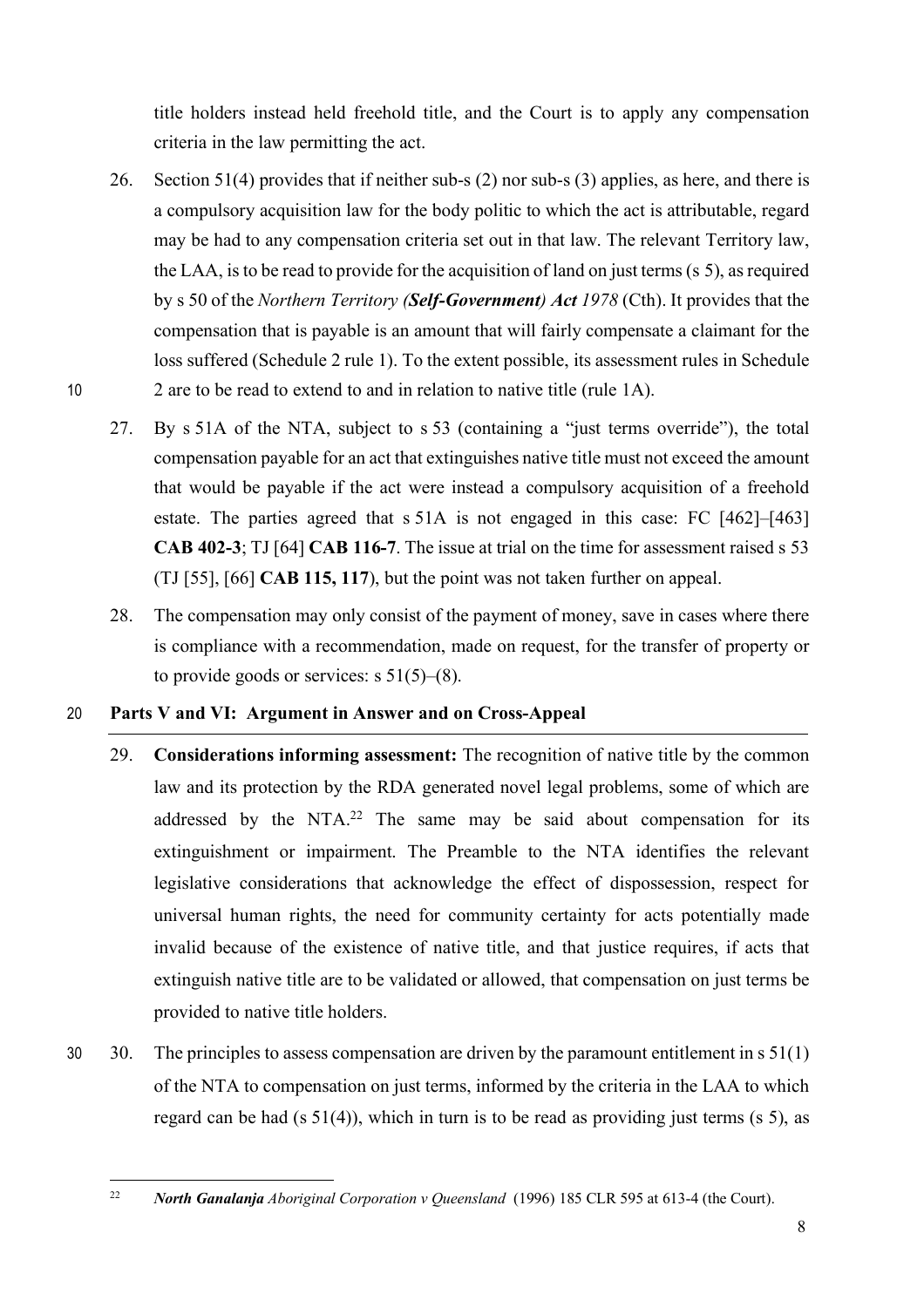title holders instead held freehold title, and the Court is to apply any compensation criteria in the law permitting the act.

26. Section 51(4) provides that if neither sub-s (2) nor sub-s (3) applies, as here, and there is a compulsory acquisition law for the body politic to which the act is attributable, regard may be had to any compensation criteria set out in that law. The relevant Territory law, the LAA, is to be read to provide for the acquisition of land on just terms (s 5), as required by s 50 of the *Northern Territory **(Self-Government)** Act 1978* (Cth). It provides that the compensation that is payable is an amount that will fairly compensate a claimant for the loss suffered (Schedule 2 rule 1). To the extent possible, its assessment rules in Schedule 2 are to be read to extend to and in relation to native title (rule 1A).

27. By s 51A of the NTA, subject to s 53 (containing a "just terms override"), the total compensation payable for an act that extinguishes native title must not exceed the amount that would be payable if the act were instead a compulsory acquisition of a freehold estate. The parties agreed that s 51A is not engaged in this case: FC [462]–[463] **CAB 402-3**; TJ [64] **CAB 116-7**. The issue at trial on the time for assessment raised s 53 (TJ [55], [66] **CAB 115, 117**), but the point was not taken further on appeal.

28. The compensation may only consist of the payment of money, save in cases where there is compliance with a recommendation, made on request, for the transfer of property or to provide goods or services: s 51(5)–(8).

## Parts V and VI: Argument in Answer and on Cross-Appeal

29. **Considerations informing assessment:** The recognition of native title by the common law and its protection by the RDA generated novel legal problems, some of which are addressed by the NTA.[22] The same may be said about compensation for its extinguishment or impairment. The Preamble to the NTA identifies the relevant legislative considerations that acknowledge the effect of dispossession, respect for universal human rights, the need for community certainty for acts potentially made invalid because of the existence of native title, and that justice requires, if acts that extinguish native title are to be validated or allowed, that compensation on just terms be provided to native title holders.

30. The principles to assess compensation are driven by the paramount entitlement in s 51(1) of the NTA to compensation on just terms, informed by the criteria in the LAA to which regard can be had (s 51(4)), which in turn is to be read as providing just terms (s 5), as

---

[22] ***North Ganalanja*** *Aboriginal Corporation v Queensland* (1996) 185 CLR 595 at 613-4 (the Court).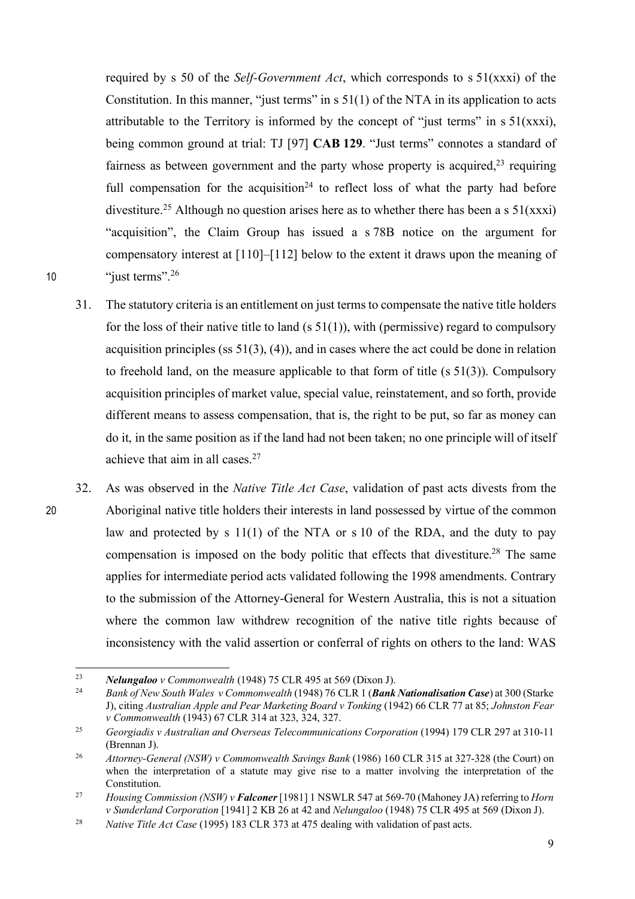required by s 50 of the *Self-Government Act*, which corresponds to s 51(xxxi) of the Constitution. In this manner, "just terms" in s 51(1) of the NTA in its application to acts attributable to the Territory is informed by the concept of "just terms" in s 51(xxxi), being common ground at trial: TJ [97] **CAB 129**. "Just terms" connotes a standard of fairness as between government and the party whose property is acquired,[23] requiring full compensation for the acquisition[24] to reflect loss of what the party had before divestiture.[25] Although no question arises here as to whether there has been a s 51(xxxi) "acquisition", the Claim Group has issued a s 78B notice on the argument for compensatory interest at [110]–[112] below to the extent it draws upon the meaning of "just terms".[26]

31. The statutory criteria is an entitlement on just terms to compensate the native title holders for the loss of their native title to land (s 51(1)), with (permissive) regard to compulsory acquisition principles (ss 51(3), (4)), and in cases where the act could be done in relation to freehold land, on the measure applicable to that form of title (s 51(3)). Compulsory acquisition principles of market value, special value, reinstatement, and so forth, provide different means to assess compensation, that is, the right to be put, so far as money can do it, in the same position as if the land had not been taken; no one principle will of itself achieve that aim in all cases.[27]

32. As was observed in the *Native Title Act Case*, validation of past acts divests from the Aboriginal native title holders their interests in land possessed by virtue of the common law and protected by s 11(1) of the NTA or s 10 of the RDA, and the duty to pay compensation is imposed on the body politic that effects that divestiture.[28] The same applies for intermediate period acts validated following the 1998 amendments. Contrary to the submission of the Attorney-General for Western Australia, this is not a situation where the common law withdrew recognition of the native title rights because of inconsistency with the valid assertion or conferral of rights on others to the land: WAS

---

[23] ***Nelungaloo*** *v Commonwealth* (1948) 75 CLR 495 at 569 (Dixon J).

[24] *Bank of New South Wales v Commonwealth* (1948) 76 CLR 1 (***Bank Nationalisation Case***) at 300 (Starke J), citing *Australian Apple and Pear Marketing Board v Tonking* (1942) 66 CLR 77 at 85; *Johnston Fear v Commonwealth* (1943) 67 CLR 314 at 323, 324, 327.

[25] *Georgiadis v Australian and Overseas Telecommunications Corporation* (1994) 179 CLR 297 at 310-11 (Brennan J).

[26] *Attorney-General (NSW) v Commonwealth Savings Bank* (1986) 160 CLR 315 at 327-328 (the Court) on when the interpretation of a statute may give rise to a matter involving the interpretation of the Constitution.

[27] *Housing Commission (NSW) v* ***Falconer*** [1981] 1 NSWLR 547 at 569-70 (Mahoney JA) referring to *Horn v Sunderland Corporation* [1941] 2 KB 26 at 42 and *Nelungaloo* (1948) 75 CLR 495 at 569 (Dixon J).

[28] *Native Title Act Case* (1995) 183 CLR 373 at 475 dealing with validation of past acts.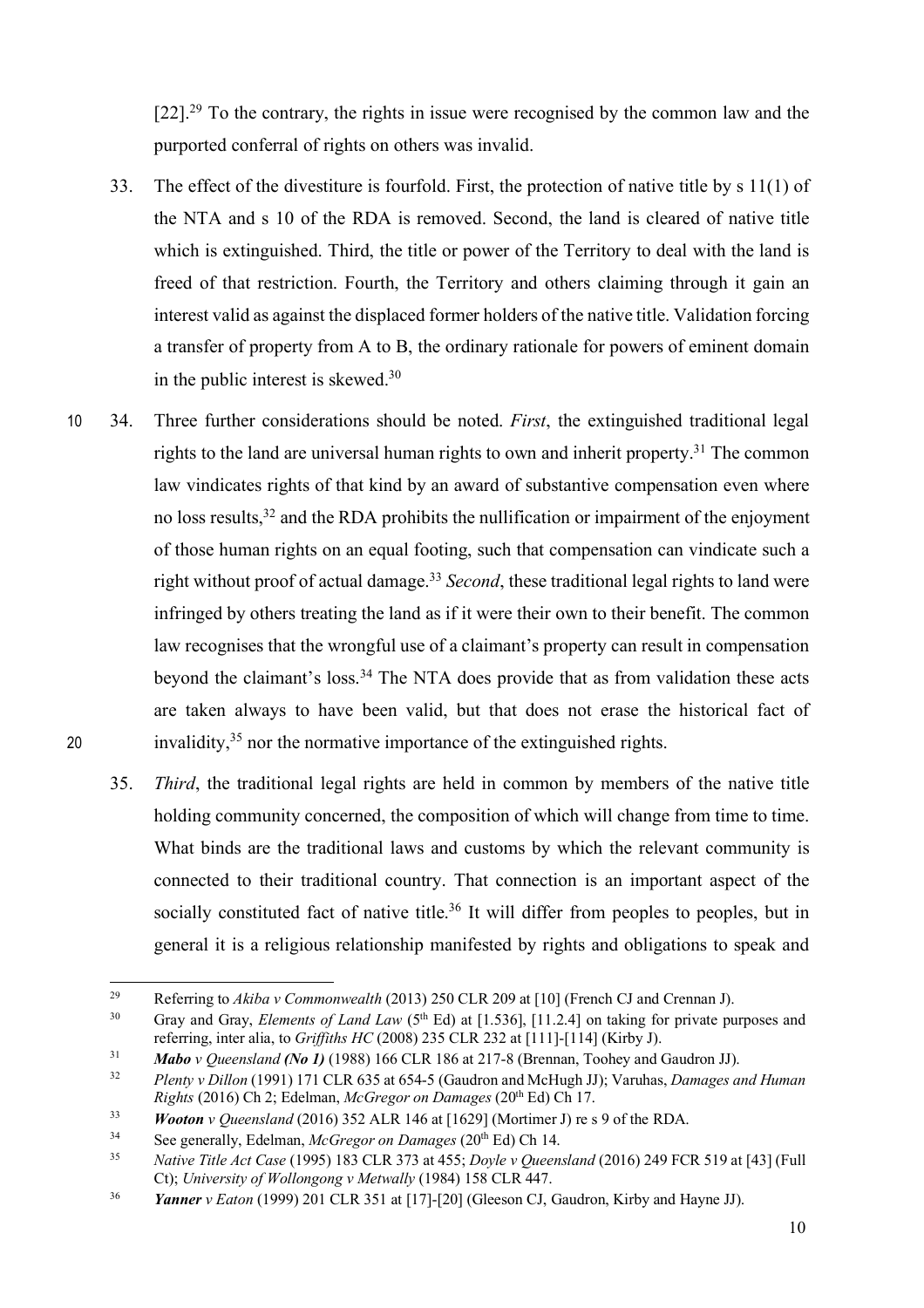[22].[29] To the contrary, the rights in issue were recognised by the common law and the purported conferral of rights on others was invalid.

33. The effect of the divestiture is fourfold. First, the protection of native title by s 11(1) of the NTA and s 10 of the RDA is removed. Second, the land is cleared of native title which is extinguished. Third, the title or power of the Territory to deal with the land is freed of that restriction. Fourth, the Territory and others claiming through it gain an interest valid as against the displaced former holders of the native title. Validation forcing a transfer of property from A to B, the ordinary rationale for powers of eminent domain in the public interest is skewed.[30]

34. Three further considerations should be noted. *First*, the extinguished traditional legal rights to the land are universal human rights to own and inherit property.[31] The common law vindicates rights of that kind by an award of substantive compensation even where no loss results,[32] and the RDA prohibits the nullification or impairment of the enjoyment of those human rights on an equal footing, such that compensation can vindicate such a right without proof of actual damage.[33] *Second*, these traditional legal rights to land were infringed by others treating the land as if it were their own to their benefit. The common law recognises that the wrongful use of a claimant's property can result in compensation beyond the claimant's loss.[34] The NTA does provide that as from validation these acts are taken always to have been valid, but that does not erase the historical fact of invalidity,[35] nor the normative importance of the extinguished rights.

35. *Third*, the traditional legal rights are held in common by members of the native title holding community concerned, the composition of which will change from time to time. What binds are the traditional laws and customs by which the relevant community is connected to their traditional country. That connection is an important aspect of the socially constituted fact of native title.[36] It will differ from peoples to peoples, but in general it is a religious relationship manifested by rights and obligations to speak and

---

[29] Referring to *Akiba v Commonwealth* (2013) 250 CLR 209 at [10] (French CJ and Crennan J).

[30] Gray and Gray, *Elements of Land Law* (5th Ed) at [1.536], [11.2.4] on taking for private purposes and referring, inter alia, to *Griffiths HC* (2008) 235 CLR 232 at [111]-[114] (Kirby J).

[31] ***Mabo** v **Queensland** **(No 1)*** (1988) 166 CLR 186 at 217-8 (Brennan, Toohey and Gaudron JJ).

[32] *Plenty v Dillon* (1991) 171 CLR 635 at 654-5 (Gaudron and McHugh JJ); Varuhas, *Damages and Human Rights* (2016) Ch 2; Edelman, *McGregor on Damages* (20th Ed) Ch 17.

[33] ***Wooton** v Queensland* (2016) 352 ALR 146 at [1629] (Mortimer J) re s 9 of the RDA.

[34] See generally, Edelman, *McGregor on Damages* (20th Ed) Ch 14.

[35] *Native Title Act Case* (1995) 183 CLR 373 at 455; *Doyle v Queensland* (2016) 249 FCR 519 at [43] (Full Ct); *University of Wollongong v Metwally* (1984) 158 CLR 447.

[36] ***Yanner** v **Eaton*** (1999) 201 CLR 351 at [17]-[20] (Gleeson CJ, Gaudron, Kirby and Hayne JJ).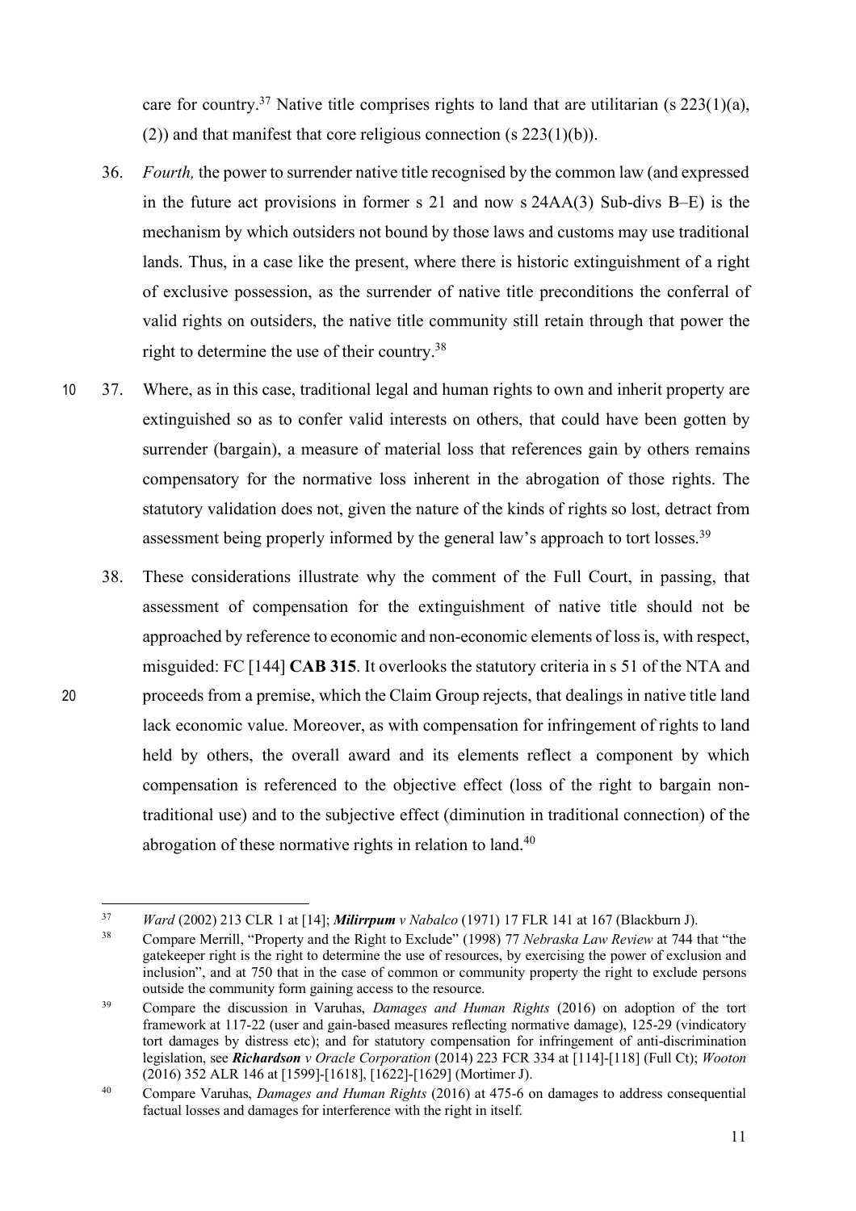care for country.[37] Native title comprises rights to land that are utilitarian (s 223(1)(a), (2)) and that manifest that core religious connection (s 223(1)(b)).

36. *Fourth,* the power to surrender native title recognised by the common law (and expressed in the future act provisions in former s 21 and now s 24AA(3) Sub-divs B–E) is the mechanism by which outsiders not bound by those laws and customs may use traditional lands. Thus, in a case like the present, where there is historic extinguishment of a right of exclusive possession, as the surrender of native title preconditions the conferral of valid rights on outsiders, the native title community still retain through that power the right to determine the use of their country.[38]

37. Where, as in this case, traditional legal and human rights to own and inherit property are extinguished so as to confer valid interests on others, that could have been gotten by surrender (bargain), a measure of material loss that references gain by others remains compensatory for the normative loss inherent in the abrogation of those rights. The statutory validation does not, given the nature of the kinds of rights so lost, detract from assessment being properly informed by the general law's approach to tort losses.[39]

38. These considerations illustrate why the comment of the Full Court, in passing, that assessment of compensation for the extinguishment of native title should not be approached by reference to economic and non-economic elements of loss is, with respect, misguided: FC [144] **CAB 315**. It overlooks the statutory criteria in s 51 of the NTA and proceeds from a premise, which the Claim Group rejects, that dealings in native title land lack economic value. Moreover, as with compensation for infringement of rights to land held by others, the overall award and its elements reflect a component by which compensation is referenced to the objective effect (loss of the right to bargain non-traditional use) and to the subjective effect (diminution in traditional connection) of the abrogation of these normative rights in relation to land.[40]

---

[37] *Ward* (2002) 213 CLR 1 at [14]; ***Milirrpum** v **Nabalco*** (1971) 17 FLR 141 at 167 (Blackburn J).

[38] Compare Merrill, "Property and the Right to Exclude" (1998) 77 *Nebraska Law Review* at 744 that "the gatekeeper right is the right to determine the use of resources, by exercising the power of exclusion and inclusion", and at 750 that in the case of common or community property the right to exclude persons outside the community form gaining access to the resource.

[39] Compare the discussion in Varuhas, *Damages and Human Rights* (2016) on adoption of the tort framework at 117-22 (user and gain-based measures reflecting normative damage), 125-29 (vindicatory tort damages by distress etc); and for statutory compensation for infringement of anti-discrimination legislation, see ***Richardson** v **Oracle Corporation*** (2014) 223 FCR 334 at [114]-[118] (Full Ct); *Wooton* (2016) 352 ALR 146 at [1599]-[1618], [1622]-[1629] (Mortimer J).

[40] Compare Varuhas, *Damages and Human Rights* (2016) at 475-6 on damages to address consequential factual losses and damages for interference with the right in itself.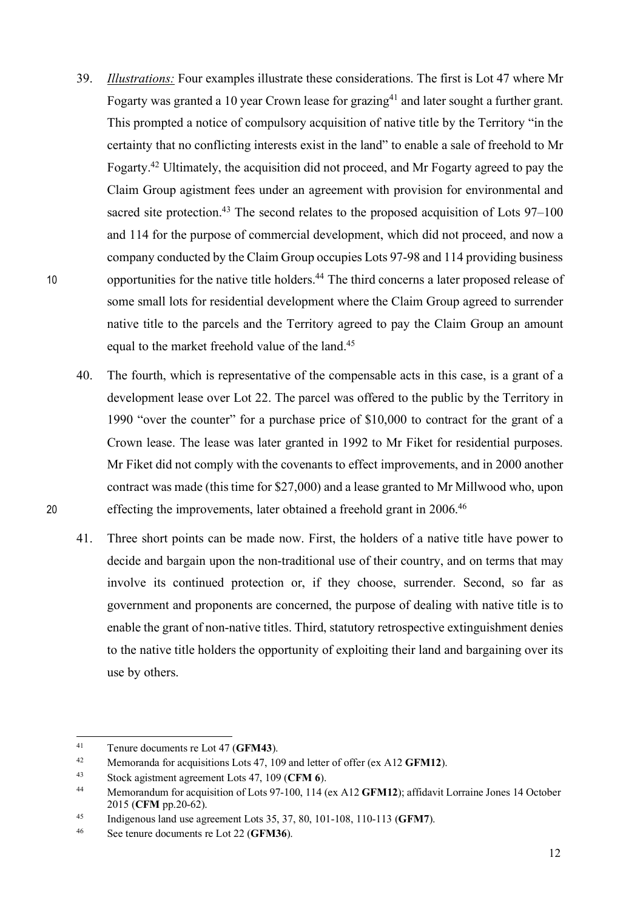39. *Illustrations:* Four examples illustrate these considerations. The first is Lot 47 where Mr Fogarty was granted a 10 year Crown lease for grazing[41] and later sought a further grant. This prompted a notice of compulsory acquisition of native title by the Territory "in the certainty that no conflicting interests exist in the land" to enable a sale of freehold to Mr Fogarty.[42] Ultimately, the acquisition did not proceed, and Mr Fogarty agreed to pay the Claim Group agistment fees under an agreement with provision for environmental and sacred site protection.[43] The second relates to the proposed acquisition of Lots 97–100 and 114 for the purpose of commercial development, which did not proceed, and now a company conducted by the Claim Group occupies Lots 97-98 and 114 providing business opportunities for the native title holders.[44] The third concerns a later proposed release of some small lots for residential development where the Claim Group agreed to surrender native title to the parcels and the Territory agreed to pay the Claim Group an amount equal to the market freehold value of the land.[45]

40. The fourth, which is representative of the compensable acts in this case, is a grant of a development lease over Lot 22. The parcel was offered to the public by the Territory in 1990 "over the counter" for a purchase price of $10,000 to contract for the grant of a Crown lease. The lease was later granted in 1992 to Mr Fiket for residential purposes. Mr Fiket did not comply with the covenants to effect improvements, and in 2000 another contract was made (this time for $27,000) and a lease granted to Mr Millwood who, upon effecting the improvements, later obtained a freehold grant in 2006.[46]

41. Three short points can be made now. First, the holders of a native title have power to decide and bargain upon the non-traditional use of their country, and on terms that may involve its continued protection or, if they choose, surrender. Second, so far as government and proponents are concerned, the purpose of dealing with native title is to enable the grant of non-native titles. Third, statutory retrospective extinguishment denies to the native title holders the opportunity of exploiting their land and bargaining over its use by others.

---

[41] Tenure documents re Lot 47 (**GFM43**).

[42] Memoranda for acquisitions Lots 47, 109 and letter of offer (ex A12 **GFM12**).

[43] Stock agistment agreement Lots 47, 109 (**CFM 6**).

[44] Memorandum for acquisition of Lots 97-100, 114 (ex A12 **GFM12**); affidavit Lorraine Jones 14 October 2015 (**CFM** pp.20-62).

[45] Indigenous land use agreement Lots 35, 37, 80, 101-108, 110-113 (**GFM7**).

[46] See tenure documents re Lot 22 (**GFM36**).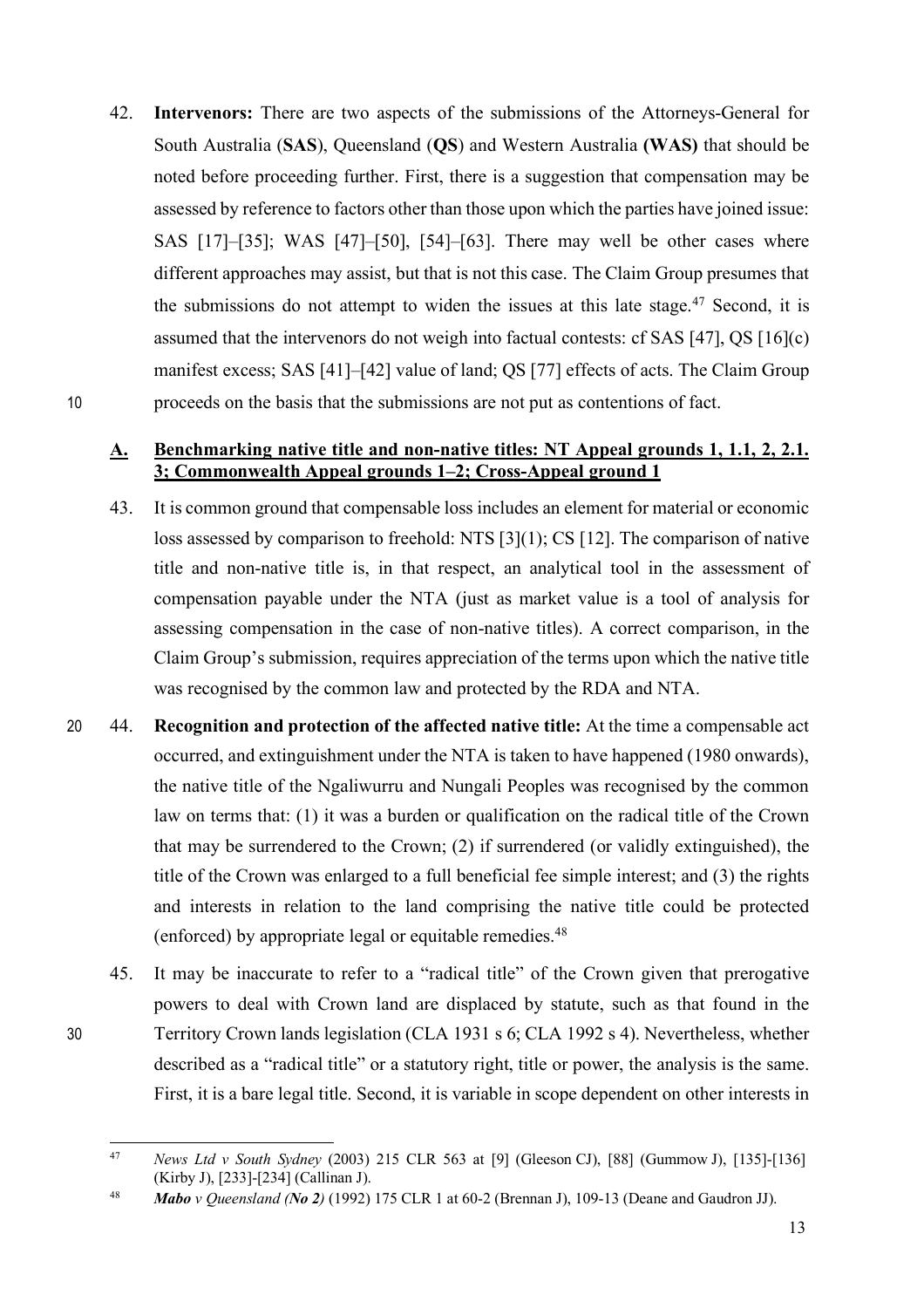42. **Intervenors:** There are two aspects of the submissions of the Attorneys-General for South Australia (**SAS**), Queensland (**QS**) and Western Australia **(WAS)** that should be noted before proceeding further. First, there is a suggestion that compensation may be assessed by reference to factors other than those upon which the parties have joined issue: SAS [17]–[35]; WAS [47]–[50], [54]–[63]. There may well be other cases where different approaches may assist, but that is not this case. The Claim Group presumes that the submissions do not attempt to widen the issues at this late stage.[47] Second, it is assumed that the intervenors do not weigh into factual contests: cf SAS [47], QS [16](c) manifest excess; SAS [41]–[42] value of land; QS [77] effects of acts. The Claim Group proceeds on the basis that the submissions are not put as contentions of fact.

## A. Benchmarking native title and non-native titles: NT Appeal grounds 1, 1.1, 2, 2.1. 3; Commonwealth Appeal grounds 1–2; Cross-Appeal ground 1

43. It is common ground that compensable loss includes an element for material or economic loss assessed by comparison to freehold: NTS [3](1); CS [12]. The comparison of native title and non-native title is, in that respect, an analytical tool in the assessment of compensation payable under the NTA (just as market value is a tool of analysis for assessing compensation in the case of non-native titles). A correct comparison, in the Claim Group's submission, requires appreciation of the terms upon which the native title was recognised by the common law and protected by the RDA and NTA.

44. **Recognition and protection of the affected native title:** At the time a compensable act occurred, and extinguishment under the NTA is taken to have happened (1980 onwards), the native title of the Ngaliwurru and Nungali Peoples was recognised by the common law on terms that: (1) it was a burden or qualification on the radical title of the Crown that may be surrendered to the Crown; (2) if surrendered (or validly extinguished), the title of the Crown was enlarged to a full beneficial fee simple interest; and (3) the rights and interests in relation to the land comprising the native title could be protected (enforced) by appropriate legal or equitable remedies.[48]

45. It may be inaccurate to refer to a "radical title" of the Crown given that prerogative powers to deal with Crown land are displaced by statute, such as that found in the Territory Crown lands legislation (CLA 1931 s 6; CLA 1992 s 4). Nevertheless, whether described as a "radical title" or a statutory right, title or power, the analysis is the same. First, it is a bare legal title. Second, it is variable in scope dependent on other interests in

---

[47] *News Ltd v South Sydney* (2003) 215 CLR 563 at [9] (Gleeson CJ), [88] (Gummow J), [135]-[136] (Kirby J), [233]-[234] (Callinan J).

[48] ***Mabo** v Queensland (No 2)* (1992) 175 CLR 1 at 60-2 (Brennan J), 109-13 (Deane and Gaudron JJ).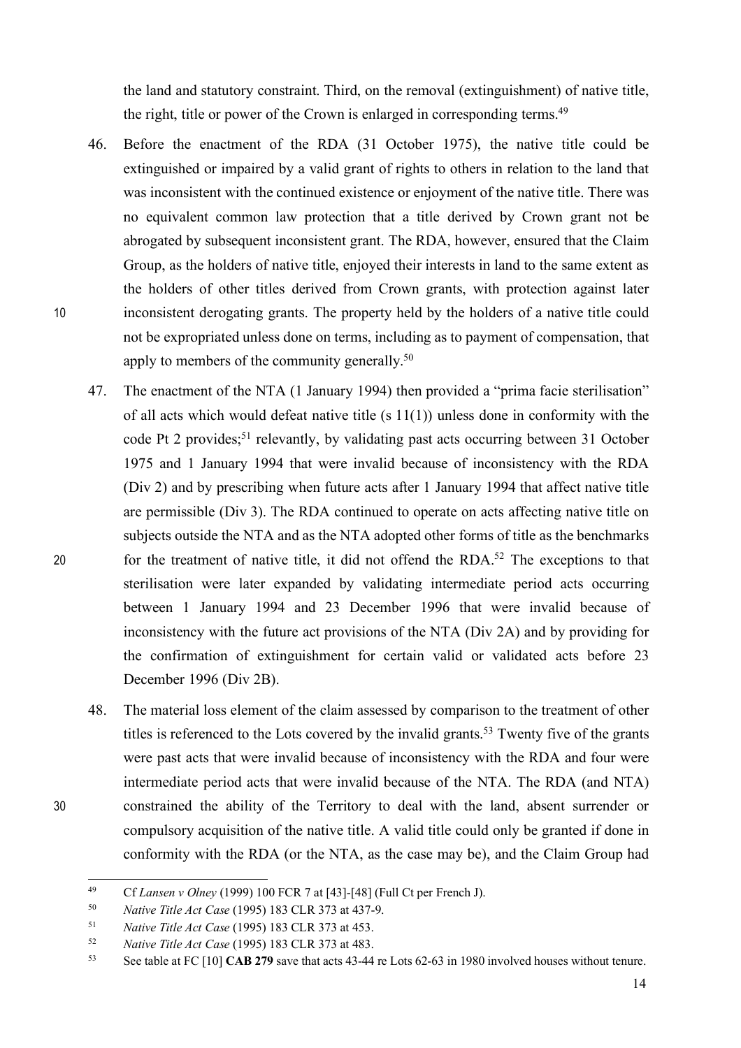the land and statutory constraint. Third, on the removal (extinguishment) of native title, the right, title or power of the Crown is enlarged in corresponding terms.[49]

46. Before the enactment of the RDA (31 October 1975), the native title could be extinguished or impaired by a valid grant of rights to others in relation to the land that was inconsistent with the continued existence or enjoyment of the native title. There was no equivalent common law protection that a title derived by Crown grant not be abrogated by subsequent inconsistent grant. The RDA, however, ensured that the Claim Group, as the holders of native title, enjoyed their interests in land to the same extent as the holders of other titles derived from Crown grants, with protection against later inconsistent derogating grants. The property held by the holders of a native title could not be expropriated unless done on terms, including as to payment of compensation, that apply to members of the community generally.[50]

47. The enactment of the NTA (1 January 1994) then provided a "prima facie sterilisation" of all acts which would defeat native title (s 11(1)) unless done in conformity with the code Pt 2 provides;[51] relevantly, by validating past acts occurring between 31 October 1975 and 1 January 1994 that were invalid because of inconsistency with the RDA (Div 2) and by prescribing when future acts after 1 January 1994 that affect native title are permissible (Div 3). The RDA continued to operate on acts affecting native title on subjects outside the NTA and as the NTA adopted other forms of title as the benchmarks for the treatment of native title, it did not offend the RDA.[52] The exceptions to that sterilisation were later expanded by validating intermediate period acts occurring between 1 January 1994 and 23 December 1996 that were invalid because of inconsistency with the future act provisions of the NTA (Div 2A) and by providing for the confirmation of extinguishment for certain valid or validated acts before 23 December 1996 (Div 2B).

48. The material loss element of the claim assessed by comparison to the treatment of other titles is referenced to the Lots covered by the invalid grants.[53] Twenty five of the grants were past acts that were invalid because of inconsistency with the RDA and four were intermediate period acts that were invalid because of the NTA. The RDA (and NTA) constrained the ability of the Territory to deal with the land, absent surrender or compulsory acquisition of the native title. A valid title could only be granted if done in conformity with the RDA (or the NTA, as the case may be), and the Claim Group had

---

[49] Cf *Lansen v Olney* (1999) 100 FCR 7 at [43]-[48] (Full Ct per French J).

[50] *Native Title Act Case* (1995) 183 CLR 373 at 437-9.

[51] *Native Title Act Case* (1995) 183 CLR 373 at 453.

[52] *Native Title Act Case* (1995) 183 CLR 373 at 483.

[53] See table at FC [10] **CAB 279** save that acts 43-44 re Lots 62-63 in 1980 involved houses without tenure.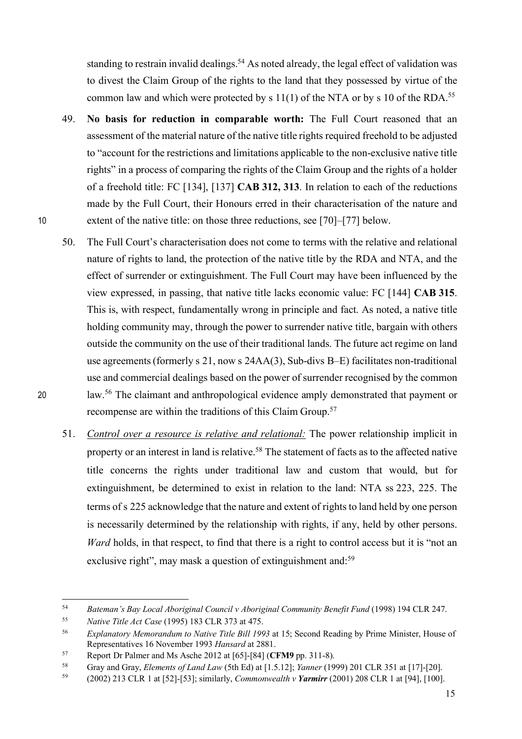standing to restrain invalid dealings.[54] As noted already, the legal effect of validation was to divest the Claim Group of the rights to the land that they possessed by virtue of the common law and which were protected by s 11(1) of the NTA or by s 10 of the RDA.[55]

49. **No basis for reduction in comparable worth:** The Full Court reasoned that an assessment of the material nature of the native title rights required freehold to be adjusted to "account for the restrictions and limitations applicable to the non-exclusive native title rights" in a process of comparing the rights of the Claim Group and the rights of a holder of a freehold title: FC [134], [137] **CAB 312, 313**. In relation to each of the reductions made by the Full Court, their Honours erred in their characterisation of the nature and extent of the native title: on those three reductions, see [70]–[77] below.

50. The Full Court's characterisation does not come to terms with the relative and relational nature of rights to land, the protection of the native title by the RDA and NTA, and the effect of surrender or extinguishment. The Full Court may have been influenced by the view expressed, in passing, that native title lacks economic value: FC [144] **CAB 315**. This is, with respect, fundamentally wrong in principle and fact. As noted, a native title holding community may, through the power to surrender native title, bargain with others outside the community on the use of their traditional lands. The future act regime on land use agreements (formerly s 21, now s 24AA(3), Sub-divs B–E) facilitates non-traditional use and commercial dealings based on the power of surrender recognised by the common law.[56] The claimant and anthropological evidence amply demonstrated that payment or recompense are within the traditions of this Claim Group.[57]

51. <u>*Control over a resource is relative and relational:*</u> The power relationship implicit in property or an interest in land is relative.[58] The statement of facts as to the affected native title concerns the rights under traditional law and custom that would, but for extinguishment, be determined to exist in relation to the land: NTA ss 223, 225. The terms of s 225 acknowledge that the nature and extent of rights to land held by one person is necessarily determined by the relationship with rights, if any, held by other persons. *Ward* holds, in that respect, to find that there is a right to control access but it is "not an exclusive right", may mask a question of extinguishment and:[59]

---

[54] *Bateman's Bay Local Aboriginal Council v Aboriginal Community Benefit Fund* (1998) 194 CLR 247.

[55] *Native Title Act Case* (1995) 183 CLR 373 at 475.

[56] *Explanatory Memorandum to Native Title Bill 1993* at 15; Second Reading by Prime Minister, House of Representatives 16 November 1993 *Hansard* at 2881.

[57] Report Dr Palmer and Ms Asche 2012 at [65]-[84] (**CFM9** pp. 311-8).

[58] Gray and Gray, *Elements of Land Law* (5th Ed) at [1.5.12]; *Yanner* (1999) 201 CLR 351 at [17]-[20].

[59] (2002) 213 CLR 1 at [52]-[53]; similarly, *Commonwealth v **Yarmirr*** (2001) 208 CLR 1 at [94], [100].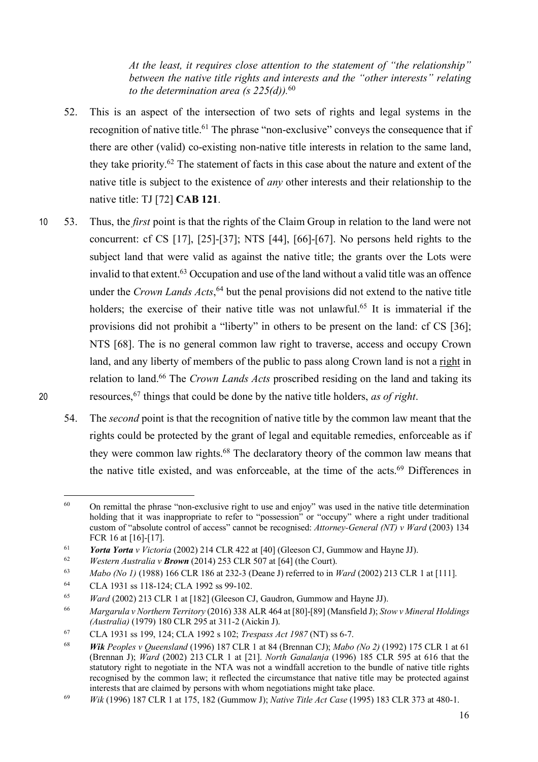> *At the least, it requires close attention to the statement of "the relationship" between the native title rights and interests and the "other interests" relating to the determination area (s 225(d)).*[60]

52. This is an aspect of the intersection of two sets of rights and legal systems in the recognition of native title.[61] The phrase "non-exclusive" conveys the consequence that if there are other (valid) co-existing non-native title interests in relation to the same land, they take priority.[62] The statement of facts in this case about the nature and extent of the native title is subject to the existence of *any* other interests and their relationship to the native title: TJ [72] **CAB 121**.

53. Thus, the *first* point is that the rights of the Claim Group in relation to the land were not concurrent: cf CS [17], [25]-[37]; NTS [44], [66]-[67]. No persons held rights to the subject land that were valid as against the native title; the grants over the Lots were invalid to that extent.[63] Occupation and use of the land without a valid title was an offence under the *Crown Lands Acts*,[64] but the penal provisions did not extend to the native title holders; the exercise of their native title was not unlawful.[65] It is immaterial if the provisions did not prohibit a "liberty" in others to be present on the land: cf CS [36]; NTS [68]. The is no general common law right to traverse, access and occupy Crown land, and any liberty of members of the public to pass along Crown land is not a <u>right</u> in relation to land.[66] The *Crown Lands Acts* proscribed residing on the land and taking its resources,[67] things that could be done by the native title holders, *as of right*.

54. The *second* point is that the recognition of native title by the common law meant that the rights could be protected by the grant of legal and equitable remedies, enforceable as if they were common law rights.[68] The declaratory theory of the common law means that the native title existed, and was enforceable, at the time of the acts.[69] Differences in

---

[60] On remittal the phrase "non-exclusive right to use and enjoy" was used in the native title determination holding that it was inappropriate to refer to "possession" or "occupy" where a right under traditional custom of "absolute control of access" cannot be recognised: *Attorney-General (NT) v Ward* (2003) 134 FCR 16 at [16]-[17].

[61] ***Yorta Yorta*** *v Victoria* (2002) 214 CLR 422 at [40] (Gleeson CJ, Gummow and Hayne JJ).

[62] *Western Australia v* ***Brown*** (2014) 253 CLR 507 at [64] (the Court).

[63] *Mabo (No 1)* (1988) 166 CLR 186 at 232-3 (Deane J) referred to in *Ward* (2002) 213 CLR 1 at [111].

[64] CLA 1931 ss 118-124; CLA 1992 ss 99-102.

[65] *Ward* (2002) 213 CLR 1 at [182] (Gleeson CJ, Gaudron, Gummow and Hayne JJ).

[66] *Margarula v Northern Territory* (2016) 338 ALR 464 at [80]-[89] (Mansfield J); *Stow v Mineral Holdings (Australia)* (1979) 180 CLR 295 at 311-2 (Aickin J).

[67] CLA 1931 ss 199, 124; CLA 1992 s 102; *Trespass Act 1987* (NT) ss 6-7.

[68] ***Wik*** *Peoples v Queensland* (1996) 187 CLR 1 at 84 (Brennan CJ); *Mabo (No 2)* (1992) 175 CLR 1 at 61 (Brennan J); *Ward* (2002) 213 CLR 1 at [21]. *North Ganalanja* (1996) 185 CLR 595 at 616 that the statutory right to negotiate in the NTA was not a windfall accretion to the bundle of native title rights recognised by the common law; it reflected the circumstance that native title may be protected against interests that are claimed by persons with whom negotiations might take place.

[69] *Wik* (1996) 187 CLR 1 at 175, 182 (Gummow J); *Native Title Act Case* (1995) 183 CLR 373 at 480-1.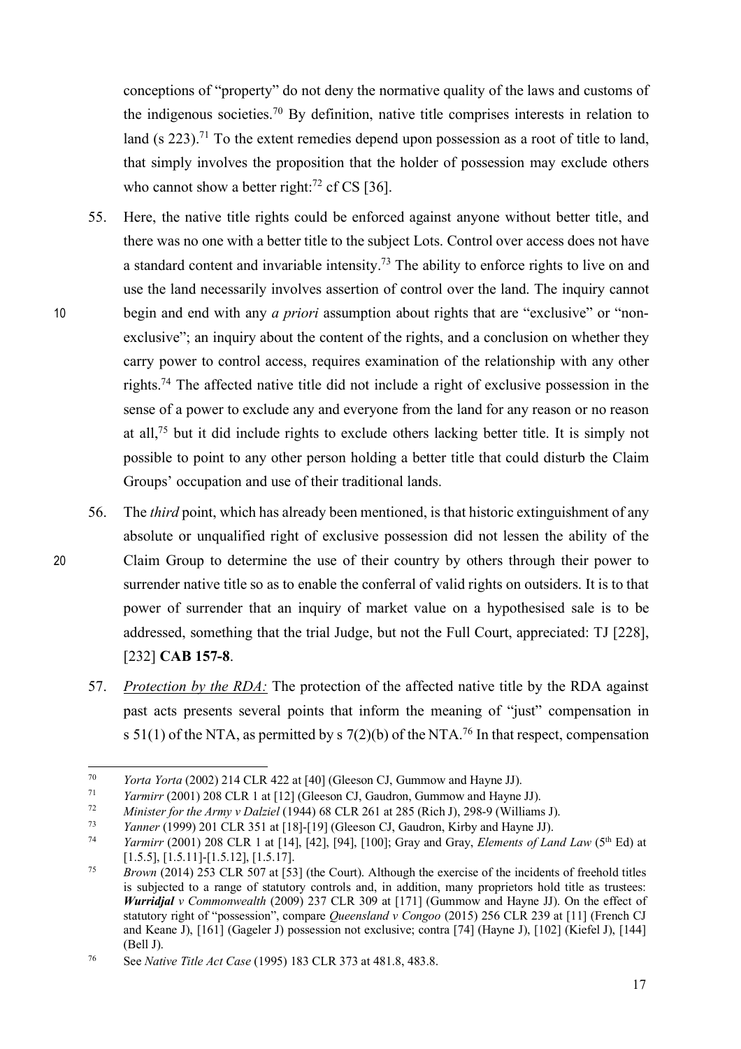conceptions of "property" do not deny the normative quality of the laws and customs of the indigenous societies.[70] By definition, native title comprises interests in relation to land (s 223).[71] To the extent remedies depend upon possession as a root of title to land, that simply involves the proposition that the holder of possession may exclude others who cannot show a better right:[72] cf CS [36].

55. Here, the native title rights could be enforced against anyone without better title, and there was no one with a better title to the subject Lots. Control over access does not have a standard content and invariable intensity.[73] The ability to enforce rights to live on and use the land necessarily involves assertion of control over the land. The inquiry cannot begin and end with any *a priori* assumption about rights that are "exclusive" or "non-exclusive"; an inquiry about the content of the rights, and a conclusion on whether they carry power to control access, requires examination of the relationship with any other rights.[74] The affected native title did not include a right of exclusive possession in the sense of a power to exclude any and everyone from the land for any reason or no reason at all,[75] but it did include rights to exclude others lacking better title. It is simply not possible to point to any other person holding a better title that could disturb the Claim Groups' occupation and use of their traditional lands.

56. The *third* point, which has already been mentioned, is that historic extinguishment of any absolute or unqualified right of exclusive possession did not lessen the ability of the Claim Group to determine the use of their country by others through their power to surrender native title so as to enable the conferral of valid rights on outsiders. It is to that power of surrender that an inquiry of market value on a hypothesised sale is to be addressed, something that the trial Judge, but not the Full Court, appreciated: TJ [228], [232] **CAB 157-8**.

57. *Protection by the RDA:* The protection of the affected native title by the RDA against past acts presents several points that inform the meaning of "just" compensation in s 51(1) of the NTA, as permitted by s 7(2)(b) of the NTA.[76] In that respect, compensation

---

[70] *Yorta Yorta* (2002) 214 CLR 422 at [40] (Gleeson CJ, Gummow and Hayne JJ).

[71] *Yarmirr* (2001) 208 CLR 1 at [12] (Gleeson CJ, Gaudron, Gummow and Hayne JJ).

[72] *Minister for the Army v Dalziel* (1944) 68 CLR 261 at 285 (Rich J), 298-9 (Williams J).

[73] *Yanner* (1999) 201 CLR 351 at [18]-[19] (Gleeson CJ, Gaudron, Kirby and Hayne JJ).

[74] *Yarmirr* (2001) 208 CLR 1 at [14], [42], [94], [100]; Gray and Gray, *Elements of Land Law* (5th Ed) at [1.5.5], [1.5.11]-[1.5.12], [1.5.17].

[75] *Brown* (2014) 253 CLR 507 at [53] (the Court). Although the exercise of the incidents of freehold titles is subjected to a range of statutory controls and, in addition, many proprietors hold title as trustees: ***Wurridjal*** *v Commonwealth* (2009) 237 CLR 309 at [171] (Gummow and Hayne JJ). On the effect of statutory right of "possession", compare *Queensland v Congoo* (2015) 256 CLR 239 at [11] (French CJ and Keane J), [161] (Gageler J) possession not exclusive; contra [74] (Hayne J), [102] (Kiefel J), [144] (Bell J).

[76] See *Native Title Act Case* (1995) 183 CLR 373 at 481.8, 483.8.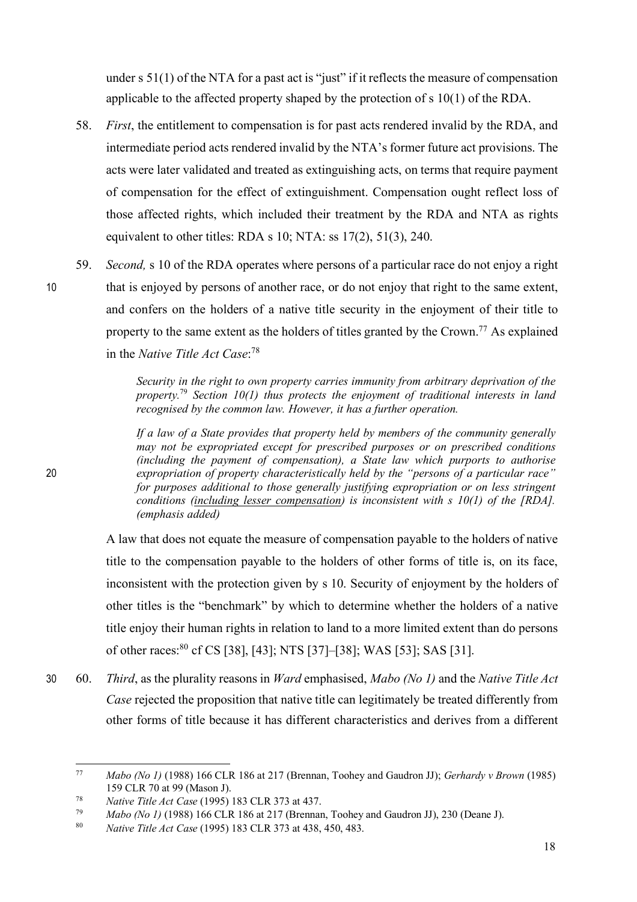under s 51(1) of the NTA for a past act is "just" if it reflects the measure of compensation applicable to the affected property shaped by the protection of s 10(1) of the RDA.

58. *First*, the entitlement to compensation is for past acts rendered invalid by the RDA, and intermediate period acts rendered invalid by the NTA's former future act provisions. The acts were later validated and treated as extinguishing acts, on terms that require payment of compensation for the effect of extinguishment. Compensation ought reflect loss of those affected rights, which included their treatment by the RDA and NTA as rights equivalent to other titles: RDA s 10; NTA: ss 17(2), 51(3), 240.

59. *Second,* s 10 of the RDA operates where persons of a particular race do not enjoy a right that is enjoyed by persons of another race, or do not enjoy that right to the same extent, and confers on the holders of a native title security in the enjoyment of their title to property to the same extent as the holders of titles granted by the Crown.[77] As explained in the *Native Title Act Case*:[78]

> *Security in the right to own property carries immunity from arbitrary deprivation of the property.*[79] *Section 10(1) thus protects the enjoyment of traditional interests in land recognised by the common law. However, it has a further operation.*
>
> *If a law of a State provides that property held by members of the community generally may not be expropriated except for prescribed purposes or on prescribed conditions (including the payment of compensation), a State law which purports to authorise expropriation of property characteristically held by the "persons of a particular race" for purposes additional to those generally justifying expropriation or on less stringent conditions (<u>including lesser compensation</u>) is inconsistent with s 10(1) of the [RDA]. (emphasis added)*

A law that does not equate the measure of compensation payable to the holders of native title to the compensation payable to the holders of other forms of title is, on its face, inconsistent with the protection given by s 10. Security of enjoyment by the holders of other titles is the "benchmark" by which to determine whether the holders of a native title enjoy their human rights in relation to land to a more limited extent than do persons of other races:[80] cf CS [38], [43]; NTS [37]–[38]; WAS [53]; SAS [31].

60. *Third*, as the plurality reasons in *Ward* emphasised, *Mabo (No 1)* and the *Native Title Act Case* rejected the proposition that native title can legitimately be treated differently from other forms of title because it has different characteristics and derives from a different

---

[77] *Mabo (No 1)* (1988) 166 CLR 186 at 217 (Brennan, Toohey and Gaudron JJ); *Gerhardy v Brown* (1985) 159 CLR 70 at 99 (Mason J).

[78] *Native Title Act Case* (1995) 183 CLR 373 at 437.

[79] *Mabo (No 1)* (1988) 166 CLR 186 at 217 (Brennan, Toohey and Gaudron JJ), 230 (Deane J).

[80] *Native Title Act Case* (1995) 183 CLR 373 at 438, 450, 483.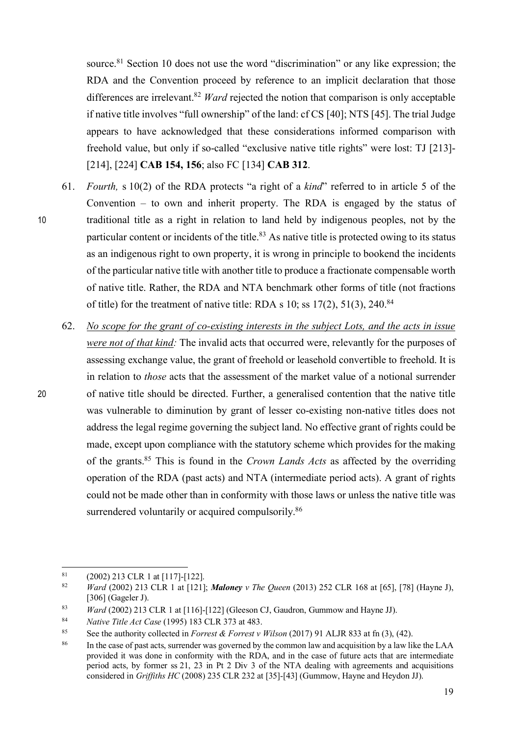source.[81] Section 10 does not use the word "discrimination" or any like expression; the RDA and the Convention proceed by reference to an implicit declaration that those differences are irrelevant.[82] *Ward* rejected the notion that comparison is only acceptable if native title involves "full ownership" of the land: cf CS [40]; NTS [45]. The trial Judge appears to have acknowledged that these considerations informed comparison with freehold value, but only if so-called "exclusive native title rights" were lost: TJ [213]-[214], [224] **CAB 154, 156**; also FC [134] **CAB 312**.

61. *Fourth,* s 10(2) of the RDA protects "a right of a *kind*" referred to in article 5 of the Convention – to own and inherit property. The RDA is engaged by the status of traditional title as a right in relation to land held by indigenous peoples, not by the particular content or incidents of the title.[83] As native title is protected owing to its status as an indigenous right to own property, it is wrong in principle to bookend the incidents of the particular native title with another title to produce a fractionate compensable worth of native title. Rather, the RDA and NTA benchmark other forms of title (not fractions of title) for the treatment of native title: RDA s 10; ss 17(2), 51(3), 240.[84]

62. <u>*No scope for the grant of co-existing interests in the subject Lots, and the acts in issue were not of that kind:*</u> The invalid acts that occurred were, relevantly for the purposes of assessing exchange value, the grant of freehold or leasehold convertible to freehold. It is in relation to *those* acts that the assessment of the market value of a notional surrender of native title should be directed. Further, a generalised contention that the native title was vulnerable to diminution by grant of lesser co-existing non-native titles does not address the legal regime governing the subject land. No effective grant of rights could be made, except upon compliance with the statutory scheme which provides for the making of the grants.[85] This is found in the *Crown Lands Acts* as affected by the overriding operation of the RDA (past acts) and NTA (intermediate period acts). A grant of rights could not be made other than in conformity with those laws or unless the native title was surrendered voluntarily or acquired compulsorily.[86]

---

[81] (2002) 213 CLR 1 at [117]-[122].

[82] *Ward* (2002) 213 CLR 1 at [121]; ***Maloney** v The Queen* (2013) 252 CLR 168 at [65], [78] (Hayne J), [306] (Gageler J).

[83] *Ward* (2002) 213 CLR 1 at [116]-[122] (Gleeson CJ, Gaudron, Gummow and Hayne JJ).

[84] *Native Title Act Case* (1995) 183 CLR 373 at 483.

[85] See the authority collected in *Forrest & Forrest v Wilson* (2017) 91 ALJR 833 at fn (3), (42).

[86] In the case of past acts, surrender was governed by the common law and acquisition by a law like the LAA provided it was done in conformity with the RDA, and in the case of future acts that are intermediate period acts, by former ss 21, 23 in Pt 2 Div 3 of the NTA dealing with agreements and acquisitions considered in *Griffiths HC* (2008) 235 CLR 232 at [35]-[43] (Gummow, Hayne and Heydon JJ).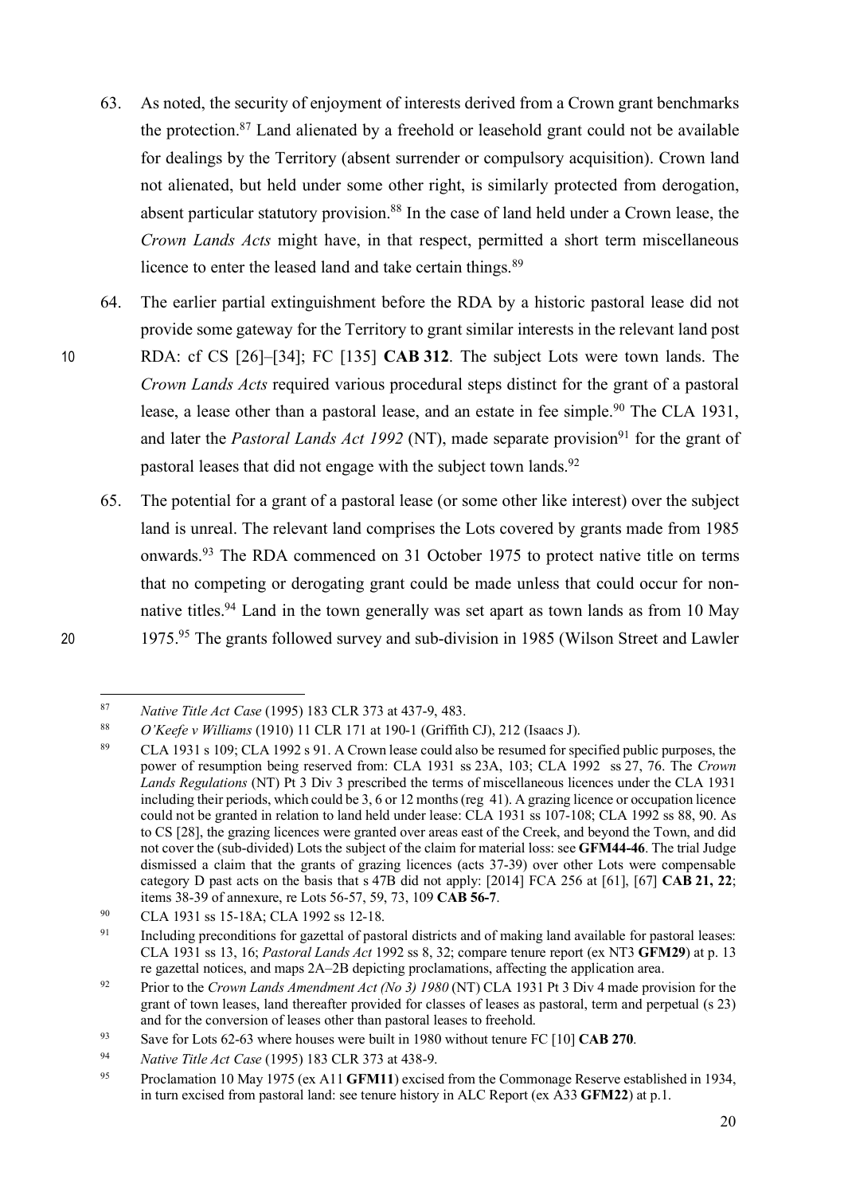63. As noted, the security of enjoyment of interests derived from a Crown grant benchmarks the protection.[87] Land alienated by a freehold or leasehold grant could not be available for dealings by the Territory (absent surrender or compulsory acquisition). Crown land not alienated, but held under some other right, is similarly protected from derogation, absent particular statutory provision.[88] In the case of land held under a Crown lease, the *Crown Lands Acts* might have, in that respect, permitted a short term miscellaneous licence to enter the leased land and take certain things.[89]

64. The earlier partial extinguishment before the RDA by a historic pastoral lease did not provide some gateway for the Territory to grant similar interests in the relevant land post RDA: cf CS [26]–[34]; FC [135] **CAB 312**. The subject Lots were town lands. The *Crown Lands Acts* required various procedural steps distinct for the grant of a pastoral lease, a lease other than a pastoral lease, and an estate in fee simple.[90] The CLA 1931, and later the *Pastoral Lands Act 1992* (NT), made separate provision[91] for the grant of pastoral leases that did not engage with the subject town lands.[92]

65. The potential for a grant of a pastoral lease (or some other like interest) over the subject land is unreal. The relevant land comprises the Lots covered by grants made from 1985 onwards.[93] The RDA commenced on 31 October 1975 to protect native title on terms that no competing or derogating grant could be made unless that could occur for non-native titles.[94] Land in the town generally was set apart as town lands as from 10 May 1975.[95] The grants followed survey and sub-division in 1985 (Wilson Street and Lawler

---

[87] *Native Title Act Case* (1995) 183 CLR 373 at 437-9, 483.

[88] *O'Keefe v Williams* (1910) 11 CLR 171 at 190-1 (Griffith CJ), 212 (Isaacs J).

[89] CLA 1931 s 109; CLA 1992 s 91. A Crown lease could also be resumed for specified public purposes, the power of resumption being reserved from: CLA 1931 ss 23A, 103; CLA 1992 ss 27, 76. The *Crown Lands Regulations* (NT) Pt 3 Div 3 prescribed the terms of miscellaneous licences under the CLA 1931 including their periods, which could be 3, 6 or 12 months (reg 41). A grazing licence or occupation licence could not be granted in relation to land held under lease: CLA 1931 ss 107-108; CLA 1992 ss 88, 90. As to CS [28], the grazing licences were granted over areas east of the Creek, and beyond the Town, and did not cover the (sub-divided) Lots the subject of the claim for material loss: see **GFM44-46**. The trial Judge dismissed a claim that the grants of grazing licences (acts 37-39) over other Lots were compensable category D past acts on the basis that s 47B did not apply: [2014] FCA 256 at [61], [67] **CAB 21, 22**; items 38-39 of annexure, re Lots 56-57, 59, 73, 109 **CAB 56-7**.

[90] CLA 1931 ss 15-18A; CLA 1992 ss 12-18.

[91] Including preconditions for gazettal of pastoral districts and of making land available for pastoral leases: CLA 1931 ss 13, 16; *Pastoral Lands Act* 1992 ss 8, 32; compare tenure report (ex NT3 **GFM29**) at p. 13 re gazettal notices, and maps 2A–2B depicting proclamations, affecting the application area.

[92] Prior to the *Crown Lands Amendment Act (No 3) 1980* (NT) CLA 1931 Pt 3 Div 4 made provision for the grant of town leases, land thereafter provided for classes of leases as pastoral, term and perpetual (s 23) and for the conversion of leases other than pastoral leases to freehold.

[93] Save for Lots 62-63 where houses were built in 1980 without tenure FC [10] **CAB 270**.

[94] *Native Title Act Case* (1995) 183 CLR 373 at 438-9.

[95] Proclamation 10 May 1975 (ex A11 **GFM11**) excised from the Commonage Reserve established in 1934, in turn excised from pastoral land: see tenure history in ALC Report (ex A33 **GFM22**) at p.1.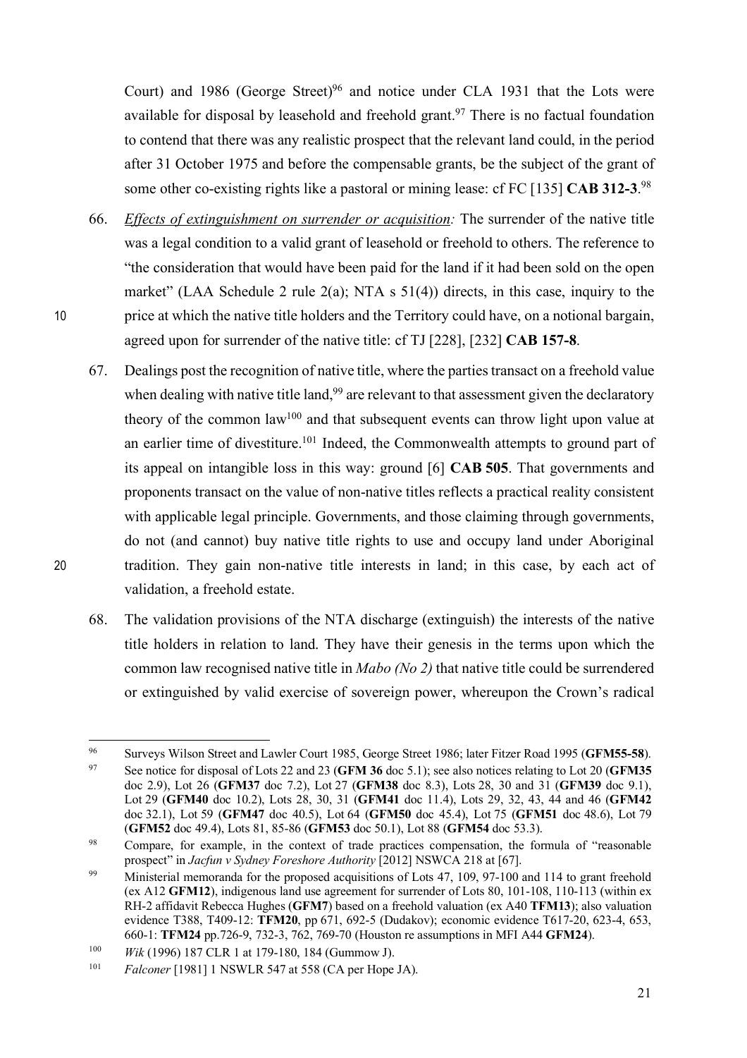Court) and 1986 (George Street)[96] and notice under CLA 1931 that the Lots were available for disposal by leasehold and freehold grant.[97] There is no factual foundation to contend that there was any realistic prospect that the relevant land could, in the period after 31 October 1975 and before the compensable grants, be the subject of the grant of some other co-existing rights like a pastoral or mining lease: cf FC [135] **CAB 312-3**.[98]

66. *Effects of extinguishment on surrender or acquisition:* The surrender of the native title was a legal condition to a valid grant of leasehold or freehold to others. The reference to "the consideration that would have been paid for the land if it had been sold on the open market" (LAA Schedule 2 rule 2(a); NTA s 51(4)) directs, in this case, inquiry to the price at which the native title holders and the Territory could have, on a notional bargain, agreed upon for surrender of the native title: cf TJ [228], [232] **CAB 157-8**.

67. Dealings post the recognition of native title, where the parties transact on a freehold value when dealing with native title land,[99] are relevant to that assessment given the declaratory theory of the common law[100] and that subsequent events can throw light upon value at an earlier time of divestiture.[101] Indeed, the Commonwealth attempts to ground part of its appeal on intangible loss in this way: ground [6] **CAB 505**. That governments and proponents transact on the value of non-native titles reflects a practical reality consistent with applicable legal principle. Governments, and those claiming through governments, do not (and cannot) buy native title rights to use and occupy land under Aboriginal tradition. They gain non-native title interests in land; in this case, by each act of validation, a freehold estate.

68. The validation provisions of the NTA discharge (extinguish) the interests of the native title holders in relation to land. They have their genesis in the terms upon which the common law recognised native title in *Mabo (No 2)* that native title could be surrendered or extinguished by valid exercise of sovereign power, whereupon the Crown's radical

---

[96] Surveys Wilson Street and Lawler Court 1985, George Street 1986; later Fitzer Road 1995 (**GFM55-58**).

[97] See notice for disposal of Lots 22 and 23 (**GFM 36** doc 5.1); see also notices relating to Lot 20 (**GFM35** doc 2.9), Lot 26 (**GFM37** doc 7.2), Lot 27 (**GFM38** doc 8.3), Lots 28, 30 and 31 (**GFM39** doc 9.1), Lot 29 (**GFM40** doc 10.2), Lots 28, 30, 31 (**GFM41** doc 11.4), Lots 29, 32, 43, 44 and 46 (**GFM42** doc 32.1), Lot 59 (**GFM47** doc 40.5), Lot 64 (**GFM50** doc 45.4), Lot 75 (**GFM51** doc 48.6), Lot 79 (**GFM52** doc 49.4), Lots 81, 85-86 (**GFM53** doc 50.1), Lot 88 (**GFM54** doc 53.3).

[98] Compare, for example, in the context of trade practices compensation, the formula of "reasonable prospect" in *Jacfun v Sydney Foreshore Authority* [2012] NSWCA 218 at [67].

[99] Ministerial memoranda for the proposed acquisitions of Lots 47, 109, 97-100 and 114 to grant freehold (ex A12 **GFM12**), indigenous land use agreement for surrender of Lots 80, 101-108, 110-113 (within ex RH-2 affidavit Rebecca Hughes (**GFM7**) based on a freehold valuation (ex A40 **TFM13**); also valuation evidence T388, T409-12: **TFM20**, pp 671, 692-5 (Dudakov); economic evidence T617-20, 623-4, 653, 660-1: **TFM24** pp.726-9, 732-3, 762, 769-70 (Houston re assumptions in MFI A44 **GFM24**).

[100] *Wik* (1996) 187 CLR 1 at 179-180, 184 (Gummow J).

[101] *Falconer* [1981] 1 NSWLR 547 at 558 (CA per Hope JA).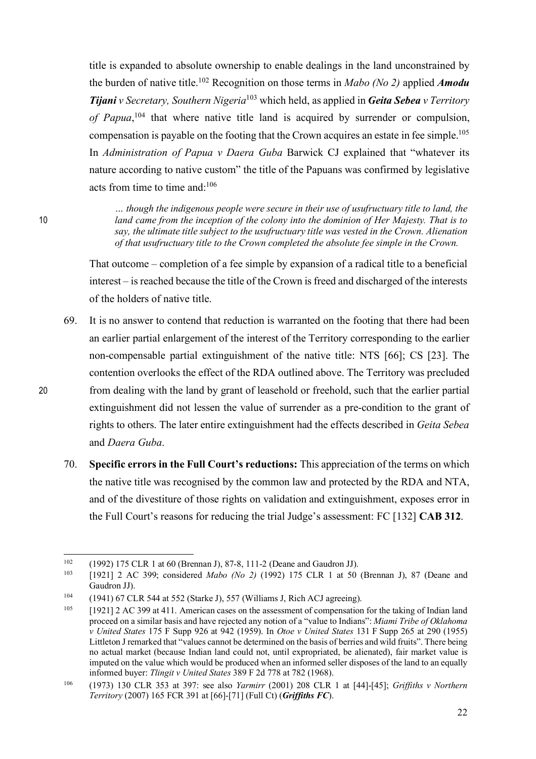title is expanded to absolute ownership to enable dealings in the land unconstrained by the burden of native title.[102] Recognition on those terms in *Mabo (No 2)* applied ***Amodu Tijani*** *v Secretary, Southern Nigeria*[103] which held, as applied in ***Geita Sebea*** *v Territory of Papua*,[104] that where native title land is acquired by surrender or compulsion, compensation is payable on the footing that the Crown acquires an estate in fee simple.[105] In *Administration of Papua v Daera Guba* Barwick CJ explained that "whatever its nature according to native custom" the title of the Papuans was confirmed by legislative acts from time to time and:[106]

> *… though the indigenous people were secure in their use of usufructuary title to land, the land came from the inception of the colony into the dominion of Her Majesty. That is to say, the ultimate title subject to the usufructuary title was vested in the Crown. Alienation of that usufructuary title to the Crown completed the absolute fee simple in the Crown.*

That outcome – completion of a fee simple by expansion of a radical title to a beneficial interest – is reached because the title of the Crown is freed and discharged of the interests of the holders of native title.

69. It is no answer to contend that reduction is warranted on the footing that there had been an earlier partial enlargement of the interest of the Territory corresponding to the earlier non-compensable partial extinguishment of the native title: NTS [66]; CS [23]. The contention overlooks the effect of the RDA outlined above. The Territory was precluded from dealing with the land by grant of leasehold or freehold, such that the earlier partial extinguishment did not lessen the value of surrender as a pre-condition to the grant of rights to others. The later entire extinguishment had the effects described in *Geita Sebea* and *Daera Guba*.

70. **Specific errors in the Full Court's reductions:** This appreciation of the terms on which the native title was recognised by the common law and protected by the RDA and NTA, and of the divestiture of those rights on validation and extinguishment, exposes error in the Full Court's reasons for reducing the trial Judge's assessment: FC [132] **CAB 312**.

---

[102] (1992) 175 CLR 1 at 60 (Brennan J), 87-8, 111-2 (Deane and Gaudron JJ).

[103] [1921] 2 AC 399; considered *Mabo (No 2)* (1992) 175 CLR 1 at 50 (Brennan J), 87 (Deane and Gaudron JJ).

[104] (1941) 67 CLR 544 at 552 (Starke J), 557 (Williams J, Rich ACJ agreeing).

[105] [1921] 2 AC 399 at 411. American cases on the assessment of compensation for the taking of Indian land proceed on a similar basis and have rejected any notion of a "value to Indians": *Miami Tribe of Oklahoma v United States* 175 F Supp 926 at 942 (1959). In *Otoe v United States* 131 F Supp 265 at 290 (1955) Littleton J remarked that "values cannot be determined on the basis of berries and wild fruits". There being no actual market (because Indian land could not, until expropriated, be alienated), fair market value is imputed on the value which would be produced when an informed seller disposes of the land to an equally informed buyer: *Tlingit v United States* 389 F 2d 778 at 782 (1968).

[106] (1973) 130 CLR 353 at 397: see also *Yarmirr* (2001) 208 CLR 1 at [44]-[45]; *Griffiths v Northern Territory* (2007) 165 FCR 391 at [66]-[71] (Full Ct) (***Griffiths FC***).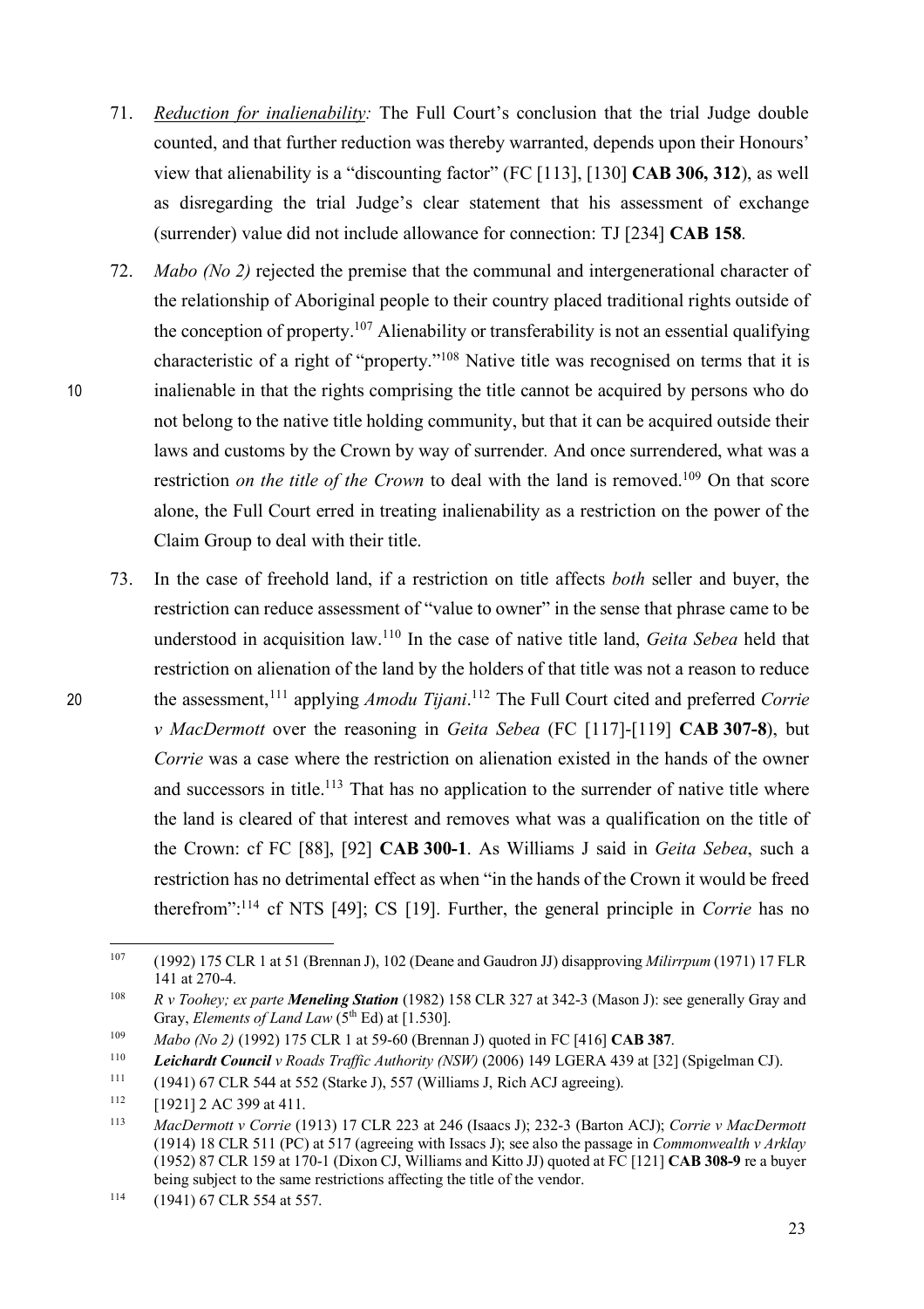71. *Reduction for inalienability:* The Full Court's conclusion that the trial Judge double counted, and that further reduction was thereby warranted, depends upon their Honours' view that alienability is a "discounting factor" (FC [113], [130] **CAB 306, 312**), as well as disregarding the trial Judge's clear statement that his assessment of exchange (surrender) value did not include allowance for connection: TJ [234] **CAB 158**.

72. *Mabo (No 2)* rejected the premise that the communal and intergenerational character of the relationship of Aboriginal people to their country placed traditional rights outside of the conception of property.[107] Alienability or transferability is not an essential qualifying characteristic of a right of "property."[108] Native title was recognised on terms that it is inalienable in that the rights comprising the title cannot be acquired by persons who do not belong to the native title holding community, but that it can be acquired outside their laws and customs by the Crown by way of surrender. And once surrendered, what was a restriction *on the title of the Crown* to deal with the land is removed.[109] On that score alone, the Full Court erred in treating inalienability as a restriction on the power of the Claim Group to deal with their title.

73. In the case of freehold land, if a restriction on title affects *both* seller and buyer, the restriction can reduce assessment of "value to owner" in the sense that phrase came to be understood in acquisition law.[110] In the case of native title land, *Geita Sebea* held that restriction on alienation of the land by the holders of that title was not a reason to reduce the assessment,[111] applying *Amodu Tijani*.[112] The Full Court cited and preferred *Corrie v MacDermott* over the reasoning in *Geita Sebea* (FC [117]-[119] **CAB 307-8**), but *Corrie* was a case where the restriction on alienation existed in the hands of the owner and successors in title.[113] That has no application to the surrender of native title where the land is cleared of that interest and removes what was a qualification on the title of the Crown: cf FC [88], [92] **CAB 300-1**. As Williams J said in *Geita Sebea*, such a restriction has no detrimental effect as when "in the hands of the Crown it would be freed therefrom":[114] cf NTS [49]; CS [19]. Further, the general principle in *Corrie* has no

---

[107] (1992) 175 CLR 1 at 51 (Brennan J), 102 (Deane and Gaudron JJ) disapproving *Milirrpum* (1971) 17 FLR 141 at 270-4.

[108] *R v Toohey; ex parte **Meneling Station*** (1982) 158 CLR 327 at 342-3 (Mason J): see generally Gray and Gray, *Elements of Land Law* (5th Ed) at [1.530].

[109] *Mabo (No 2)* (1992) 175 CLR 1 at 59-60 (Brennan J) quoted in FC [416] **CAB 387**.

[110] ***Leichardt Council*** *v Roads Traffic Authority (NSW)* (2006) 149 LGERA 439 at [32] (Spigelman CJ).

[111] (1941) 67 CLR 544 at 552 (Starke J), 557 (Williams J, Rich ACJ agreeing).

[112] [1921] 2 AC 399 at 411.

[113] *MacDermott v Corrie* (1913) 17 CLR 223 at 246 (Isaacs J); 232-3 (Barton ACJ); *Corrie v MacDermott* (1914) 18 CLR 511 (PC) at 517 (agreeing with Issacs J); see also the passage in *Commonwealth v Arklay* (1952) 87 CLR 159 at 170-1 (Dixon CJ, Williams and Kitto JJ) quoted at FC [121] **CAB 308-9** re a buyer being subject to the same restrictions affecting the title of the vendor.

[114] (1941) 67 CLR 554 at 557.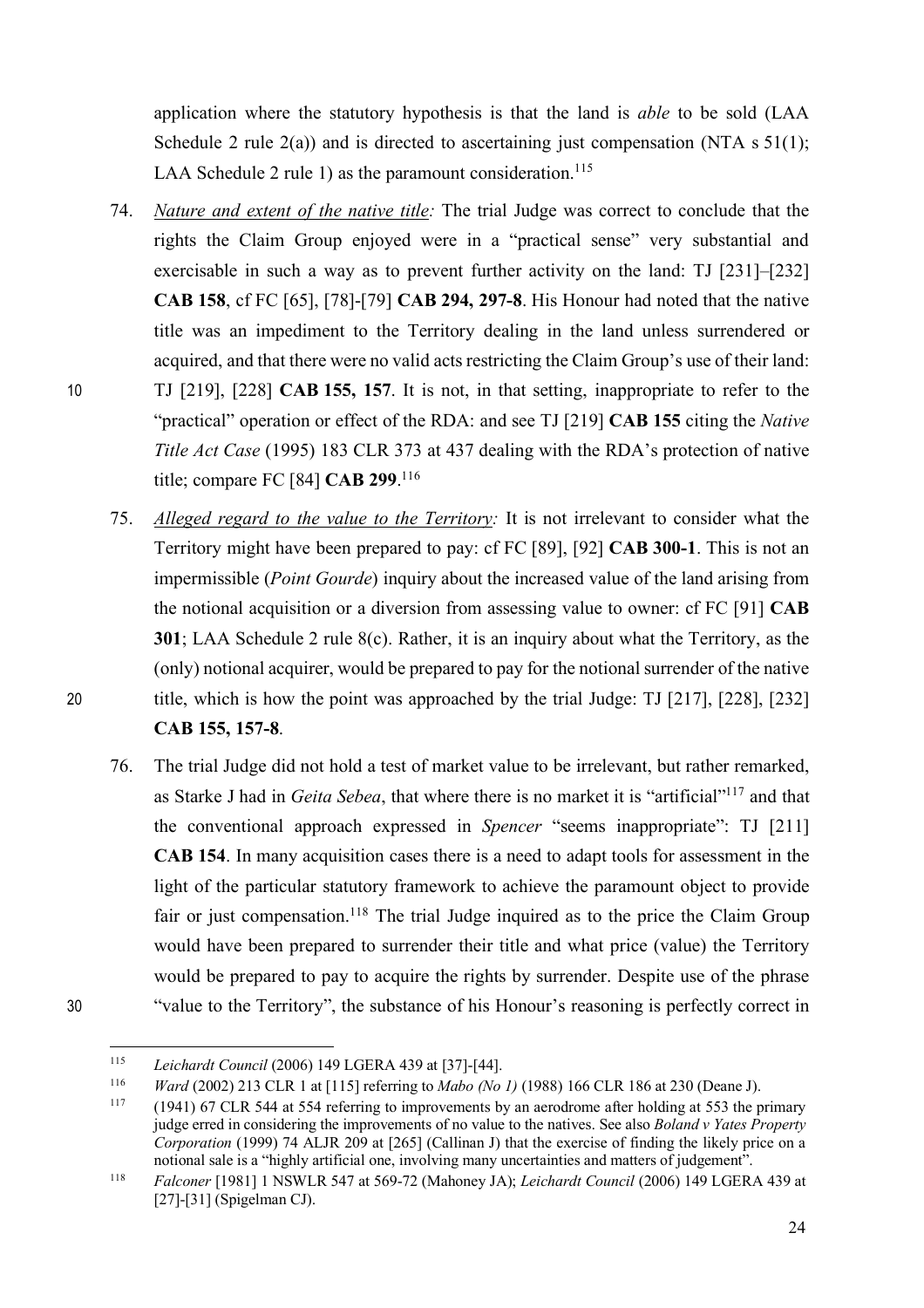application where the statutory hypothesis is that the land is *able* to be sold (LAA Schedule 2 rule 2(a)) and is directed to ascertaining just compensation (NTA s 51(1); LAA Schedule 2 rule 1) as the paramount consideration.[115]

74. *Nature and extent of the native title:* The trial Judge was correct to conclude that the rights the Claim Group enjoyed were in a "practical sense" very substantial and exercisable in such a way as to prevent further activity on the land: TJ [231]–[232] **CAB 158**, cf FC [65], [78]-[79] **CAB 294, 297-8**. His Honour had noted that the native title was an impediment to the Territory dealing in the land unless surrendered or acquired, and that there were no valid acts restricting the Claim Group's use of their land: TJ [219], [228] **CAB 155, 157**. It is not, in that setting, inappropriate to refer to the "practical" operation or effect of the RDA: and see TJ [219] **CAB 155** citing the *Native Title Act Case* (1995) 183 CLR 373 at 437 dealing with the RDA's protection of native title; compare FC [84] **CAB 299**.[116]

75. *Alleged regard to the value to the Territory:* It is not irrelevant to consider what the Territory might have been prepared to pay: cf FC [89], [92] **CAB 300-1**. This is not an impermissible (*Point Gourde*) inquiry about the increased value of the land arising from the notional acquisition or a diversion from assessing value to owner: cf FC [91] **CAB 301**; LAA Schedule 2 rule 8(c). Rather, it is an inquiry about what the Territory, as the (only) notional acquirer, would be prepared to pay for the notional surrender of the native title, which is how the point was approached by the trial Judge: TJ [217], [228], [232] **CAB 155, 157-8**.

76. The trial Judge did not hold a test of market value to be irrelevant, but rather remarked, as Starke J had in *Geita Sebea*, that where there is no market it is "artificial"[117] and that the conventional approach expressed in *Spencer* "seems inappropriate": TJ [211] **CAB 154**. In many acquisition cases there is a need to adapt tools for assessment in the light of the particular statutory framework to achieve the paramount object to provide fair or just compensation.[118] The trial Judge inquired as to the price the Claim Group would have been prepared to surrender their title and what price (value) the Territory would be prepared to pay to acquire the rights by surrender. Despite use of the phrase "value to the Territory", the substance of his Honour's reasoning is perfectly correct in

---

[115] *Leichardt Council* (2006) 149 LGERA 439 at [37]-[44].

[116] *Ward* (2002) 213 CLR 1 at [115] referring to *Mabo (No 1)* (1988) 166 CLR 186 at 230 (Deane J).

[117] (1941) 67 CLR 544 at 554 referring to improvements by an aerodrome after holding at 553 the primary judge erred in considering the improvements of no value to the natives. See also *Boland v Yates Property Corporation* (1999) 74 ALJR 209 at [265] (Callinan J) that the exercise of finding the likely price on a notional sale is a "highly artificial one, involving many uncertainties and matters of judgement".

[118] *Falconer* [1981] 1 NSWLR 547 at 569-72 (Mahoney JA); *Leichardt Council* (2006) 149 LGERA 439 at [27]-[31] (Spigelman CJ).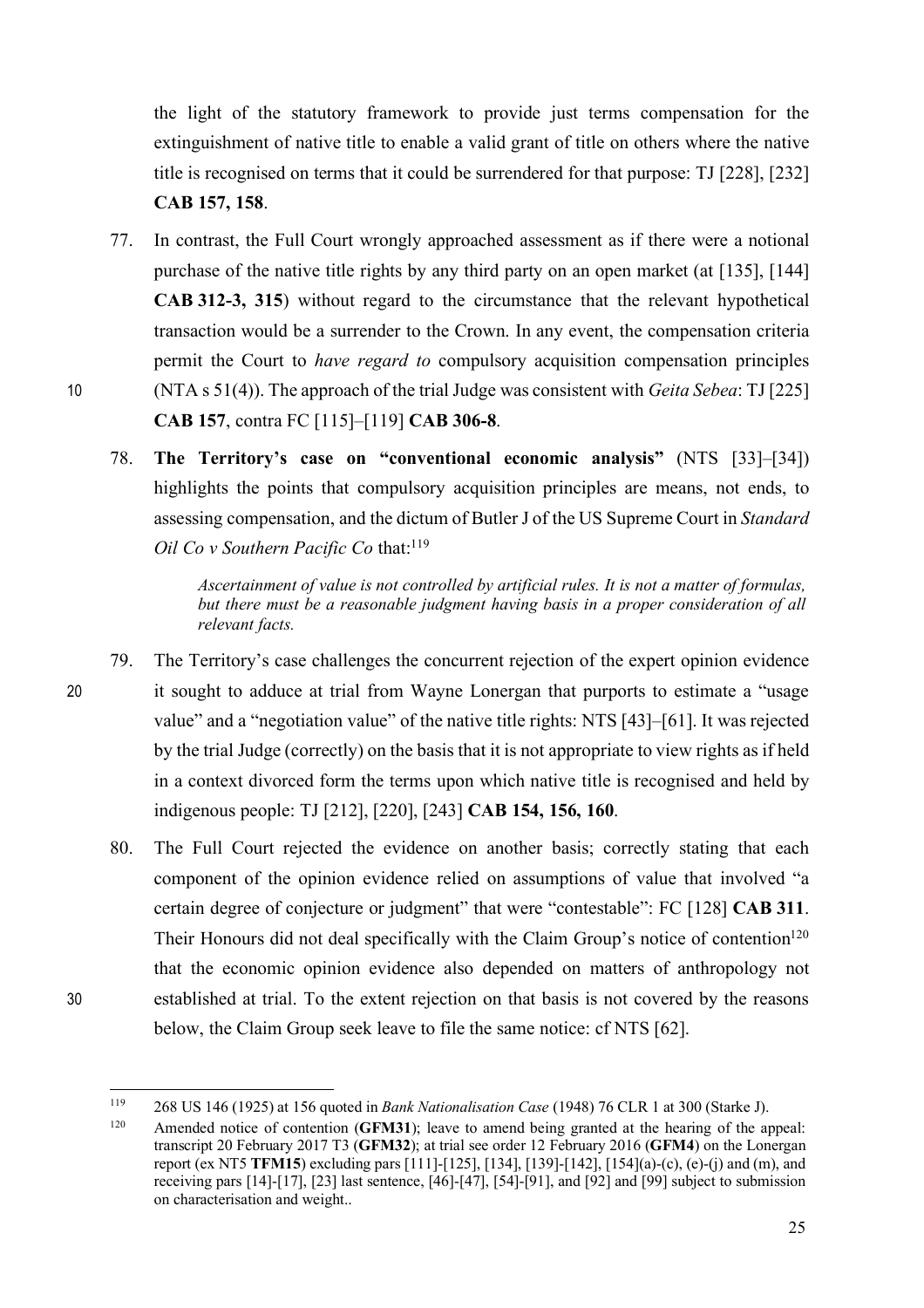the light of the statutory framework to provide just terms compensation for the extinguishment of native title to enable a valid grant of title on others where the native title is recognised on terms that it could be surrendered for that purpose: TJ [228], [232] **CAB 157, 158**.

77. In contrast, the Full Court wrongly approached assessment as if there were a notional purchase of the native title rights by any third party on an open market (at [135], [144] **CAB 312-3, 315**) without regard to the circumstance that the relevant hypothetical transaction would be a surrender to the Crown. In any event, the compensation criteria permit the Court to *have regard to* compulsory acquisition compensation principles (NTA s 51(4)). The approach of the trial Judge was consistent with *Geita Sebea*: TJ [225] **CAB 157**, contra FC [115]–[119] **CAB 306-8**.

78. **The Territory's case on "conventional economic analysis"** (NTS [33]–[34]) highlights the points that compulsory acquisition principles are means, not ends, to assessing compensation, and the dictum of Butler J of the US Supreme Court in *Standard Oil Co v Southern Pacific Co* that:[119]

> *Ascertainment of value is not controlled by artificial rules. It is not a matter of formulas, but there must be a reasonable judgment having basis in a proper consideration of all relevant facts.*

79. The Territory's case challenges the concurrent rejection of the expert opinion evidence it sought to adduce at trial from Wayne Lonergan that purports to estimate a "usage value" and a "negotiation value" of the native title rights: NTS [43]–[61]. It was rejected by the trial Judge (correctly) on the basis that it is not appropriate to view rights as if held in a context divorced form the terms upon which native title is recognised and held by indigenous people: TJ [212], [220], [243] **CAB 154, 156, 160**.

80. The Full Court rejected the evidence on another basis; correctly stating that each component of the opinion evidence relied on assumptions of value that involved "a certain degree of conjecture or judgment" that were "contestable": FC [128] **CAB 311**. Their Honours did not deal specifically with the Claim Group's notice of contention[120] that the economic opinion evidence also depended on matters of anthropology not established at trial. To the extent rejection on that basis is not covered by the reasons below, the Claim Group seek leave to file the same notice: cf NTS [62].

---

[119] 268 US 146 (1925) at 156 quoted in *Bank Nationalisation Case* (1948) 76 CLR 1 at 300 (Starke J).

[120] Amended notice of contention (**GFM31**); leave to amend being granted at the hearing of the appeal: transcript 20 February 2017 T3 (**GFM32**); at trial see order 12 February 2016 (**GFM4**) on the Lonergan report (ex NT5 **TFM15**) excluding pars [111]-[125], [134], [139]-[142], [154](a)-(c), (e)-(j) and (m), and receiving pars [14]-[17], [23] last sentence, [46]-[47], [54]-[91], and [92] and [99] subject to submission on characterisation and weight..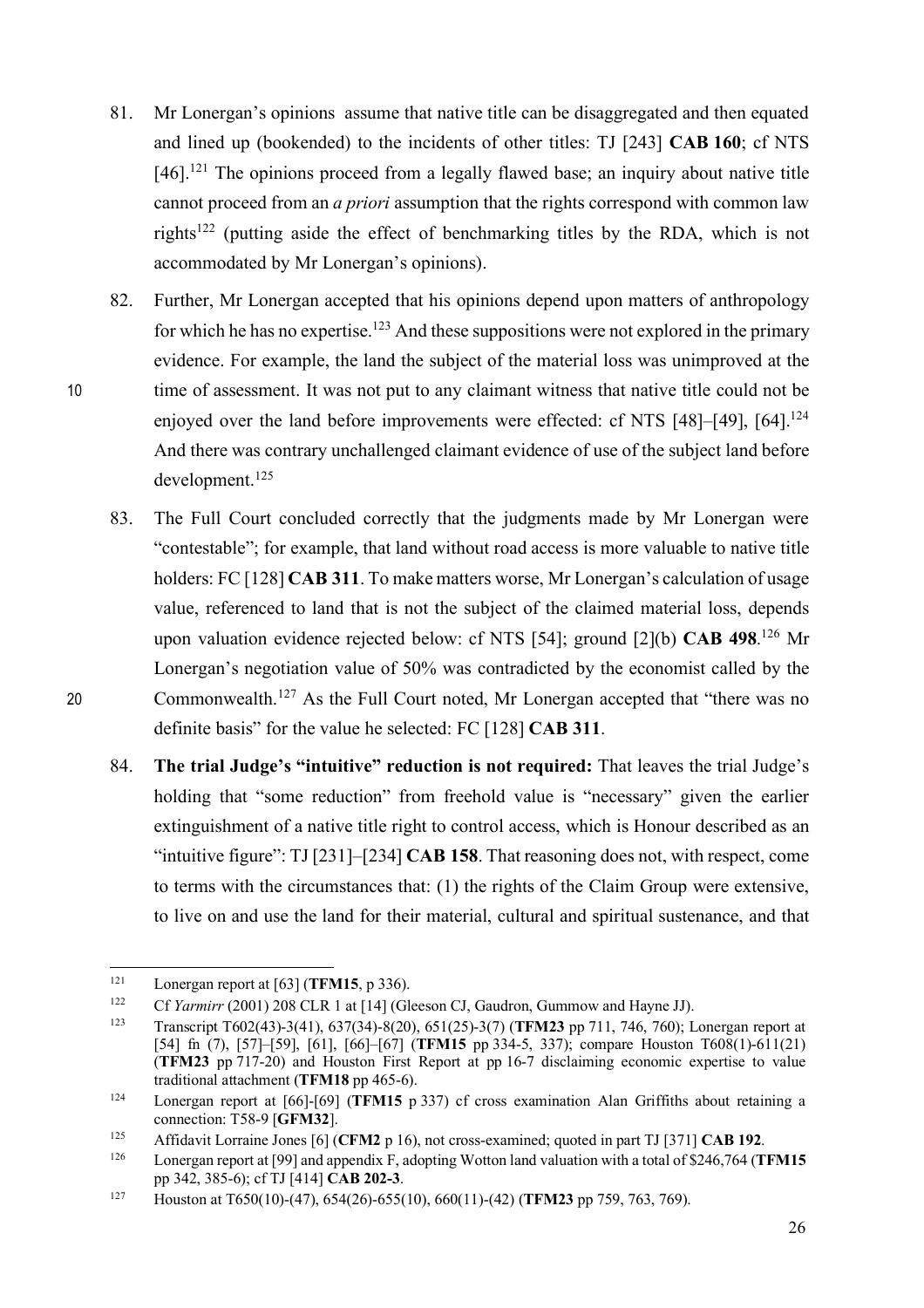81. Mr Lonergan's opinions assume that native title can be disaggregated and then equated and lined up (bookended) to the incidents of other titles: TJ [243] **CAB 160**; cf NTS [46].[121] The opinions proceed from a legally flawed base; an inquiry about native title cannot proceed from an *a priori* assumption that the rights correspond with common law rights[122] (putting aside the effect of benchmarking titles by the RDA, which is not accommodated by Mr Lonergan's opinions).

82. Further, Mr Lonergan accepted that his opinions depend upon matters of anthropology for which he has no expertise.[123] And these suppositions were not explored in the primary evidence. For example, the land the subject of the material loss was unimproved at the time of assessment. It was not put to any claimant witness that native title could not be enjoyed over the land before improvements were effected: cf NTS [48]–[49], [64].[124] And there was contrary unchallenged claimant evidence of use of the subject land before development.[125]

83. The Full Court concluded correctly that the judgments made by Mr Lonergan were "contestable"; for example, that land without road access is more valuable to native title holders: FC [128] **CAB 311**. To make matters worse, Mr Lonergan's calculation of usage value, referenced to land that is not the subject of the claimed material loss, depends upon valuation evidence rejected below: cf NTS [54]; ground [2](b) **CAB 498**.[126] Mr Lonergan's negotiation value of 50% was contradicted by the economist called by the Commonwealth.[127] As the Full Court noted, Mr Lonergan accepted that "there was no definite basis" for the value he selected: FC [128] **CAB 311**.

84. **The trial Judge's "intuitive" reduction is not required:** That leaves the trial Judge's holding that "some reduction" from freehold value is "necessary" given the earlier extinguishment of a native title right to control access, which is Honour described as an "intuitive figure": TJ [231]–[234] **CAB 158**. That reasoning does not, with respect, come to terms with the circumstances that: (1) the rights of the Claim Group were extensive, to live on and use the land for their material, cultural and spiritual sustenance, and that

---

[121] Lonergan report at [63] (**TFM15**, p 336).

[122] Cf *Yarmirr* (2001) 208 CLR 1 at [14] (Gleeson CJ, Gaudron, Gummow and Hayne JJ).

[123] Transcript T602(43)-3(41), 637(34)-8(20), 651(25)-3(7) (**TFM23** pp 711, 746, 760); Lonergan report at [54] fn (7), [57]–[59], [61], [66]–[67] (**TFM15** pp 334-5, 337); compare Houston T608(1)-611(21) (**TFM23** pp 717-20) and Houston First Report at pp 16-7 disclaiming economic expertise to value traditional attachment (**TFM18** pp 465-6).

[124] Lonergan report at [66]-[69] (**TFM15** p 337) cf cross examination Alan Griffiths about retaining a connection: T58-9 [**GFM32**].

[125] Affidavit Lorraine Jones [6] (**CFM2** p 16), not cross-examined; quoted in part TJ [371] **CAB 192**.

[126] Lonergan report at [99] and appendix F, adopting Wotton land valuation with a total of $246,764 (**TFM15** pp 342, 385-6); cf TJ [414] **CAB 202-3**.

[127] Houston at T650(10)-(47), 654(26)-655(10), 660(11)-(42) (**TFM23** pp 759, 763, 769).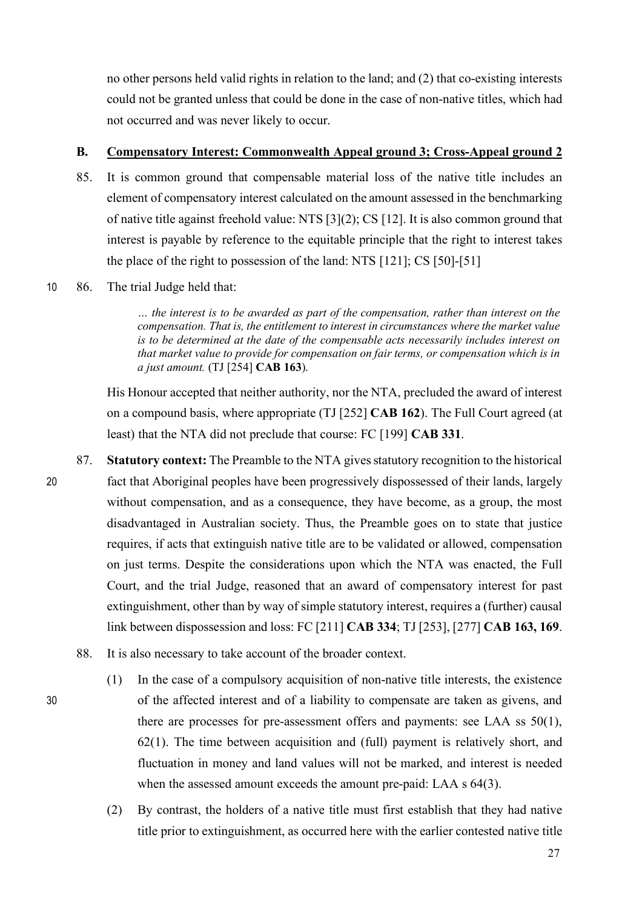no other persons held valid rights in relation to the land; and (2) that co-existing interests could not be granted unless that could be done in the case of non-native titles, which had not occurred and was never likely to occur.

## B. Compensatory Interest: Commonwealth Appeal ground 3; Cross-Appeal ground 2

85. It is common ground that compensable material loss of the native title includes an element of compensatory interest calculated on the amount assessed in the benchmarking of native title against freehold value: NTS [3](2); CS [12]. It is also common ground that interest is payable by reference to the equitable principle that the right to interest takes the place of the right to possession of the land: NTS [121]; CS [50]-[51]

86. The trial Judge held that:

> *… the interest is to be awarded as part of the compensation, rather than interest on the compensation. That is, the entitlement to interest in circumstances where the market value is to be determined at the date of the compensable acts necessarily includes interest on that market value to provide for compensation on fair terms, or compensation which is in a just amount.* (TJ [254] **CAB 163**).

His Honour accepted that neither authority, nor the NTA, precluded the award of interest on a compound basis, where appropriate (TJ [252] **CAB 162**). The Full Court agreed (at least) that the NTA did not preclude that course: FC [199] **CAB 331**.

87. **Statutory context:** The Preamble to the NTA gives statutory recognition to the historical fact that Aboriginal peoples have been progressively dispossessed of their lands, largely without compensation, and as a consequence, they have become, as a group, the most disadvantaged in Australian society. Thus, the Preamble goes on to state that justice requires, if acts that extinguish native title are to be validated or allowed, compensation on just terms. Despite the considerations upon which the NTA was enacted, the Full Court, and the trial Judge, reasoned that an award of compensatory interest for past extinguishment, other than by way of simple statutory interest, requires a (further) causal link between dispossession and loss: FC [211] **CAB 334**; TJ [253], [277] **CAB 163, 169**.

88. It is also necessary to take account of the broader context.

    (1) In the case of a compulsory acquisition of non-native title interests, the existence of the affected interest and of a liability to compensate are taken as givens, and there are processes for pre-assessment offers and payments: see LAA ss 50(1), 62(1). The time between acquisition and (full) payment is relatively short, and fluctuation in money and land values will not be marked, and interest is needed when the assessed amount exceeds the amount pre-paid: LAA s 64(3).

    (2) By contrast, the holders of a native title must first establish that they had native title prior to extinguishment, as occurred here with the earlier contested native title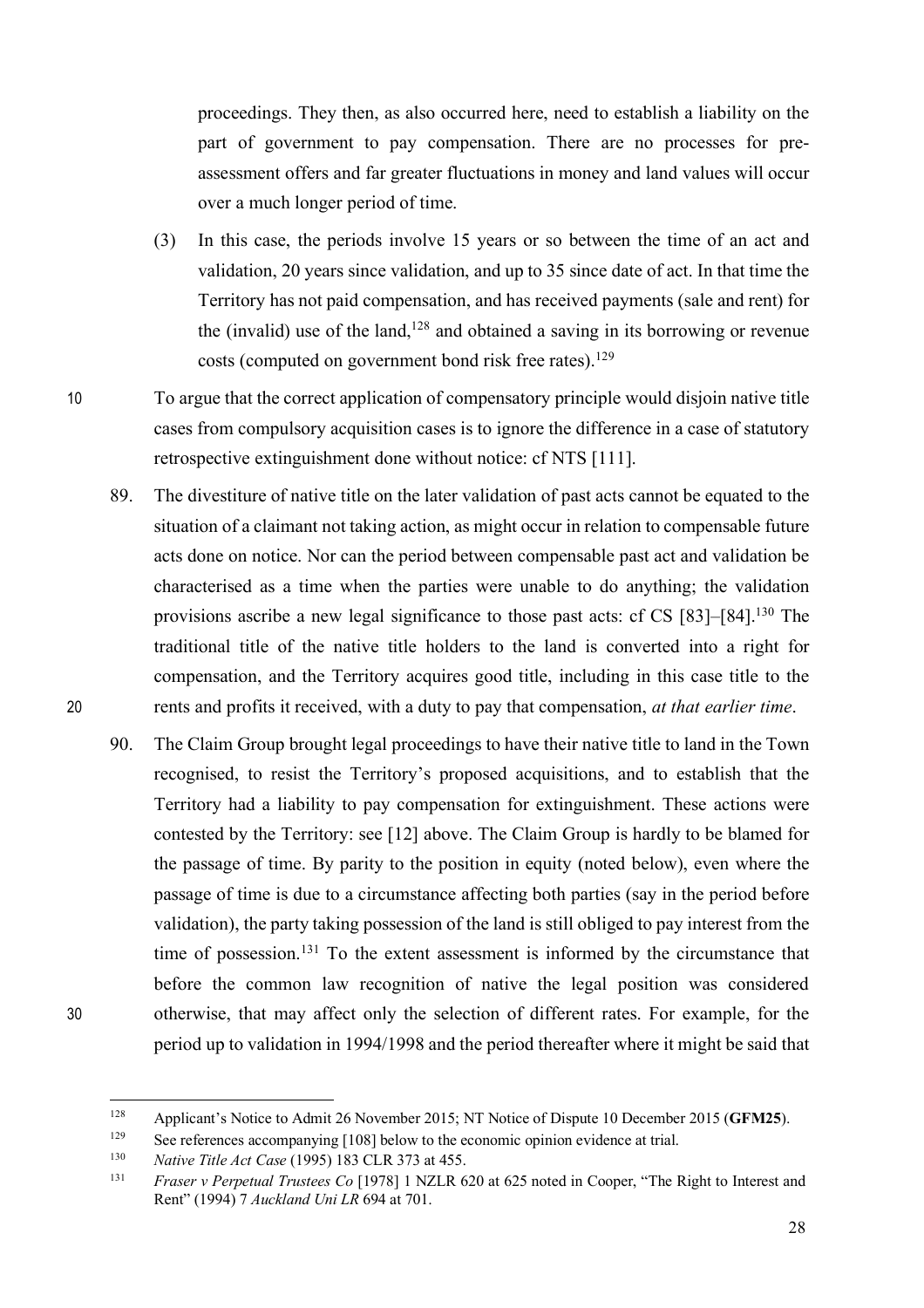proceedings. They then, as also occurred here, need to establish a liability on the part of government to pay compensation. There are no processes for pre-assessment offers and far greater fluctuations in money and land values will occur over a much longer period of time.

(3) In this case, the periods involve 15 years or so between the time of an act and validation, 20 years since validation, and up to 35 since date of act. In that time the Territory has not paid compensation, and has received payments (sale and rent) for the (invalid) use of the land,[128] and obtained a saving in its borrowing or revenue costs (computed on government bond risk free rates).[129]

To argue that the correct application of compensatory principle would disjoin native title cases from compulsory acquisition cases is to ignore the difference in a case of statutory retrospective extinguishment done without notice: cf NTS [111].

89. The divestiture of native title on the later validation of past acts cannot be equated to the situation of a claimant not taking action, as might occur in relation to compensable future acts done on notice. Nor can the period between compensable past act and validation be characterised as a time when the parties were unable to do anything; the validation provisions ascribe a new legal significance to those past acts: cf CS [83]–[84].[130] The traditional title of the native title holders to the land is converted into a right for compensation, and the Territory acquires good title, including in this case title to the rents and profits it received, with a duty to pay that compensation, *at that earlier time*.

90. The Claim Group brought legal proceedings to have their native title to land in the Town recognised, to resist the Territory's proposed acquisitions, and to establish that the Territory had a liability to pay compensation for extinguishment. These actions were contested by the Territory: see [12] above. The Claim Group is hardly to be blamed for the passage of time. By parity to the position in equity (noted below), even where the passage of time is due to a circumstance affecting both parties (say in the period before validation), the party taking possession of the land is still obliged to pay interest from the time of possession.[131] To the extent assessment is informed by the circumstance that before the common law recognition of native the legal position was considered otherwise, that may affect only the selection of different rates. For example, for the period up to validation in 1994/1998 and the period thereafter where it might be said that

---

[128] Applicant's Notice to Admit 26 November 2015; NT Notice of Dispute 10 December 2015 (**GFM25**).

[129] See references accompanying [108] below to the economic opinion evidence at trial.

[130] *Native Title Act Case* (1995) 183 CLR 373 at 455.

[131] *Fraser v Perpetual Trustees Co* [1978] 1 NZLR 620 at 625 noted in Cooper, "The Right to Interest and Rent" (1994) 7 *Auckland Uni LR* 694 at 701.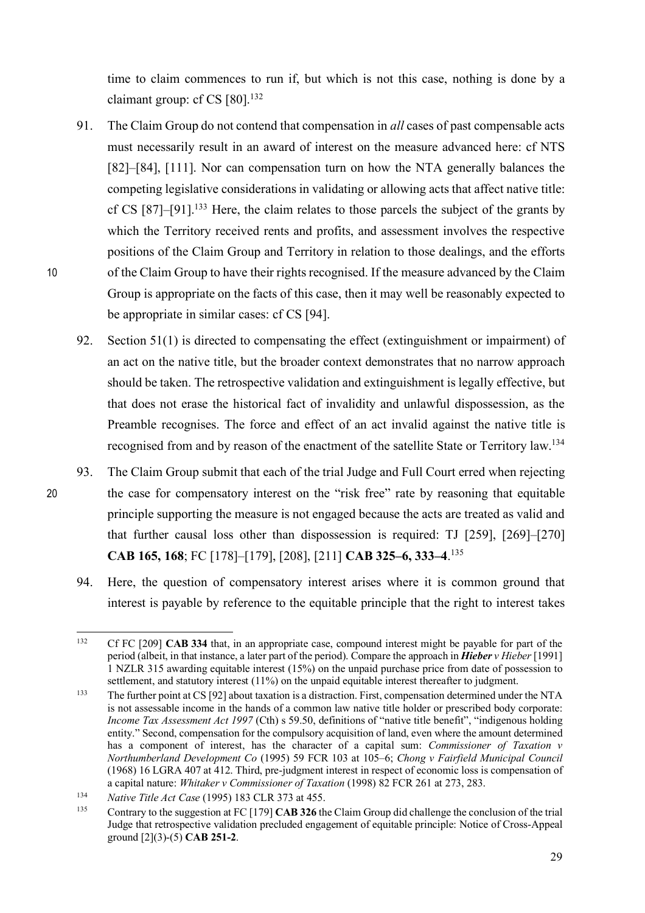time to claim commences to run if, but which is not this case, nothing is done by a claimant group: cf CS [80].[132]

91. The Claim Group do not contend that compensation in *all* cases of past compensable acts must necessarily result in an award of interest on the measure advanced here: cf NTS [82]–[84], [111]. Nor can compensation turn on how the NTA generally balances the competing legislative considerations in validating or allowing acts that affect native title: cf CS [87]–[91].[133] Here, the claim relates to those parcels the subject of the grants by which the Territory received rents and profits, and assessment involves the respective positions of the Claim Group and Territory in relation to those dealings, and the efforts of the Claim Group to have their rights recognised. If the measure advanced by the Claim Group is appropriate on the facts of this case, then it may well be reasonably expected to be appropriate in similar cases: cf CS [94].

92. Section 51(1) is directed to compensating the effect (extinguishment or impairment) of an act on the native title, but the broader context demonstrates that no narrow approach should be taken. The retrospective validation and extinguishment is legally effective, but that does not erase the historical fact of invalidity and unlawful dispossession, as the Preamble recognises. The force and effect of an act invalid against the native title is recognised from and by reason of the enactment of the satellite State or Territory law.[134]

93. The Claim Group submit that each of the trial Judge and Full Court erred when rejecting the case for compensatory interest on the "risk free" rate by reasoning that equitable principle supporting the measure is not engaged because the acts are treated as valid and that further causal loss other than dispossession is required: TJ [259], [269]–[270] **CAB 165, 168**; FC [178]–[179], [208], [211] **CAB 325–6, 333–4**.[135]

94. Here, the question of compensatory interest arises where it is common ground that interest is payable by reference to the equitable principle that the right to interest takes

---

[132] Cf FC [209] **CAB 334** that, in an appropriate case, compound interest might be payable for part of the period (albeit, in that instance, a later part of the period). Compare the approach in ***Hieber** v Hieber* [1991] 1 NZLR 315 awarding equitable interest (15%) on the unpaid purchase price from date of possession to settlement, and statutory interest (11%) on the unpaid equitable interest thereafter to judgment.

[133] The further point at CS [92] about taxation is a distraction. First, compensation determined under the NTA is not assessable income in the hands of a common law native title holder or prescribed body corporate: *Income Tax Assessment Act 1997* (Cth) s 59.50, definitions of "native title benefit", "indigenous holding entity." Second, compensation for the compulsory acquisition of land, even where the amount determined has a component of interest, has the character of a capital sum: *Commissioner of Taxation v Northumberland Development Co* (1995) 59 FCR 103 at 105–6; *Chong v Fairfield Municipal Council* (1968) 16 LGRA 407 at 412. Third, pre-judgment interest in respect of economic loss is compensation of a capital nature: *Whitaker v Commissioner of Taxation* (1998) 82 FCR 261 at 273, 283.

[134] *Native Title Act Case* (1995) 183 CLR 373 at 455.

[135] Contrary to the suggestion at FC [179] **CAB 326** the Claim Group did challenge the conclusion of the trial Judge that retrospective validation precluded engagement of equitable principle: Notice of Cross-Appeal ground [2](3)-(5) **CAB 251-2**.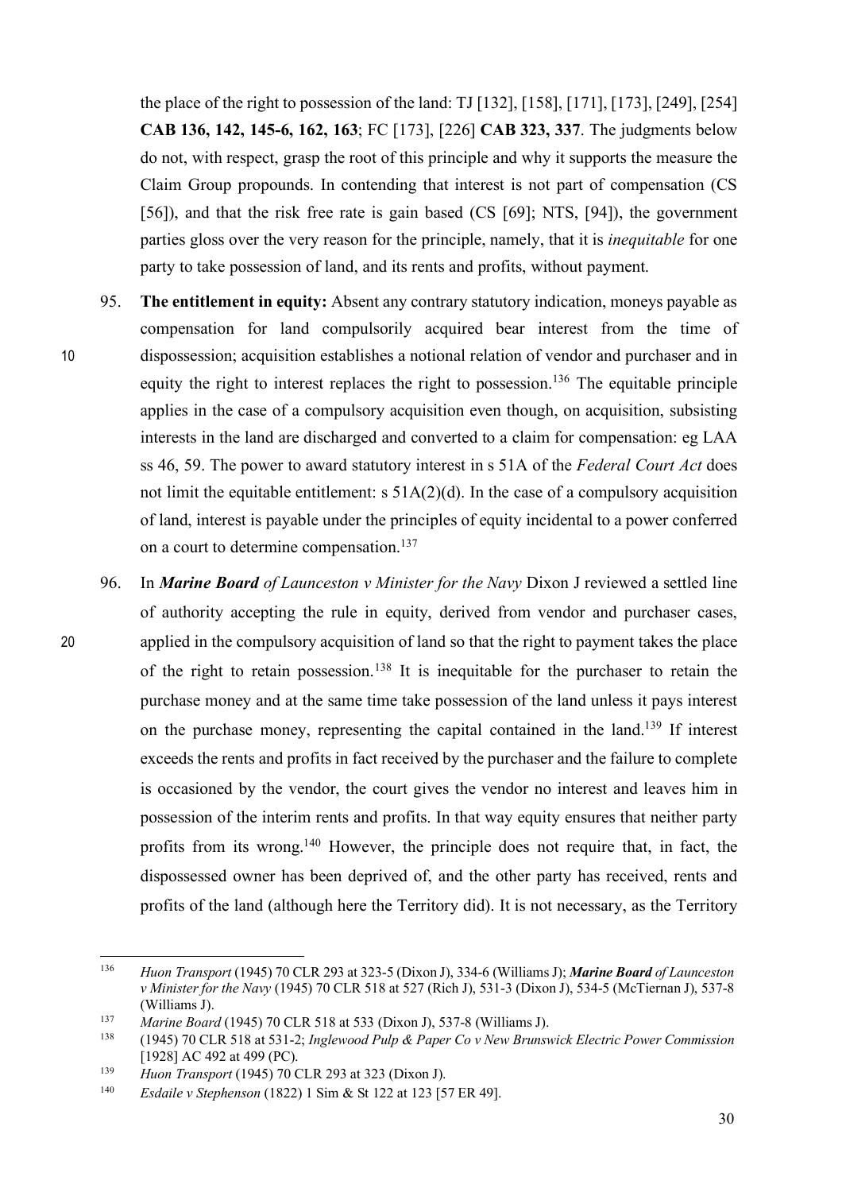the place of the right to possession of the land: TJ [132], [158], [171], [173], [249], [254] **CAB 136, 142, 145-6, 162, 163**; FC [173], [226] **CAB 323, 337**. The judgments below do not, with respect, grasp the root of this principle and why it supports the measure the Claim Group propounds. In contending that interest is not part of compensation (CS [56]), and that the risk free rate is gain based (CS [69]; NTS, [94]), the government parties gloss over the very reason for the principle, namely, that it is *inequitable* for one party to take possession of land, and its rents and profits, without payment.

95. **The entitlement in equity:** Absent any contrary statutory indication, moneys payable as compensation for land compulsorily acquired bear interest from the time of dispossession; acquisition establishes a notional relation of vendor and purchaser and in equity the right to interest replaces the right to possession.[136] The equitable principle applies in the case of a compulsory acquisition even though, on acquisition, subsisting interests in the land are discharged and converted to a claim for compensation: eg LAA ss 46, 59. The power to award statutory interest in s 51A of the *Federal Court Act* does not limit the equitable entitlement: s 51A(2)(d). In the case of a compulsory acquisition of land, interest is payable under the principles of equity incidental to a power conferred on a court to determine compensation.[137]

96. In ***Marine Board** of Launceston v Minister for the Navy* Dixon J reviewed a settled line of authority accepting the rule in equity, derived from vendor and purchaser cases, applied in the compulsory acquisition of land so that the right to payment takes the place of the right to retain possession.[138] It is inequitable for the purchaser to retain the purchase money and at the same time take possession of the land unless it pays interest on the purchase money, representing the capital contained in the land.[139] If interest exceeds the rents and profits in fact received by the purchaser and the failure to complete is occasioned by the vendor, the court gives the vendor no interest and leaves him in possession of the interim rents and profits. In that way equity ensures that neither party profits from its wrong.[140] However, the principle does not require that, in fact, the dispossessed owner has been deprived of, and the other party has received, rents and profits of the land (although here the Territory did). It is not necessary, as the Territory

---

[136] *Huon Transport* (1945) 70 CLR 293 at 323-5 (Dixon J), 334-6 (Williams J); ***Marine Board** of Launceston v Minister for the Navy* (1945) 70 CLR 518 at 527 (Rich J), 531-3 (Dixon J), 534-5 (McTiernan J), 537-8 (Williams J).

[137] *Marine Board* (1945) 70 CLR 518 at 533 (Dixon J), 537-8 (Williams J).

[138] (1945) 70 CLR 518 at 531-2; *Inglewood Pulp & Paper Co v New Brunswick Electric Power Commission* [1928] AC 492 at 499 (PC).

[139] *Huon Transport* (1945) 70 CLR 293 at 323 (Dixon J).

[140] *Esdaile v Stephenson* (1822) 1 Sim & St 122 at 123 [57 ER 49].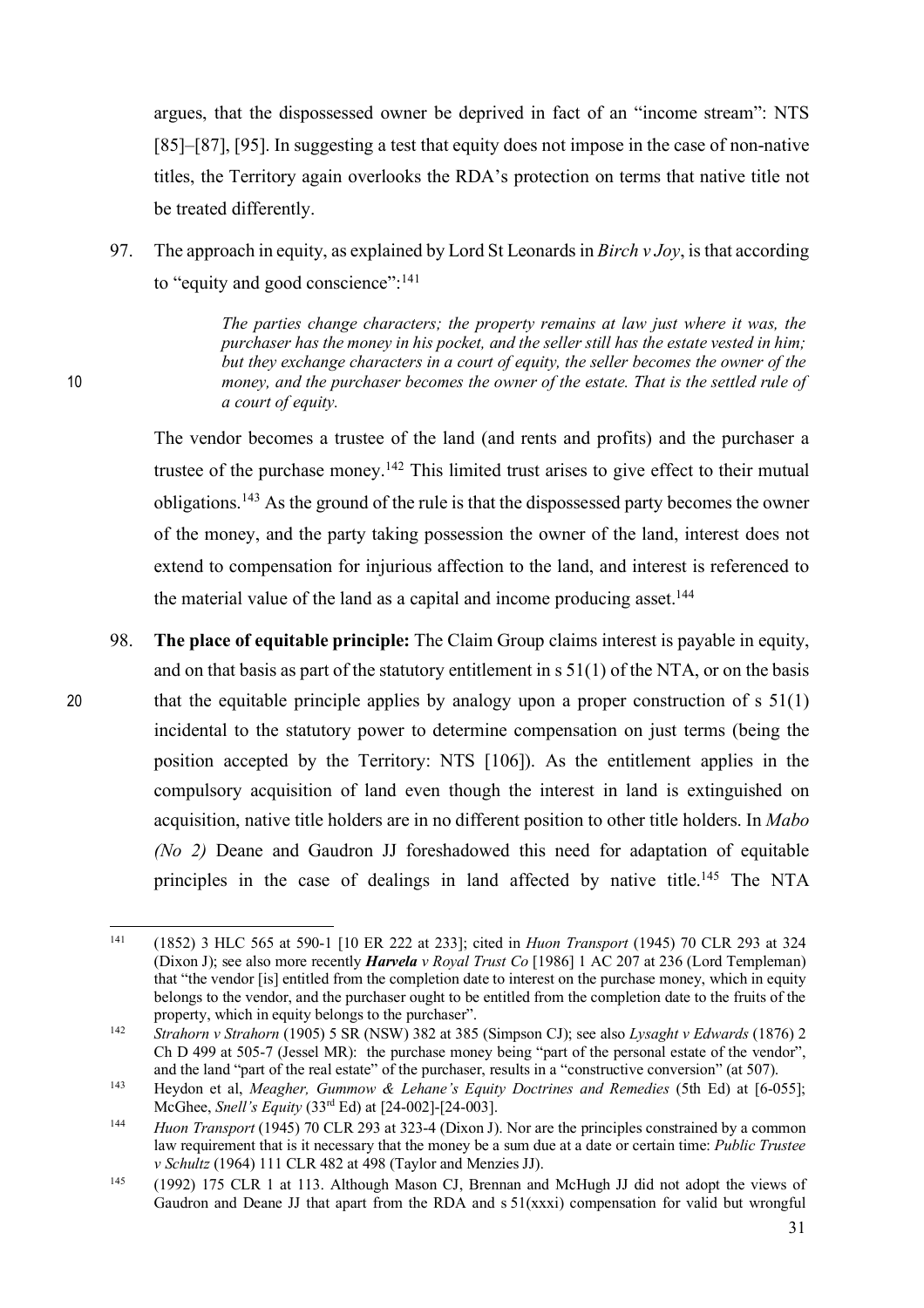argues, that the dispossessed owner be deprived in fact of an "income stream": NTS [85]–[87], [95]. In suggesting a test that equity does not impose in the case of non-native titles, the Territory again overlooks the RDA's protection on terms that native title not be treated differently.

97. The approach in equity, as explained by Lord St Leonards in *Birch v Joy*, is that according to "equity and good conscience":[141]

> *The parties change characters; the property remains at law just where it was, the purchaser has the money in his pocket, and the seller still has the estate vested in him; but they exchange characters in a court of equity, the seller becomes the owner of the money, and the purchaser becomes the owner of the estate. That is the settled rule of a court of equity.*

The vendor becomes a trustee of the land (and rents and profits) and the purchaser a trustee of the purchase money.[142] This limited trust arises to give effect to their mutual obligations.[143] As the ground of the rule is that the dispossessed party becomes the owner of the money, and the party taking possession the owner of the land, interest does not extend to compensation for injurious affection to the land, and interest is referenced to the material value of the land as a capital and income producing asset.[144]

98. **The place of equitable principle:** The Claim Group claims interest is payable in equity, and on that basis as part of the statutory entitlement in s 51(1) of the NTA, or on the basis that the equitable principle applies by analogy upon a proper construction of s 51(1) incidental to the statutory power to determine compensation on just terms (being the position accepted by the Territory: NTS [106]). As the entitlement applies in the compulsory acquisition of land even though the interest in land is extinguished on acquisition, native title holders are in no different position to other title holders. In *Mabo (No 2)* Deane and Gaudron JJ foreshadowed this need for adaptation of equitable principles in the case of dealings in land affected by native title.[145] The NTA

---

[141] (1852) 3 HLC 565 at 590-1 [10 ER 222 at 233]; cited in *Huon Transport* (1945) 70 CLR 293 at 324 (Dixon J); see also more recently ***Harvela** v Royal Trust Co* [1986] 1 AC 207 at 236 (Lord Templeman) that "the vendor [is] entitled from the completion date to interest on the purchase money, which in equity belongs to the vendor, and the purchaser ought to be entitled from the completion date to the fruits of the property, which in equity belongs to the purchaser".

[142] *Strahorn v Strahorn* (1905) 5 SR (NSW) 382 at 385 (Simpson CJ); see also *Lysaght v Edwards* (1876) 2 Ch D 499 at 505-7 (Jessel MR): the purchase money being "part of the personal estate of the vendor", and the land "part of the real estate" of the purchaser, results in a "constructive conversion" (at 507).

[143] Heydon et al, *Meagher, Gummow & Lehane's Equity Doctrines and Remedies* (5th Ed) at [6-055]; McGhee, *Snell's Equity* (33rd Ed) at [24-002]-[24-003].

[144] *Huon Transport* (1945) 70 CLR 293 at 323-4 (Dixon J). Nor are the principles constrained by a common law requirement that is it necessary that the money be a sum due at a date or certain time: *Public Trustee v Schultz* (1964) 111 CLR 482 at 498 (Taylor and Menzies JJ).

[145] (1992) 175 CLR 1 at 113. Although Mason CJ, Brennan and McHugh JJ did not adopt the views of Gaudron and Deane JJ that apart from the RDA and s 51(xxxi) compensation for valid but wrongful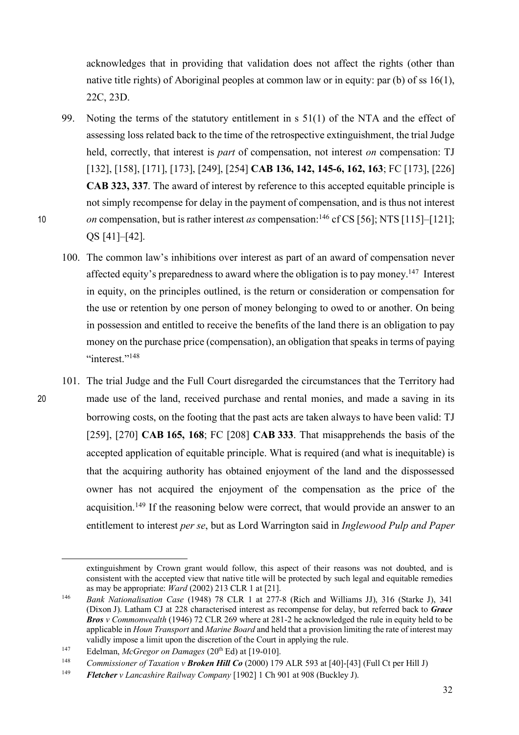acknowledges that in providing that validation does not affect the rights (other than native title rights) of Aboriginal peoples at common law or in equity: par (b) of ss 16(1), 22C, 23D.

99. Noting the terms of the statutory entitlement in s 51(1) of the NTA and the effect of assessing loss related back to the time of the retrospective extinguishment, the trial Judge held, correctly, that interest is *part* of compensation, not interest *on* compensation: TJ [132], [158], [171], [173], [249], [254] **CAB 136, 142, 145-6, 162, 163**; FC [173], [226] **CAB 323, 337**. The award of interest by reference to this accepted equitable principle is not simply recompense for delay in the payment of compensation, and is thus not interest *on* compensation, but is rather interest *as* compensation:[146] cf CS [56]; NTS [115]–[121]; QS [41]–[42].

100. The common law's inhibitions over interest as part of an award of compensation never affected equity's preparedness to award where the obligation is to pay money.[147] Interest in equity, on the principles outlined, is the return or consideration or compensation for the use or retention by one person of money belonging to owed to or another. On being in possession and entitled to receive the benefits of the land there is an obligation to pay money on the purchase price (compensation), an obligation that speaks in terms of paying "interest."[148]

101. The trial Judge and the Full Court disregarded the circumstances that the Territory had made use of the land, received purchase and rental monies, and made a saving in its borrowing costs, on the footing that the past acts are taken always to have been valid: TJ [259], [270] **CAB 165, 168**; FC [208] **CAB 333**. That misapprehends the basis of the accepted application of equitable principle. What is required (and what is inequitable) is that the acquiring authority has obtained enjoyment of the land and the dispossessed owner has not acquired the enjoyment of the compensation as the price of the acquisition.[149] If the reasoning below were correct, that would provide an answer to an entitlement to interest *per se*, but as Lord Warrington said in *Inglewood Pulp and Paper*

---

extinguishment by Crown grant would follow, this aspect of their reasons was not doubted, and is consistent with the accepted view that native title will be protected by such legal and equitable remedies as may be appropriate: *Ward* (2002) 213 CLR 1 at [21].

[146] *Bank Nationalisation Case* (1948) 78 CLR 1 at 277-8 (Rich and Williams JJ), 316 (Starke J), 341 (Dixon J). Latham CJ at 228 characterised interest as recompense for delay, but referred back to ***Grace Bros*** *v Commonwealth* (1946) 72 CLR 269 where at 281-2 he acknowledged the rule in equity held to be applicable in *Houn Transport* and *Marine Board* and held that a provision limiting the rate of interest may validly impose a limit upon the discretion of the Court in applying the rule.

[147] Edelman, *McGregor on Damages* (20th Ed) at [19-010].

[148] *Commissioner of Taxation v **Broken Hill Co*** (2000) 179 ALR 593 at [40]-[43] (Full Ct per Hill J)

[149] ***Fletcher*** *v Lancashire Railway Company* [1902] 1 Ch 901 at 908 (Buckley J).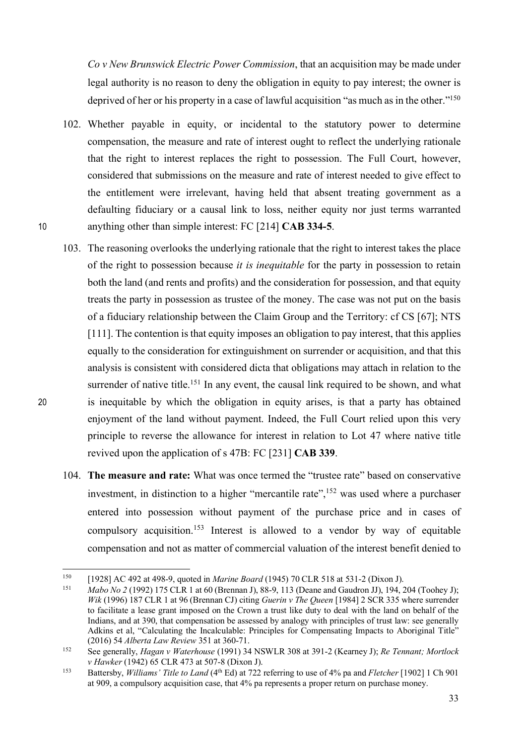*Co v New Brunswick Electric Power Commission*, that an acquisition may be made under legal authority is no reason to deny the obligation in equity to pay interest; the owner is deprived of her or his property in a case of lawful acquisition "as much as in the other."[150]

102. Whether payable in equity, or incidental to the statutory power to determine compensation, the measure and rate of interest ought to reflect the underlying rationale that the right to interest replaces the right to possession. The Full Court, however, considered that submissions on the measure and rate of interest needed to give effect to the entitlement were irrelevant, having held that absent treating government as a defaulting fiduciary or a causal link to loss, neither equity nor just terms warranted anything other than simple interest: FC [214] **CAB 334-5**.

103. The reasoning overlooks the underlying rationale that the right to interest takes the place of the right to possession because *it is inequitable* for the party in possession to retain both the land (and rents and profits) and the consideration for possession, and that equity treats the party in possession as trustee of the money. The case was not put on the basis of a fiduciary relationship between the Claim Group and the Territory: cf CS [67]; NTS [111]. The contention is that equity imposes an obligation to pay interest, that this applies equally to the consideration for extinguishment on surrender or acquisition, and that this analysis is consistent with considered dicta that obligations may attach in relation to the surrender of native title.[151] In any event, the causal link required to be shown, and what is inequitable by which the obligation in equity arises, is that a party has obtained enjoyment of the land without payment. Indeed, the Full Court relied upon this very principle to reverse the allowance for interest in relation to Lot 47 where native title revived upon the application of s 47B: FC [231] **CAB 339**.

104. **The measure and rate:** What was once termed the "trustee rate" based on conservative investment, in distinction to a higher "mercantile rate",[152] was used where a purchaser entered into possession without payment of the purchase price and in cases of compulsory acquisition.[153] Interest is allowed to a vendor by way of equitable compensation and not as matter of commercial valuation of the interest benefit denied to

---

[150] [1928] AC 492 at 498-9, quoted in *Marine Board* (1945) 70 CLR 518 at 531-2 (Dixon J).

[151] *Mabo No 2* (1992) 175 CLR 1 at 60 (Brennan J), 88-9, 113 (Deane and Gaudron JJ), 194, 204 (Toohey J); *Wik* (1996) 187 CLR 1 at 96 (Brennan CJ) citing *Guerin v The Queen* [1984] 2 SCR 335 where surrender to facilitate a lease grant imposed on the Crown a trust like duty to deal with the land on behalf of the Indians, and at 390, that compensation be assessed by analogy with principles of trust law: see generally Adkins et al, "Calculating the Incalculable: Principles for Compensating Impacts to Aboriginal Title" (2016) 54 *Alberta Law Review* 351 at 360-71.

[152] See generally, *Hagan v Waterhouse* (1991) 34 NSWLR 308 at 391-2 (Kearney J); *Re Tennant; Mortlock v Hawker* (1942) 65 CLR 473 at 507-8 (Dixon J).

[153] Battersby, *Williams' Title to Land* (4th Ed) at 722 referring to use of 4% pa and *Fletcher* [1902] 1 Ch 901 at 909, a compulsory acquisition case, that 4% pa represents a proper return on purchase money.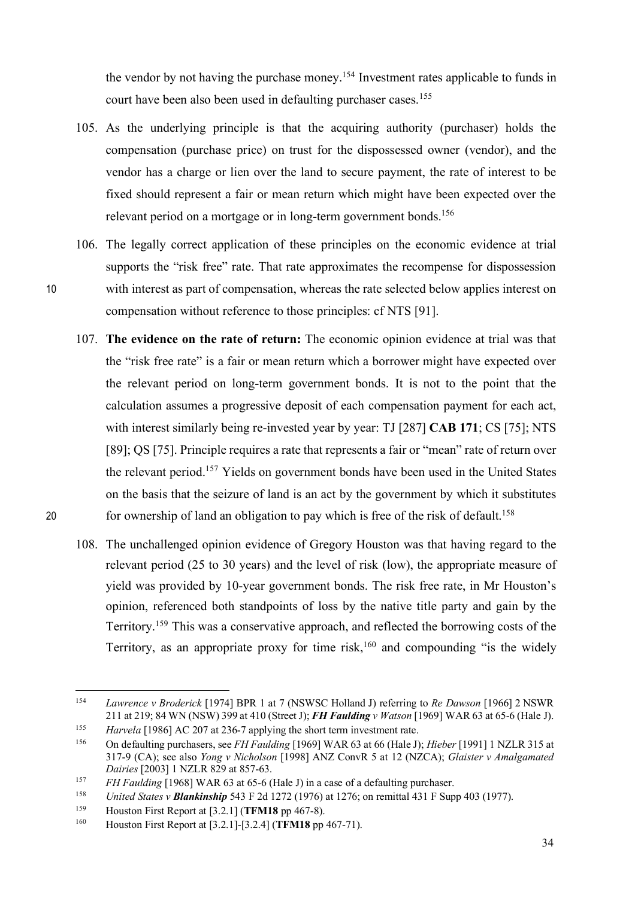the vendor by not having the purchase money.[154] Investment rates applicable to funds in court have been also been used in defaulting purchaser cases.[155]

105. As the underlying principle is that the acquiring authority (purchaser) holds the compensation (purchase price) on trust for the dispossessed owner (vendor), and the vendor has a charge or lien over the land to secure payment, the rate of interest to be fixed should represent a fair or mean return which might have been expected over the relevant period on a mortgage or in long-term government bonds.[156]

106. The legally correct application of these principles on the economic evidence at trial supports the "risk free" rate. That rate approximates the recompense for dispossession with interest as part of compensation, whereas the rate selected below applies interest on compensation without reference to those principles: cf NTS [91].

107. **The evidence on the rate of return:** The economic opinion evidence at trial was that the "risk free rate" is a fair or mean return which a borrower might have expected over the relevant period on long-term government bonds. It is not to the point that the calculation assumes a progressive deposit of each compensation payment for each act, with interest similarly being re-invested year by year: TJ [287] **CAB 171**; CS [75]; NTS [89]; QS [75]. Principle requires a rate that represents a fair or "mean" rate of return over the relevant period.[157] Yields on government bonds have been used in the United States on the basis that the seizure of land is an act by the government by which it substitutes for ownership of land an obligation to pay which is free of the risk of default.[158]

108. The unchallenged opinion evidence of Gregory Houston was that having regard to the relevant period (25 to 30 years) and the level of risk (low), the appropriate measure of yield was provided by 10-year government bonds. The risk free rate, in Mr Houston's opinion, referenced both standpoints of loss by the native title party and gain by the Territory.[159] This was a conservative approach, and reflected the borrowing costs of the Territory, as an appropriate proxy for time risk,[160] and compounding "is the widely

---

[154] *Lawrence v Broderick* [1974] BPR 1 at 7 (NSWSC Holland J) referring to *Re Dawson* [1966] 2 NSWR 211 at 219; 84 WN (NSW) 399 at 410 (Street J); ***FH Faulding** v Watson* [1969] WAR 63 at 65-6 (Hale J).

[155] *Harvela* [1986] AC 207 at 236-7 applying the short term investment rate.

[156] On defaulting purchasers, see *FH Faulding* [1969] WAR 63 at 66 (Hale J); *Hieber* [1991] 1 NZLR 315 at 317-9 (CA); see also *Yong v Nicholson* [1998] ANZ ConvR 5 at 12 (NZCA); *Glaister v Amalgamated Dairies* [2003] 1 NZLR 829 at 857-63.

[157] *FH Faulding* [1968] WAR 63 at 65-6 (Hale J) in a case of a defaulting purchaser.

[158] *United States v **Blankinship*** 543 F 2d 1272 (1976) at 1276; on remittal 431 F Supp 403 (1977).

[159] Houston First Report at [3.2.1] (**TFM18** pp 467-8).

[160] Houston First Report at [3.2.1]-[3.2.4] (**TFM18** pp 467-71).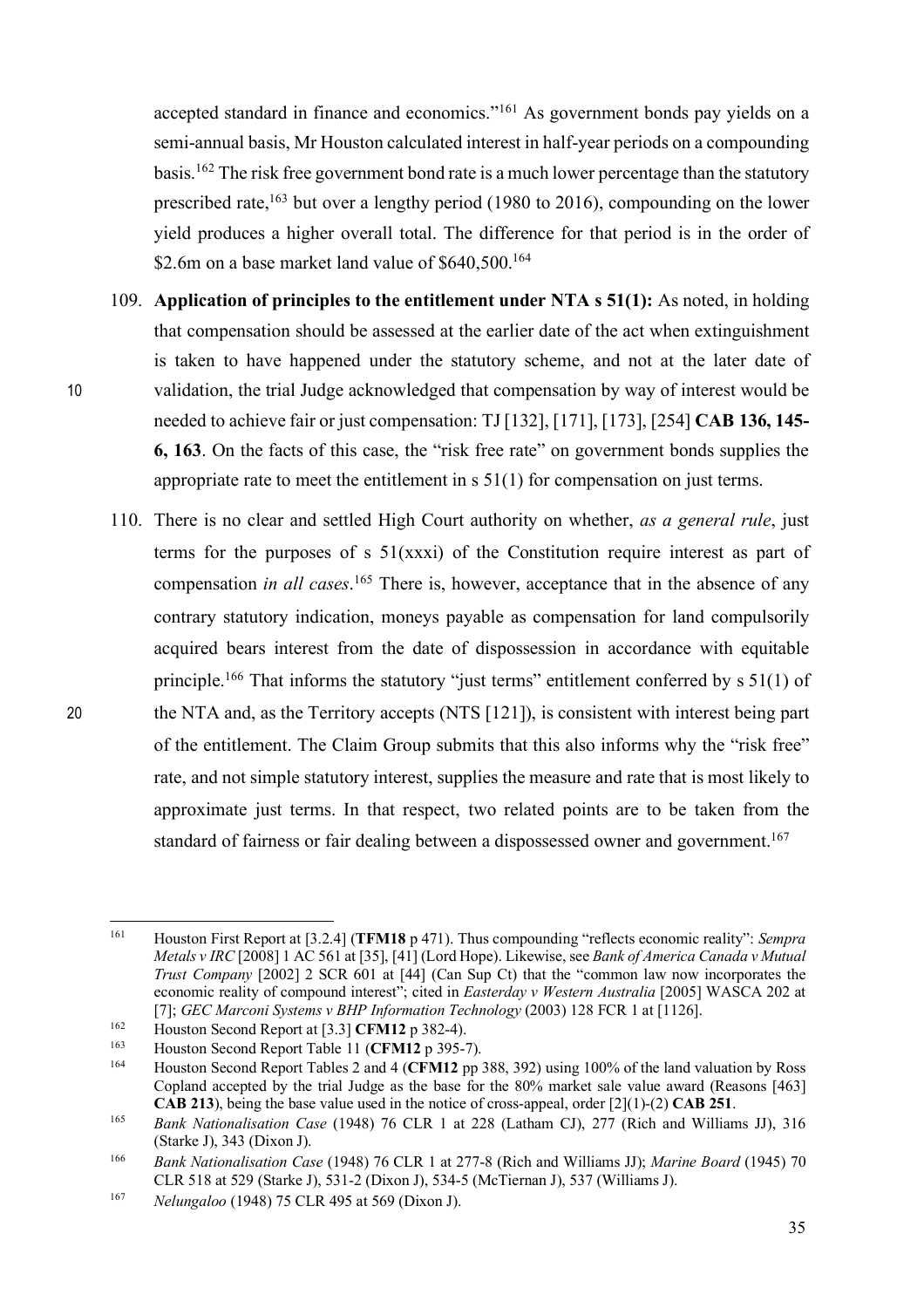accepted standard in finance and economics."[161] As government bonds pay yields on a semi-annual basis, Mr Houston calculated interest in half-year periods on a compounding basis.[162] The risk free government bond rate is a much lower percentage than the statutory prescribed rate,[163] but over a lengthy period (1980 to 2016), compounding on the lower yield produces a higher overall total. The difference for that period is in the order of \$2.6m on a base market land value of \$640,500.[164]

109. **Application of principles to the entitlement under NTA s 51(1):** As noted, in holding that compensation should be assessed at the earlier date of the act when extinguishment is taken to have happened under the statutory scheme, and not at the later date of validation, the trial Judge acknowledged that compensation by way of interest would be needed to achieve fair or just compensation: TJ [132], [171], [173], [254] **CAB 136, 145-6, 163**. On the facts of this case, the "risk free rate" on government bonds supplies the appropriate rate to meet the entitlement in s 51(1) for compensation on just terms.

110. There is no clear and settled High Court authority on whether, *as a general rule*, just terms for the purposes of s 51(xxxi) of the Constitution require interest as part of compensation *in all cases*.[165] There is, however, acceptance that in the absence of any contrary statutory indication, moneys payable as compensation for land compulsorily acquired bears interest from the date of dispossession in accordance with equitable principle.[166] That informs the statutory "just terms" entitlement conferred by s 51(1) of the NTA and, as the Territory accepts (NTS [121]), is consistent with interest being part of the entitlement. The Claim Group submits that this also informs why the "risk free" rate, and not simple statutory interest, supplies the measure and rate that is most likely to approximate just terms. In that respect, two related points are to be taken from the standard of fairness or fair dealing between a dispossessed owner and government.[167]

---

[161] Houston First Report at [3.2.4] (**TFM18** p 471). Thus compounding "reflects economic reality": *Sempra Metals v IRC* [2008] 1 AC 561 at [35], [41] (Lord Hope). Likewise, see *Bank of America Canada v Mutual Trust Company* [2002] 2 SCR 601 at [44] (Can Sup Ct) that the "common law now incorporates the economic reality of compound interest"; cited in *Easterday v Western Australia* [2005] WASCA 202 at [7]; *GEC Marconi Systems v BHP Information Technology* (2003) 128 FCR 1 at [1126].

[162] Houston Second Report at [3.3] **CFM12** p 382-4).

[163] Houston Second Report Table 11 (**CFM12** p 395-7).

[164] Houston Second Report Tables 2 and 4 (**CFM12** pp 388, 392) using 100% of the land valuation by Ross Copland accepted by the trial Judge as the base for the 80% market sale value award (Reasons [463] **CAB 213**), being the base value used in the notice of cross-appeal, order [2](1)-(2) **CAB 251**.

[165] *Bank Nationalisation Case* (1948) 76 CLR 1 at 228 (Latham CJ), 277 (Rich and Williams JJ), 316 (Starke J), 343 (Dixon J).

[166] *Bank Nationalisation Case* (1948) 76 CLR 1 at 277-8 (Rich and Williams JJ); *Marine Board* (1945) 70 CLR 518 at 529 (Starke J), 531-2 (Dixon J), 534-5 (McTiernan J), 537 (Williams J).

[167] *Nelungaloo* (1948) 75 CLR 495 at 569 (Dixon J).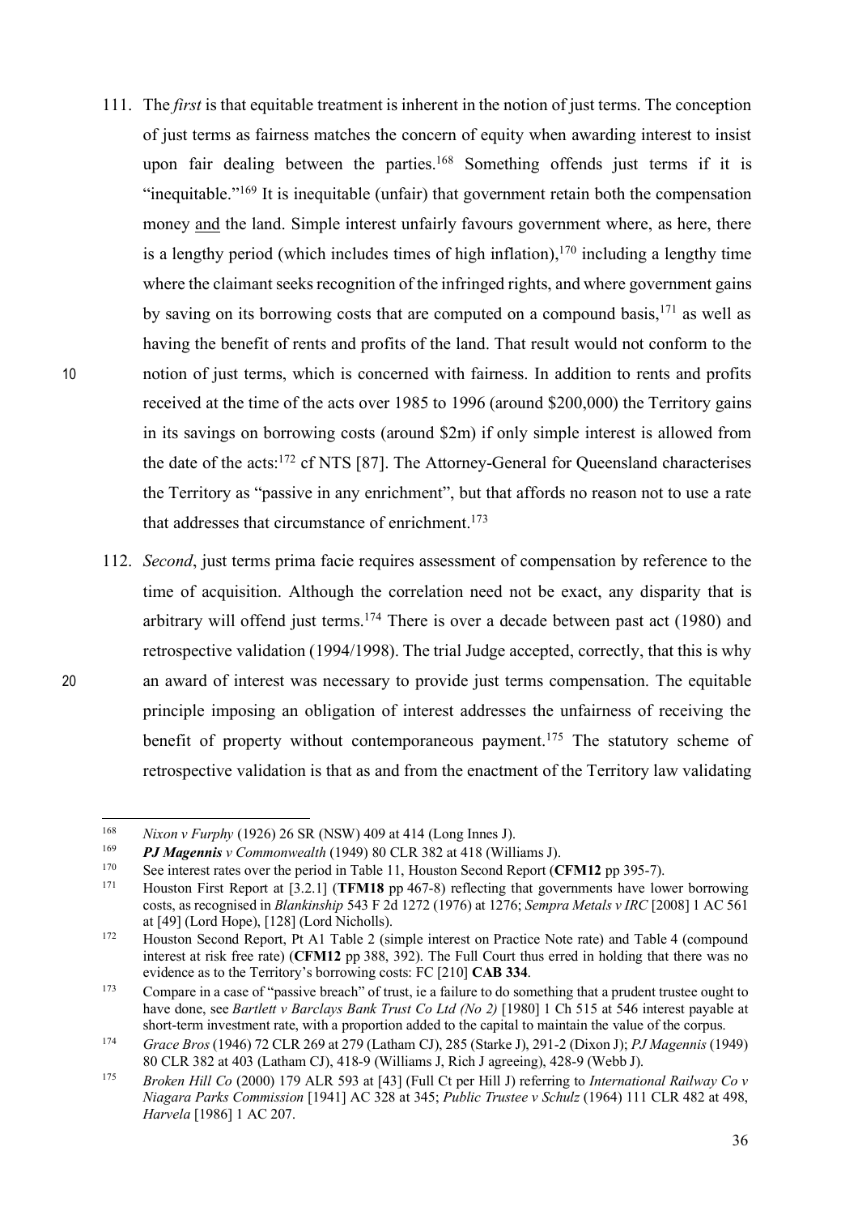111. The *first* is that equitable treatment is inherent in the notion of just terms. The conception of just terms as fairness matches the concern of equity when awarding interest to insist upon fair dealing between the parties.[168] Something offends just terms if it is "inequitable."[169] It is inequitable (unfair) that government retain both the compensation money and the land. Simple interest unfairly favours government where, as here, there is a lengthy period (which includes times of high inflation),[170] including a lengthy time where the claimant seeks recognition of the infringed rights, and where government gains by saving on its borrowing costs that are computed on a compound basis,[171] as well as having the benefit of rents and profits of the land. That result would not conform to the notion of just terms, which is concerned with fairness. In addition to rents and profits received at the time of the acts over 1985 to 1996 (around $200,000) the Territory gains in its savings on borrowing costs (around $2m) if only simple interest is allowed from the date of the acts:[172] cf NTS [87]. The Attorney-General for Queensland characterises the Territory as "passive in any enrichment", but that affords no reason not to use a rate that addresses that circumstance of enrichment.[173]

112. *Second*, just terms prima facie requires assessment of compensation by reference to the time of acquisition. Although the correlation need not be exact, any disparity that is arbitrary will offend just terms.[174] There is over a decade between past act (1980) and retrospective validation (1994/1998). The trial Judge accepted, correctly, that this is why an award of interest was necessary to provide just terms compensation. The equitable principle imposing an obligation of interest addresses the unfairness of receiving the benefit of property without contemporaneous payment.[175] The statutory scheme of retrospective validation is that as and from the enactment of the Territory law validating

---

[168] *Nixon v Furphy* (1926) 26 SR (NSW) 409 at 414 (Long Innes J).

[169] ***PJ Magennis*** *v Commonwealth* (1949) 80 CLR 382 at 418 (Williams J).

[170] See interest rates over the period in Table 11, Houston Second Report (**CFM12** pp 395-7).

[171] Houston First Report at [3.2.1] (**TFM18** pp 467-8) reflecting that governments have lower borrowing costs, as recognised in *Blankinship* 543 F 2d 1272 (1976) at 1276; *Sempra Metals v IRC* [2008] 1 AC 561 at [49] (Lord Hope), [128] (Lord Nicholls).

[172] Houston Second Report, Pt A1 Table 2 (simple interest on Practice Note rate) and Table 4 (compound interest at risk free rate) (**CFM12** pp 388, 392). The Full Court thus erred in holding that there was no evidence as to the Territory's borrowing costs: FC [210] **CAB 334**.

[173] Compare in a case of "passive breach" of trust, ie a failure to do something that a prudent trustee ought to have done, see *Bartlett v Barclays Bank Trust Co Ltd (No 2)* [1980] 1 Ch 515 at 546 interest payable at short-term investment rate, with a proportion added to the capital to maintain the value of the corpus.

[174] *Grace Bros* (1946) 72 CLR 269 at 279 (Latham CJ), 285 (Starke J), 291-2 (Dixon J); *PJ Magennis* (1949) 80 CLR 382 at 403 (Latham CJ), 418-9 (Williams J, Rich J agreeing), 428-9 (Webb J).

[175] *Broken Hill Co* (2000) 179 ALR 593 at [43] (Full Ct per Hill J) referring to *International Railway Co v Niagara Parks Commission* [1941] AC 328 at 345; *Public Trustee v Schulz* (1964) 111 CLR 482 at 498, *Harvela* [1986] 1 AC 207.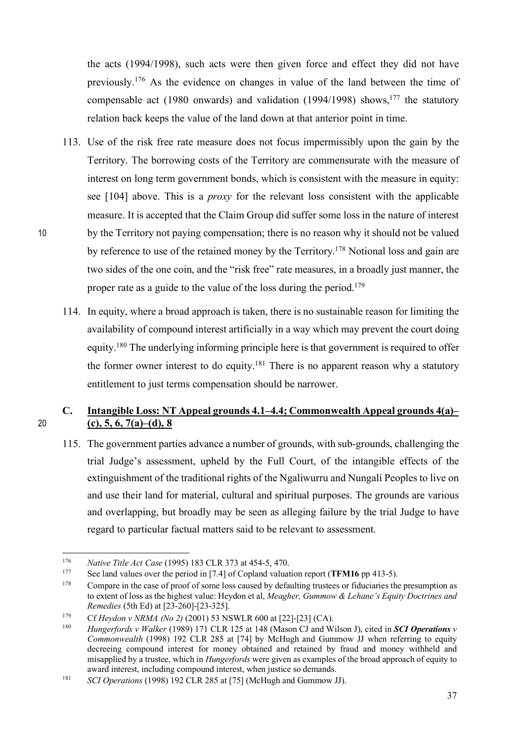the acts (1994/1998), such acts were then given force and effect they did not have previously.[176] As the evidence on changes in value of the land between the time of compensable act (1980 onwards) and validation (1994/1998) shows,[177] the statutory relation back keeps the value of the land down at that anterior point in time.

113. Use of the risk free rate measure does not focus impermissibly upon the gain by the Territory. The borrowing costs of the Territory are commensurate with the measure of interest on long term government bonds, which is consistent with the measure in equity: see [104] above. This is a *proxy* for the relevant loss consistent with the applicable measure. It is accepted that the Claim Group did suffer some loss in the nature of interest by the Territory not paying compensation; there is no reason why it should not be valued by reference to use of the retained money by the Territory.[178] Notional loss and gain are two sides of the one coin, and the "risk free" rate measures, in a broadly just manner, the proper rate as a guide to the value of the loss during the period.[179]

114. In equity, where a broad approach is taken, there is no sustainable reason for limiting the availability of compound interest artificially in a way which may prevent the court doing equity.[180] The underlying informing principle here is that government is required to offer the former owner interest to do equity.[181] There is no apparent reason why a statutory entitlement to just terms compensation should be narrower.

## C. Intangible Loss: NT Appeal grounds 4.1–4.4; Commonwealth Appeal grounds 4(a)–(c), 5, 6, 7(a)–(d), 8

115. The government parties advance a number of grounds, with sub-grounds, challenging the trial Judge's assessment, upheld by the Full Court, of the intangible effects of the extinguishment of the traditional rights of the Ngaliwurru and Nungali Peoples to live on and use their land for material, cultural and spiritual purposes. The grounds are various and overlapping, but broadly may be seen as alleging failure by the trial Judge to have regard to particular factual matters said to be relevant to assessment.

---

[176] *Native Title Act Case* (1995) 183 CLR 373 at 454-5, 470.

[177] See land values over the period in [7.4] of Copland valuation report (**TFM16** pp 413-5).

[178] Compare in the case of proof of some loss caused by defaulting trustees or fiduciaries the presumption as to extent of loss as the highest value: Heydon et al, *Meagher, Gummow & Lehane's Equity Doctrines and Remedies* (5th Ed) at [23-260]-[23-325].

[179] Cf *Heydon v NRMA (No 2)* (2001) 53 NSWLR 600 at [22]-[23] (CA).

[180] *Hungerfords v Walker* (1989) 171 CLR 125 at 148 (Mason CJ and Wilson J), cited in ***SCI Operations** v Commonwealth* (1998) 192 CLR 285 at [74] by McHugh and Gummow JJ when referring to equity decreeing compound interest for money obtained and retained by fraud and money withheld and misapplied by a trustee, which in *Hungerfords* were given as examples of the broad approach of equity to award interest, including compound interest, when justice so demands.

[181] *SCI Operations* (1998) 192 CLR 285 at [75] (McHugh and Gummow JJ).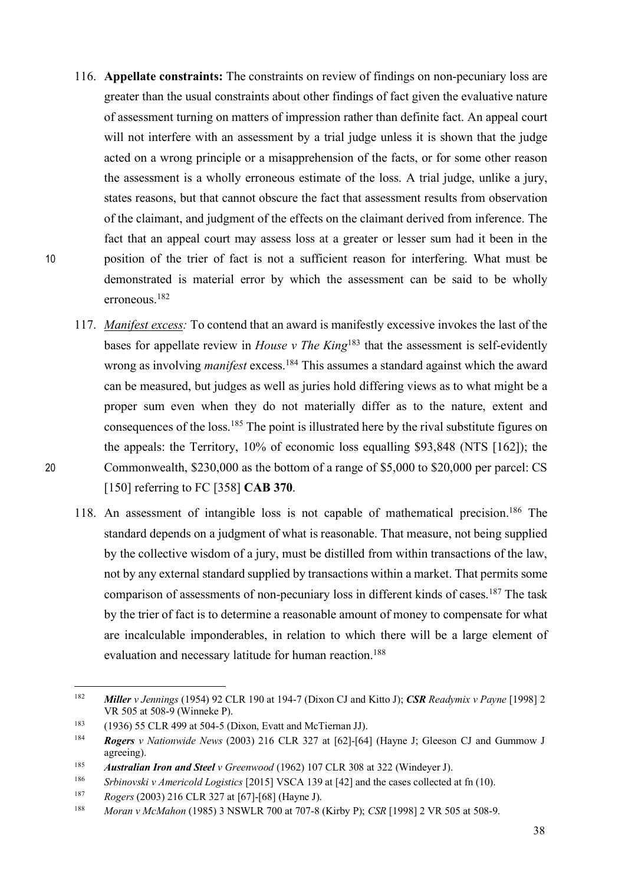116. **Appellate constraints:** The constraints on review of findings on non-pecuniary loss are greater than the usual constraints about other findings of fact given the evaluative nature of assessment turning on matters of impression rather than definite fact. An appeal court will not interfere with an assessment by a trial judge unless it is shown that the judge acted on a wrong principle or a misapprehension of the facts, or for some other reason the assessment is a wholly erroneous estimate of the loss. A trial judge, unlike a jury, states reasons, but that cannot obscure the fact that assessment results from observation of the claimant, and judgment of the effects on the claimant derived from inference. The fact that an appeal court may assess loss at a greater or lesser sum had it been in the position of the trier of fact is not a sufficient reason for interfering. What must be demonstrated is material error by which the assessment can be said to be wholly erroneous.[182]

117. *Manifest excess:* To contend that an award is manifestly excessive invokes the last of the bases for appellate review in *House v The King*[183] that the assessment is self-evidently wrong as involving *manifest* excess.[184] This assumes a standard against which the award can be measured, but judges as well as juries hold differing views as to what might be a proper sum even when they do not materially differ as to the nature, extent and consequences of the loss.[185] The point is illustrated here by the rival substitute figures on the appeals: the Territory, 10% of economic loss equalling $93,848 (NTS [162]); the Commonwealth, $230,000 as the bottom of a range of $5,000 to $20,000 per parcel: CS [150] referring to FC [358] **CAB 370**.

118. An assessment of intangible loss is not capable of mathematical precision.[186] The standard depends on a judgment of what is reasonable. That measure, not being supplied by the collective wisdom of a jury, must be distilled from within transactions of the law, not by any external standard supplied by transactions within a market. That permits some comparison of assessments of non-pecuniary loss in different kinds of cases.[187] The task by the trier of fact is to determine a reasonable amount of money to compensate for what are incalculable imponderables, in relation to which there will be a large element of evaluation and necessary latitude for human reaction.[188]

---

[182] ***Miller*** *v Jennings* (1954) 92 CLR 190 at 194-7 (Dixon CJ and Kitto J); ***CSR*** *Readymix v Payne* [1998] 2 VR 505 at 508-9 (Winneke P).

[183] (1936) 55 CLR 499 at 504-5 (Dixon, Evatt and McTiernan JJ).

[184] ***Rogers*** *v Nationwide News* (2003) 216 CLR 327 at [62]-[64] (Hayne J; Gleeson CJ and Gummow J agreeing).

[185] ***Australian Iron and Steel*** *v Greenwood* (1962) 107 CLR 308 at 322 (Windeyer J).

[186] *Srbinovski v Americold Logistics* [2015] VSCA 139 at [42] and the cases collected at fn (10).

[187] *Rogers* (2003) 216 CLR 327 at [67]-[68] (Hayne J).

[188] *Moran v McMahon* (1985) 3 NSWLR 700 at 707-8 (Kirby P); *CSR* [1998] 2 VR 505 at 508-9.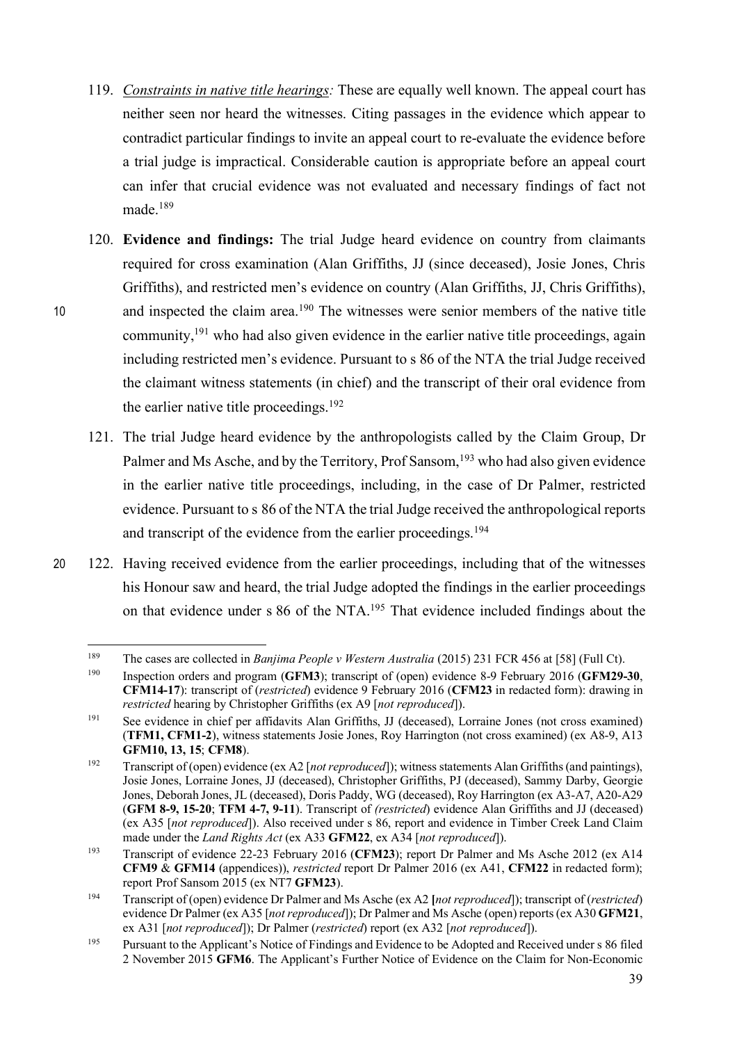119. *Constraints in native title hearings:* These are equally well known. The appeal court has neither seen nor heard the witnesses. Citing passages in the evidence which appear to contradict particular findings to invite an appeal court to re-evaluate the evidence before a trial judge is impractical. Considerable caution is appropriate before an appeal court can infer that crucial evidence was not evaluated and necessary findings of fact not made.[189]

120. **Evidence and findings:** The trial Judge heard evidence on country from claimants required for cross examination (Alan Griffiths, JJ (since deceased), Josie Jones, Chris Griffiths), and restricted men's evidence on country (Alan Griffiths, JJ, Chris Griffiths), and inspected the claim area.[190] The witnesses were senior members of the native title community,[191] who had also given evidence in the earlier native title proceedings, again including restricted men's evidence. Pursuant to s 86 of the NTA the trial Judge received the claimant witness statements (in chief) and the transcript of their oral evidence from the earlier native title proceedings.[192]

121. The trial Judge heard evidence by the anthropologists called by the Claim Group, Dr Palmer and Ms Asche, and by the Territory, Prof Sansom,[193] who had also given evidence in the earlier native title proceedings, including, in the case of Dr Palmer, restricted evidence. Pursuant to s 86 of the NTA the trial Judge received the anthropological reports and transcript of the evidence from the earlier proceedings.[194]

122. Having received evidence from the earlier proceedings, including that of the witnesses his Honour saw and heard, the trial Judge adopted the findings in the earlier proceedings on that evidence under s 86 of the NTA.[195] That evidence included findings about the

---

[189] The cases are collected in *Banjima People v Western Australia* (2015) 231 FCR 456 at [58] (Full Ct).

[190] Inspection orders and program (**GFM3**); transcript of (open) evidence 8-9 February 2016 (**GFM29-30**, **CFM14-17**): transcript of (*restricted*) evidence 9 February 2016 (**CFM23** in redacted form): drawing in *restricted* hearing by Christopher Griffiths (ex A9 [*not reproduced*]).

[191] See evidence in chief per affidavits Alan Griffiths, JJ (deceased), Lorraine Jones (not cross examined) (**TFM1, CFM1-2**), witness statements Josie Jones, Roy Harrington (not cross examined) (ex A8-9, A13 **GFM10, 13, 15**; **CFM8**).

[192] Transcript of (open) evidence (ex A2 [*not reproduced*]); witness statements Alan Griffiths (and paintings), Josie Jones, Lorraine Jones, JJ (deceased), Christopher Griffiths, PJ (deceased), Sammy Darby, Georgie Jones, Deborah Jones, JL (deceased), Doris Paddy, WG (deceased), Roy Harrington (ex A3-A7, A20-A29 (**GFM 8-9, 15-20**; **TFM 4-7, 9-11**). Transcript of *(restricted*) evidence Alan Griffiths and JJ (deceased) (ex A35 [*not reproduced*]). Also received under s 86, report and evidence in Timber Creek Land Claim made under the *Land Rights Act* (ex A33 **GFM22**, ex A34 [*not reproduced*]).

[193] Transcript of evidence 22-23 February 2016 (**CFM23**); report Dr Palmer and Ms Asche 2012 (ex A14 **CFM9** & **GFM14** (appendices)), *restricted* report Dr Palmer 2016 (ex A41, **CFM22** in redacted form); report Prof Sansom 2015 (ex NT7 **GFM23**).

[194] Transcript of (open) evidence Dr Palmer and Ms Asche (ex A2 [*not reproduced*]); transcript of (*restricted*) evidence Dr Palmer (ex A35 [*not reproduced*]); Dr Palmer and Ms Asche (open) reports (ex A30 **GFM21**, ex A31 [*not reproduced*]); Dr Palmer (*restricted*) report (ex A32 [*not reproduced*]).

[195] Pursuant to the Applicant's Notice of Findings and Evidence to be Adopted and Received under s 86 filed 2 November 2015 **GFM6**. The Applicant's Further Notice of Evidence on the Claim for Non-Economic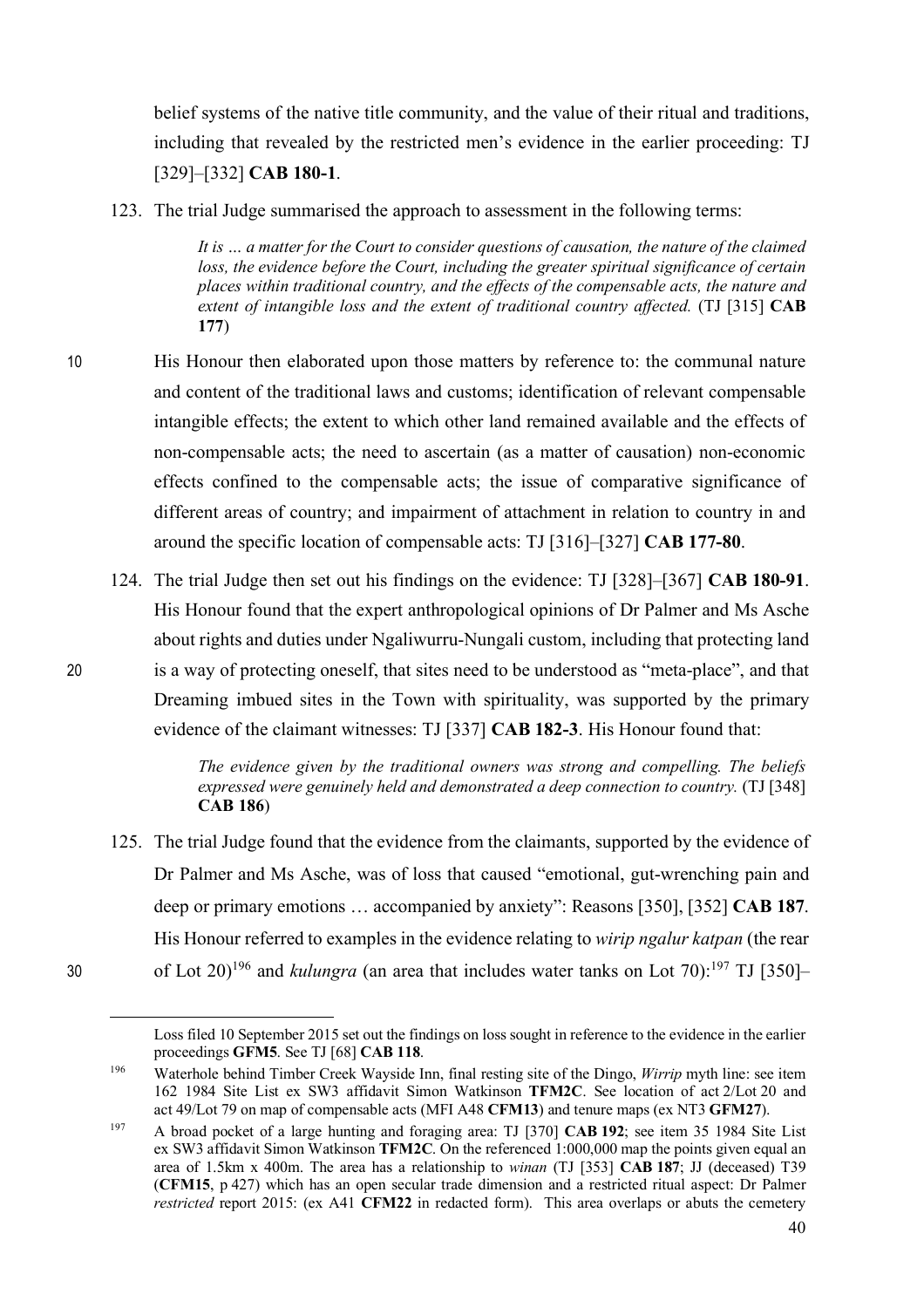belief systems of the native title community, and the value of their ritual and traditions, including that revealed by the restricted men's evidence in the earlier proceeding: TJ [329]–[332] **CAB 180-1**.

123. The trial Judge summarised the approach to assessment in the following terms:

> *It is … a matter for the Court to consider questions of causation, the nature of the claimed loss, the evidence before the Court, including the greater spiritual significance of certain places within traditional country, and the effects of the compensable acts, the nature and extent of intangible loss and the extent of traditional country affected.* (TJ [315] **CAB 177**)

His Honour then elaborated upon those matters by reference to: the communal nature and content of the traditional laws and customs; identification of relevant compensable intangible effects; the extent to which other land remained available and the effects of non-compensable acts; the need to ascertain (as a matter of causation) non-economic effects confined to the compensable acts; the issue of comparative significance of different areas of country; and impairment of attachment in relation to country in and around the specific location of compensable acts: TJ [316]–[327] **CAB 177-80**.

124. The trial Judge then set out his findings on the evidence: TJ [328]–[367] **CAB 180-91**. His Honour found that the expert anthropological opinions of Dr Palmer and Ms Asche about rights and duties under Ngaliwurru-Nungali custom, including that protecting land is a way of protecting oneself, that sites need to be understood as "meta-place", and that Dreaming imbued sites in the Town with spirituality, was supported by the primary evidence of the claimant witnesses: TJ [337] **CAB 182-3**. His Honour found that:

> *The evidence given by the traditional owners was strong and compelling. The beliefs expressed were genuinely held and demonstrated a deep connection to country.* (TJ [348] **CAB 186**)

125. The trial Judge found that the evidence from the claimants, supported by the evidence of Dr Palmer and Ms Asche, was of loss that caused "emotional, gut-wrenching pain and deep or primary emotions … accompanied by anxiety": Reasons [350], [352] **CAB 187**. His Honour referred to examples in the evidence relating to *wirip ngalur katpan* (the rear of Lot 20)[196] and *kulungra* (an area that includes water tanks on Lot 70):[197] TJ [350]–

---

Loss filed 10 September 2015 set out the findings on loss sought in reference to the evidence in the earlier proceedings **GFM5**. See TJ [68] **CAB 118**.

[196] Waterhole behind Timber Creek Wayside Inn, final resting site of the Dingo, *Wirrip* myth line: see item 162 1984 Site List ex SW3 affidavit Simon Watkinson **TFM2C**. See location of act 2/Lot 20 and act 49/Lot 79 on map of compensable acts (MFI A48 **CFM13**) and tenure maps (ex NT3 **GFM27**).

[197] A broad pocket of a large hunting and foraging area: TJ [370] **CAB 192**; see item 35 1984 Site List ex SW3 affidavit Simon Watkinson **TFM2C**. On the referenced 1:000,000 map the points given equal an area of 1.5km x 400m. The area has a relationship to *winan* (TJ [353] **CAB 187**; JJ (deceased) T39 (**CFM15**, p 427) which has an open secular trade dimension and a restricted ritual aspect: Dr Palmer *restricted* report 2015: (ex A41 **CFM22** in redacted form). This area overlaps or abuts the cemetery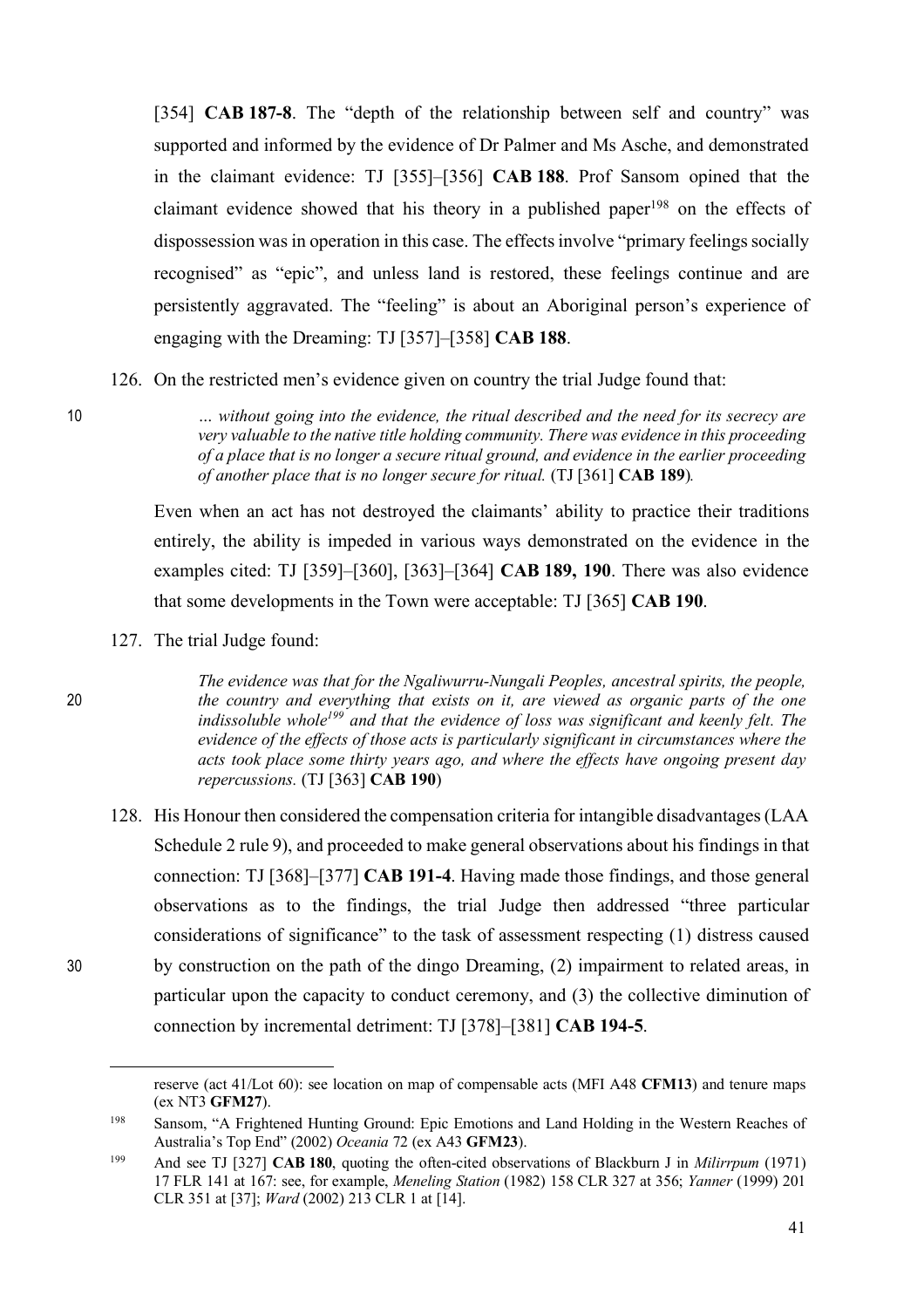[354] **CAB 187-8**. The "depth of the relationship between self and country" was supported and informed by the evidence of Dr Palmer and Ms Asche, and demonstrated in the claimant evidence: TJ [355]–[356] **CAB 188**. Prof Sansom opined that the claimant evidence showed that his theory in a published paper[198] on the effects of dispossession was in operation in this case. The effects involve "primary feelings socially recognised" as "epic", and unless land is restored, these feelings continue and are persistently aggravated. The "feeling" is about an Aboriginal person's experience of engaging with the Dreaming: TJ [357]–[358] **CAB 188**.

126. On the restricted men's evidence given on country the trial Judge found that:

> *… without going into the evidence, the ritual described and the need for its secrecy are very valuable to the native title holding community. There was evidence in this proceeding of a place that is no longer a secure ritual ground, and evidence in the earlier proceeding of another place that is no longer secure for ritual.* (TJ [361] **CAB 189**)*.*

Even when an act has not destroyed the claimants' ability to practice their traditions entirely, the ability is impeded in various ways demonstrated on the evidence in the examples cited: TJ [359]–[360], [363]–[364] **CAB 189, 190**. There was also evidence that some developments in the Town were acceptable: TJ [365] **CAB 190**.

127. The trial Judge found:

> *The evidence was that for the Ngaliwurru-Nungali Peoples, ancestral spirits, the people, the country and everything that exists on it, are viewed as organic parts of the one indissoluble whole*[199] *and that the evidence of loss was significant and keenly felt. The evidence of the effects of those acts is particularly significant in circumstances where the acts took place some thirty years ago, and where the effects have ongoing present day repercussions.* (TJ [363] **CAB 190**)

128. His Honour then considered the compensation criteria for intangible disadvantages (LAA Schedule 2 rule 9), and proceeded to make general observations about his findings in that connection: TJ [368]–[377] **CAB 191-4**. Having made those findings, and those general observations as to the findings, the trial Judge then addressed "three particular considerations of significance" to the task of assessment respecting (1) distress caused by construction on the path of the dingo Dreaming, (2) impairment to related areas, in particular upon the capacity to conduct ceremony, and (3) the collective diminution of connection by incremental detriment: TJ [378]–[381] **CAB 194-5**.

---

reserve (act 41/Lot 60): see location on map of compensable acts (MFI A48 **CFM13**) and tenure maps (ex NT3 **GFM27**).

[198] Sansom, "A Frightened Hunting Ground: Epic Emotions and Land Holding in the Western Reaches of Australia's Top End" (2002) *Oceania* 72 (ex A43 **GFM23**).

[199] And see TJ [327] **CAB 180**, quoting the often-cited observations of Blackburn J in *Milirrpum* (1971) 17 FLR 141 at 167: see, for example, *Meneling Station* (1982) 158 CLR 327 at 356; *Yanner* (1999) 201 CLR 351 at [37]; *Ward* (2002) 213 CLR 1 at [14].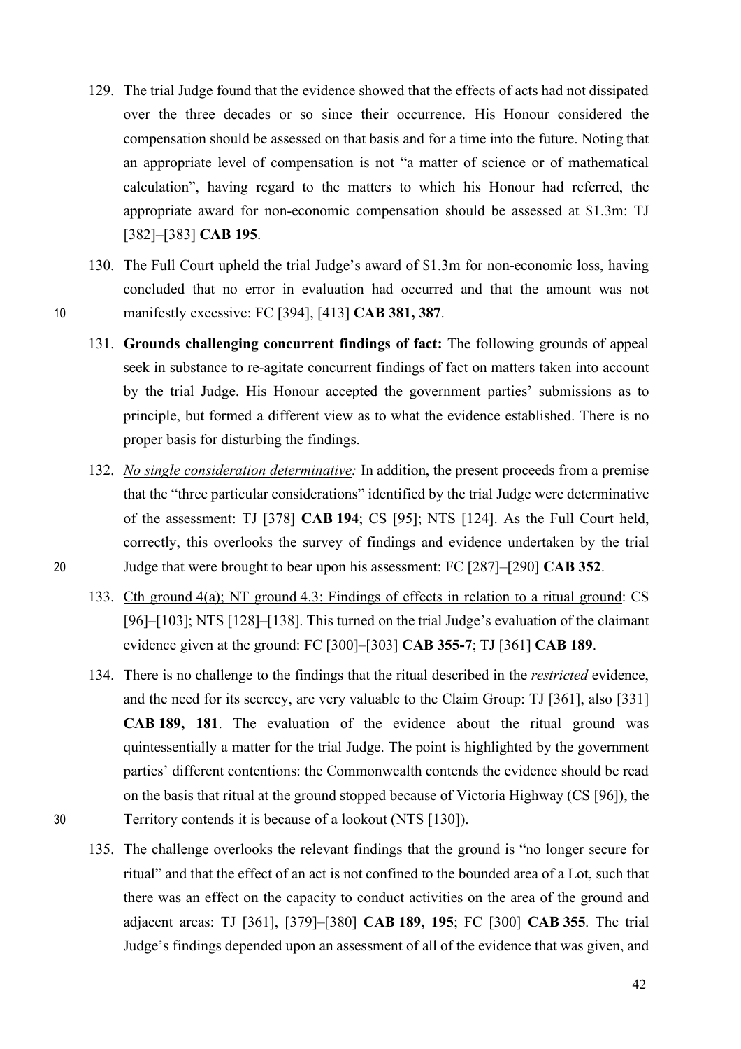129. The trial Judge found that the evidence showed that the effects of acts had not dissipated over the three decades or so since their occurrence. His Honour considered the compensation should be assessed on that basis and for a time into the future. Noting that an appropriate level of compensation is not "a matter of science or of mathematical calculation", having regard to the matters to which his Honour had referred, the appropriate award for non-economic compensation should be assessed at $1.3m: TJ [382]–[383] **CAB 195**.

130. The Full Court upheld the trial Judge's award of $1.3m for non-economic loss, having concluded that no error in evaluation had occurred and that the amount was not manifestly excessive: FC [394], [413] **CAB 381, 387**.

131. **Grounds challenging concurrent findings of fact:** The following grounds of appeal seek in substance to re-agitate concurrent findings of fact on matters taken into account by the trial Judge. His Honour accepted the government parties' submissions as to principle, but formed a different view as to what the evidence established. There is no proper basis for disturbing the findings.

132. _No single consideration determinative:_ In addition, the present proceeds from a premise that the "three particular considerations" identified by the trial Judge were determinative of the assessment: TJ [378] **CAB 194**; CS [95]; NTS [124]. As the Full Court held, correctly, this overlooks the survey of findings and evidence undertaken by the trial Judge that were brought to bear upon his assessment: FC [287]–[290] **CAB 352**.

133. <u>Cth ground 4(a); NT ground 4.3: Findings of effects in relation to a ritual ground</u>: CS [96]–[103]; NTS [128]–[138]. This turned on the trial Judge's evaluation of the claimant evidence given at the ground: FC [300]–[303] **CAB 355-7**; TJ [361] **CAB 189**.

134. There is no challenge to the findings that the ritual described in the *restricted* evidence, and the need for its secrecy, are very valuable to the Claim Group: TJ [361], also [331] **CAB 189, 181**. The evaluation of the evidence about the ritual ground was quintessentially a matter for the trial Judge. The point is highlighted by the government parties' different contentions: the Commonwealth contends the evidence should be read on the basis that ritual at the ground stopped because of Victoria Highway (CS [96]), the Territory contends it is because of a lookout (NTS [130]).

135. The challenge overlooks the relevant findings that the ground is "no longer secure for ritual" and that the effect of an act is not confined to the bounded area of a Lot, such that there was an effect on the capacity to conduct activities on the area of the ground and adjacent areas: TJ [361], [379]–[380] **CAB 189, 195**; FC [300] **CAB 355**. The trial Judge's findings depended upon an assessment of all of the evidence that was given, and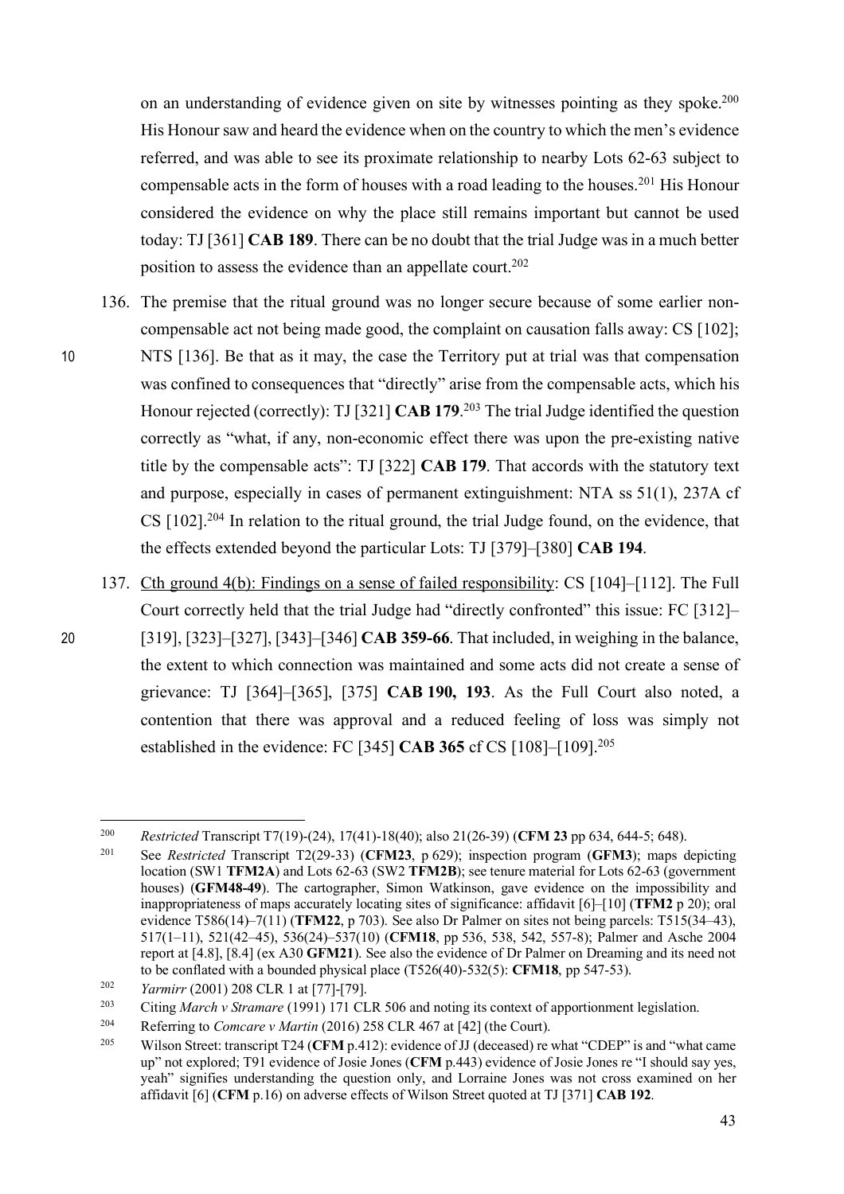on an understanding of evidence given on site by witnesses pointing as they spoke.[200] His Honour saw and heard the evidence when on the country to which the men's evidence referred, and was able to see its proximate relationship to nearby Lots 62-63 subject to compensable acts in the form of houses with a road leading to the houses.[201] His Honour considered the evidence on why the place still remains important but cannot be used today: TJ [361] **CAB 189**. There can be no doubt that the trial Judge was in a much better position to assess the evidence than an appellate court.[202]

136. The premise that the ritual ground was no longer secure because of some earlier non-compensable act not being made good, the complaint on causation falls away: CS [102]; NTS [136]. Be that as it may, the case the Territory put at trial was that compensation was confined to consequences that "directly" arise from the compensable acts, which his Honour rejected (correctly): TJ [321] **CAB 179**.[203] The trial Judge identified the question correctly as "what, if any, non-economic effect there was upon the pre-existing native title by the compensable acts": TJ [322] **CAB 179**. That accords with the statutory text and purpose, especially in cases of permanent extinguishment: NTA ss 51(1), 237A cf CS [102].[204] In relation to the ritual ground, the trial Judge found, on the evidence, that the effects extended beyond the particular Lots: TJ [379]–[380] **CAB 194**.

137. Cth ground 4(b): Findings on a sense of failed responsibility: CS [104]–[112]. The Full Court correctly held that the trial Judge had "directly confronted" this issue: FC [312]–[319], [323]–[327], [343]–[346] **CAB 359-66**. That included, in weighing in the balance, the extent to which connection was maintained and some acts did not create a sense of grievance: TJ [364]–[365], [375] **CAB 190, 193**. As the Full Court also noted, a contention that there was approval and a reduced feeling of loss was simply not established in the evidence: FC [345] **CAB 365** cf CS [108]–[109].[205]

---

[200] *Restricted* Transcript T7(19)-(24), 17(41)-18(40); also 21(26-39) (**CFM 23** pp 634, 644-5; 648).

[201] See *Restricted* Transcript T2(29-33) (**CFM23**, p 629); inspection program (**GFM3**); maps depicting location (SW1 **TFM2A**) and Lots 62-63 (SW2 **TFM2B**); see tenure material for Lots 62-63 (government houses) (**GFM48-49**). The cartographer, Simon Watkinson, gave evidence on the impossibility and inappropriateness of maps accurately locating sites of significance: affidavit [6]–[10] (**TFM2** p 20); oral evidence T586(14)–7(11) (**TFM22**, p 703). See also Dr Palmer on sites not being parcels: T515(34–43), 517(1–11), 521(42–45), 536(24)–537(10) (**CFM18**, pp 536, 538, 542, 557-8); Palmer and Asche 2004 report at [4.8], [8.4] (ex A30 **GFM21**). See also the evidence of Dr Palmer on Dreaming and its need not to be conflated with a bounded physical place (T526(40)-532(5): **CFM18**, pp 547-53).

[202] *Yarmirr* (2001) 208 CLR 1 at [77]-[79].

[203] Citing *March v Stramare* (1991) 171 CLR 506 and noting its context of apportionment legislation.

[204] Referring to *Comcare v Martin* (2016) 258 CLR 467 at [42] (the Court).

[205] Wilson Street: transcript T24 (**CFM** p.412): evidence of JJ (deceased) re what "CDEP" is and "what came up" not explored; T91 evidence of Josie Jones (**CFM** p.443) evidence of Josie Jones re "I should say yes, yeah" signifies understanding the question only, and Lorraine Jones was not cross examined on her affidavit [6] (**CFM** p.16) on adverse effects of Wilson Street quoted at TJ [371] **CAB 192**.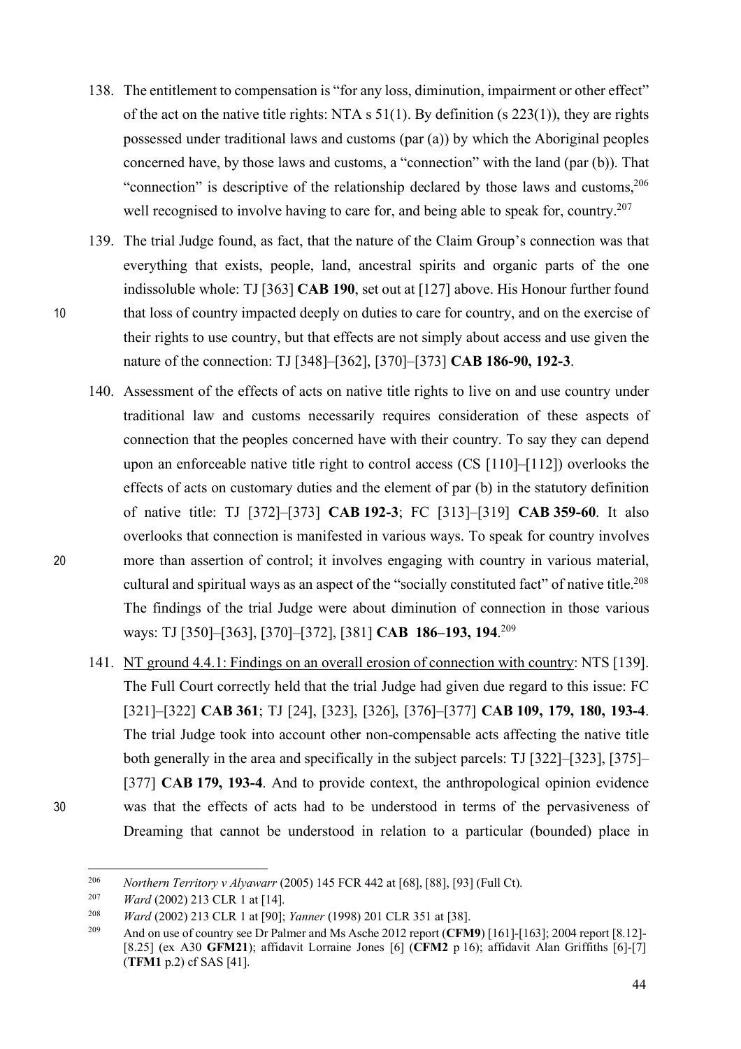138. The entitlement to compensation is "for any loss, diminution, impairment or other effect" of the act on the native title rights: NTA s 51(1). By definition (s 223(1)), they are rights possessed under traditional laws and customs (par (a)) by which the Aboriginal peoples concerned have, by those laws and customs, a "connection" with the land (par (b)). That "connection" is descriptive of the relationship declared by those laws and customs,[206] well recognised to involve having to care for, and being able to speak for, country.[207]

139. The trial Judge found, as fact, that the nature of the Claim Group's connection was that everything that exists, people, land, ancestral spirits and organic parts of the one indissoluble whole: TJ [363] **CAB 190**, set out at [127] above. His Honour further found that loss of country impacted deeply on duties to care for country, and on the exercise of their rights to use country, but that effects are not simply about access and use given the nature of the connection: TJ [348]–[362], [370]–[373] **CAB 186-90, 192-3**.

140. Assessment of the effects of acts on native title rights to live on and use country under traditional law and customs necessarily requires consideration of these aspects of connection that the peoples concerned have with their country. To say they can depend upon an enforceable native title right to control access (CS [110]–[112]) overlooks the effects of acts on customary duties and the element of par (b) in the statutory definition of native title: TJ [372]–[373] **CAB 192-3**; FC [313]–[319] **CAB 359-60**. It also overlooks that connection is manifested in various ways. To speak for country involves more than assertion of control; it involves engaging with country in various material, cultural and spiritual ways as an aspect of the "socially constituted fact" of native title.[208] The findings of the trial Judge were about diminution of connection in those various ways: TJ [350]–[363], [370]–[372], [381] **CAB 186–193, 194**.[209]

141. <u>NT ground 4.4.1: Findings on an overall erosion of connection with country</u>: NTS [139]. The Full Court correctly held that the trial Judge had given due regard to this issue: FC [321]–[322] **CAB 361**; TJ [24], [323], [326], [376]–[377] **CAB 109, 179, 180, 193-4**. The trial Judge took into account other non-compensable acts affecting the native title both generally in the area and specifically in the subject parcels: TJ [322]–[323], [375]–[377] **CAB 179, 193-4**. And to provide context, the anthropological opinion evidence was that the effects of acts had to be understood in terms of the pervasiveness of Dreaming that cannot be understood in relation to a particular (bounded) place in

---

[206] *Northern Territory v Alyawarr* (2005) 145 FCR 442 at [68], [88], [93] (Full Ct).

[207] *Ward* (2002) 213 CLR 1 at [14].

[208] *Ward* (2002) 213 CLR 1 at [90]; *Yanner* (1998) 201 CLR 351 at [38].

[209] And on use of country see Dr Palmer and Ms Asche 2012 report (**CFM9**) [161]-[163]; 2004 report [8.12]-[8.25] (ex A30 **GFM21**); affidavit Lorraine Jones [6] (**CFM2** p 16); affidavit Alan Griffiths [6]-[7] (**TFM1** p.2) cf SAS [41].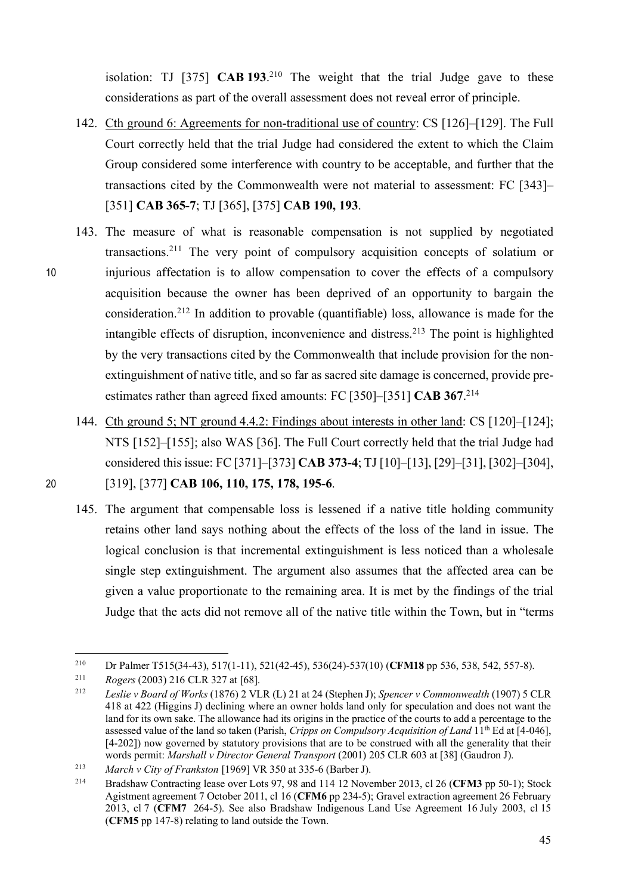isolation: TJ [375] **CAB 193**.[210] The weight that the trial Judge gave to these considerations as part of the overall assessment does not reveal error of principle.

142. Cth ground 6: Agreements for non-traditional use of country: CS [126]–[129]. The Full Court correctly held that the trial Judge had considered the extent to which the Claim Group considered some interference with country to be acceptable, and further that the transactions cited by the Commonwealth were not material to assessment: FC [343]–[351] **CAB 365-7**; TJ [365], [375] **CAB 190, 193**.

143. The measure of what is reasonable compensation is not supplied by negotiated transactions.[211] The very point of compulsory acquisition concepts of solatium or injurious affectation is to allow compensation to cover the effects of a compulsory acquisition because the owner has been deprived of an opportunity to bargain the consideration.[212] In addition to provable (quantifiable) loss, allowance is made for the intangible effects of disruption, inconvenience and distress.[213] The point is highlighted by the very transactions cited by the Commonwealth that include provision for the non-extinguishment of native title, and so far as sacred site damage is concerned, provide pre-estimates rather than agreed fixed amounts: FC [350]–[351] **CAB 367**.[214]

144. Cth ground 5; NT ground 4.4.2: Findings about interests in other land: CS [120]–[124]; NTS [152]–[155]; also WAS [36]. The Full Court correctly held that the trial Judge had considered this issue: FC [371]–[373] **CAB 373-4**; TJ [10]–[13], [29]–[31], [302]–[304], [319], [377] **CAB 106, 110, 175, 178, 195-6**.

145. The argument that compensable loss is lessened if a native title holding community retains other land says nothing about the effects of the loss of the land in issue. The logical conclusion is that incremental extinguishment is less noticed than a wholesale single step extinguishment. The argument also assumes that the affected area can be given a value proportionate to the remaining area. It is met by the findings of the trial Judge that the acts did not remove all of the native title within the Town, but in "terms

---

[210] Dr Palmer T515(34-43), 517(1-11), 521(42-45), 536(24)-537(10) (**CFM18** pp 536, 538, 542, 557-8).

[211] *Rogers* (2003) 216 CLR 327 at [68].

[212] *Leslie v Board of Works* (1876) 2 VLR (L) 21 at 24 (Stephen J); *Spencer v Commonwealth* (1907) 5 CLR 418 at 422 (Higgins J) declining where an owner holds land only for speculation and does not want the land for its own sake. The allowance had its origins in the practice of the courts to add a percentage to the assessed value of the land so taken (Parish, *Cripps on Compulsory Acquisition of Land* 11th Ed at [4-046], [4-202]) now governed by statutory provisions that are to be construed with all the generality that their words permit: *Marshall v Director General Transport* (2001) 205 CLR 603 at [38] (Gaudron J).

[213] *March v City of Frankston* [1969] VR 350 at 335-6 (Barber J).

[214] Bradshaw Contracting lease over Lots 97, 98 and 114 12 November 2013, cl 26 (**CFM3** pp 50-1); Stock Agistment agreement 7 October 2011, cl 16 (**CFM6** pp 234-5); Gravel extraction agreement 26 February 2013, cl 7 (**CFM7** 264-5). See also Bradshaw Indigenous Land Use Agreement 16 July 2003, cl 15 (**CFM5** pp 147-8) relating to land outside the Town.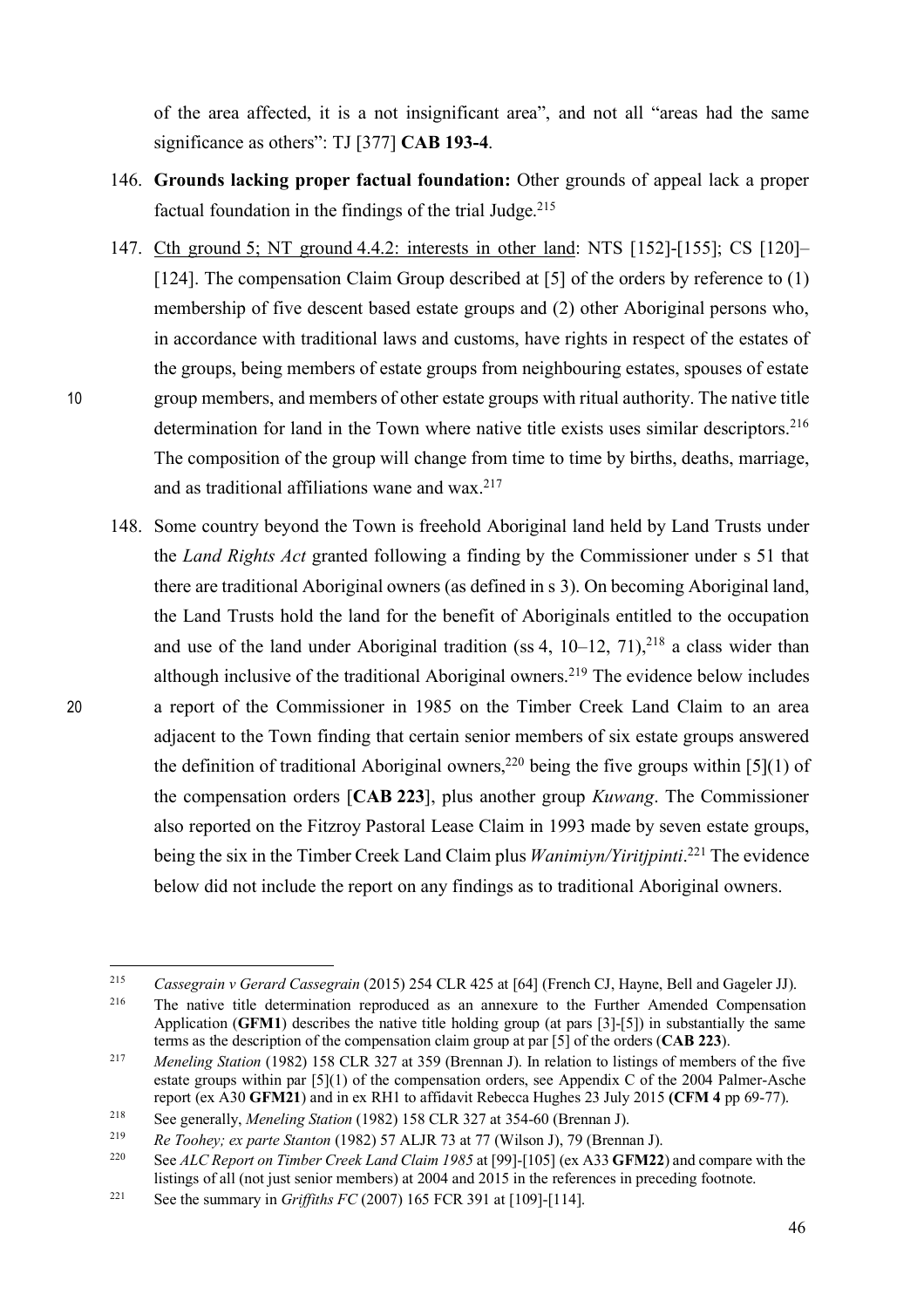of the area affected, it is a not insignificant area", and not all "areas had the same significance as others": TJ [377] **CAB 193-4**.

146. **Grounds lacking proper factual foundation:** Other grounds of appeal lack a proper factual foundation in the findings of the trial Judge.[215]

147. Cth ground 5; NT ground 4.4.2: interests in other land: NTS [152]-[155]; CS [120]–[124]. The compensation Claim Group described at [5] of the orders by reference to (1) membership of five descent based estate groups and (2) other Aboriginal persons who, in accordance with traditional laws and customs, have rights in respect of the estates of the groups, being members of estate groups from neighbouring estates, spouses of estate group members, and members of other estate groups with ritual authority. The native title determination for land in the Town where native title exists uses similar descriptors.[216] The composition of the group will change from time to time by births, deaths, marriage, and as traditional affiliations wane and wax.[217]

148. Some country beyond the Town is freehold Aboriginal land held by Land Trusts under the *Land Rights Act* granted following a finding by the Commissioner under s 51 that there are traditional Aboriginal owners (as defined in s 3). On becoming Aboriginal land, the Land Trusts hold the land for the benefit of Aboriginals entitled to the occupation and use of the land under Aboriginal tradition (ss 4, 10–12, 71),[218] a class wider than although inclusive of the traditional Aboriginal owners.[219] The evidence below includes a report of the Commissioner in 1985 on the Timber Creek Land Claim to an area adjacent to the Town finding that certain senior members of six estate groups answered the definition of traditional Aboriginal owners,[220] being the five groups within [5](1) of the compensation orders [**CAB 223**], plus another group *Kuwang*. The Commissioner also reported on the Fitzroy Pastoral Lease Claim in 1993 made by seven estate groups, being the six in the Timber Creek Land Claim plus *Wanimiyn/Yiritjpinti*.[221] The evidence below did not include the report on any findings as to traditional Aboriginal owners.

---

[215] *Cassegrain v Gerard Cassegrain* (2015) 254 CLR 425 at [64] (French CJ, Hayne, Bell and Gageler JJ).

[216] The native title determination reproduced as an annexure to the Further Amended Compensation Application (**GFM1**) describes the native title holding group (at pars [3]-[5]) in substantially the same terms as the description of the compensation claim group at par [5] of the orders (**CAB 223**).

[217] *Meneling Station* (1982) 158 CLR 327 at 359 (Brennan J). In relation to listings of members of the five estate groups within par [5](1) of the compensation orders, see Appendix C of the 2004 Palmer-Asche report (ex A30 **GFM21**) and in ex RH1 to affidavit Rebecca Hughes 23 July 2015 (**CFM 4** pp 69-77).

[218] See generally, *Meneling Station* (1982) 158 CLR 327 at 354-60 (Brennan J).

[219] *Re Toohey; ex parte Stanton* (1982) 57 ALJR 73 at 77 (Wilson J), 79 (Brennan J).

[220] See *ALC Report on Timber Creek Land Claim 1985* at [99]-[105] (ex A33 **GFM22**) and compare with the listings of all (not just senior members) at 2004 and 2015 in the references in preceding footnote.

[221] See the summary in *Griffiths FC* (2007) 165 FCR 391 at [109]-[114].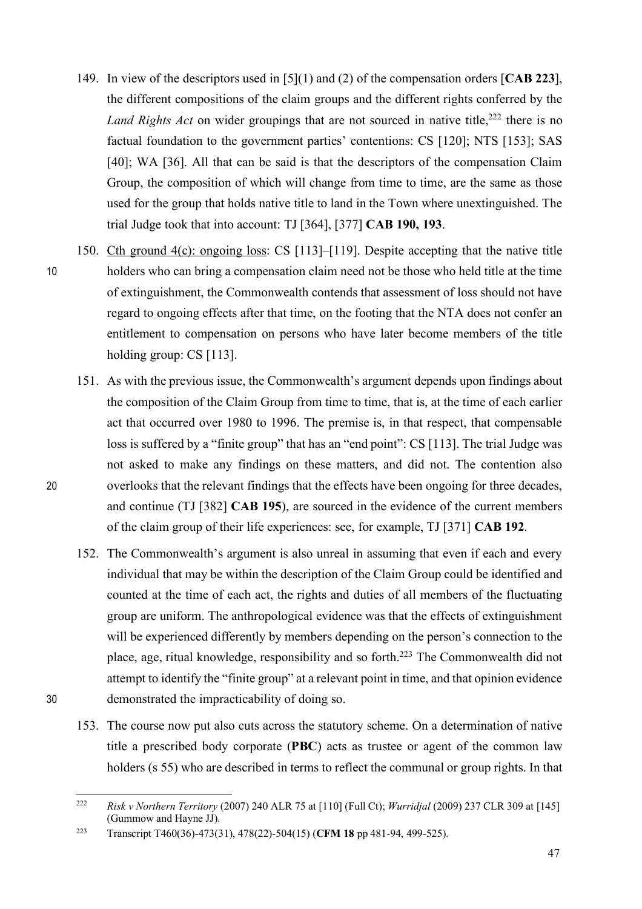149. In view of the descriptors used in [5](1) and (2) of the compensation orders [**CAB 223**], the different compositions of the claim groups and the different rights conferred by the *Land Rights Act* on wider groupings that are not sourced in native title,[222] there is no factual foundation to the government parties' contentions: CS [120]; NTS [153]; SAS [40]; WA [36]. All that can be said is that the descriptors of the compensation Claim Group, the composition of which will change from time to time, are the same as those used for the group that holds native title to land in the Town where unextinguished. The trial Judge took that into account: TJ [364], [377] **CAB 190, 193**.

150. Cth ground 4(c): ongoing loss: CS [113]–[119]. Despite accepting that the native title holders who can bring a compensation claim need not be those who held title at the time of extinguishment, the Commonwealth contends that assessment of loss should not have regard to ongoing effects after that time, on the footing that the NTA does not confer an entitlement to compensation on persons who have later become members of the title holding group: CS [113].

151. As with the previous issue, the Commonwealth's argument depends upon findings about the composition of the Claim Group from time to time, that is, at the time of each earlier act that occurred over 1980 to 1996. The premise is, in that respect, that compensable loss is suffered by a "finite group" that has an "end point": CS [113]. The trial Judge was not asked to make any findings on these matters, and did not. The contention also overlooks that the relevant findings that the effects have been ongoing for three decades, and continue (TJ [382] **CAB 195**), are sourced in the evidence of the current members of the claim group of their life experiences: see, for example, TJ [371] **CAB 192**.

152. The Commonwealth's argument is also unreal in assuming that even if each and every individual that may be within the description of the Claim Group could be identified and counted at the time of each act, the rights and duties of all members of the fluctuating group are uniform. The anthropological evidence was that the effects of extinguishment will be experienced differently by members depending on the person's connection to the place, age, ritual knowledge, responsibility and so forth.[223] The Commonwealth did not attempt to identify the "finite group" at a relevant point in time, and that opinion evidence demonstrated the impracticability of doing so.

153. The course now put also cuts across the statutory scheme. On a determination of native title a prescribed body corporate (**PBC**) acts as trustee or agent of the common law holders (s 55) who are described in terms to reflect the communal or group rights. In that

---

[222] *Risk v Northern Territory* (2007) 240 ALR 75 at [110] (Full Ct); *Wurridjal* (2009) 237 CLR 309 at [145] (Gummow and Hayne JJ).

[223] Transcript T460(36)-473(31), 478(22)-504(15) (**CFM 18** pp 481-94, 499-525).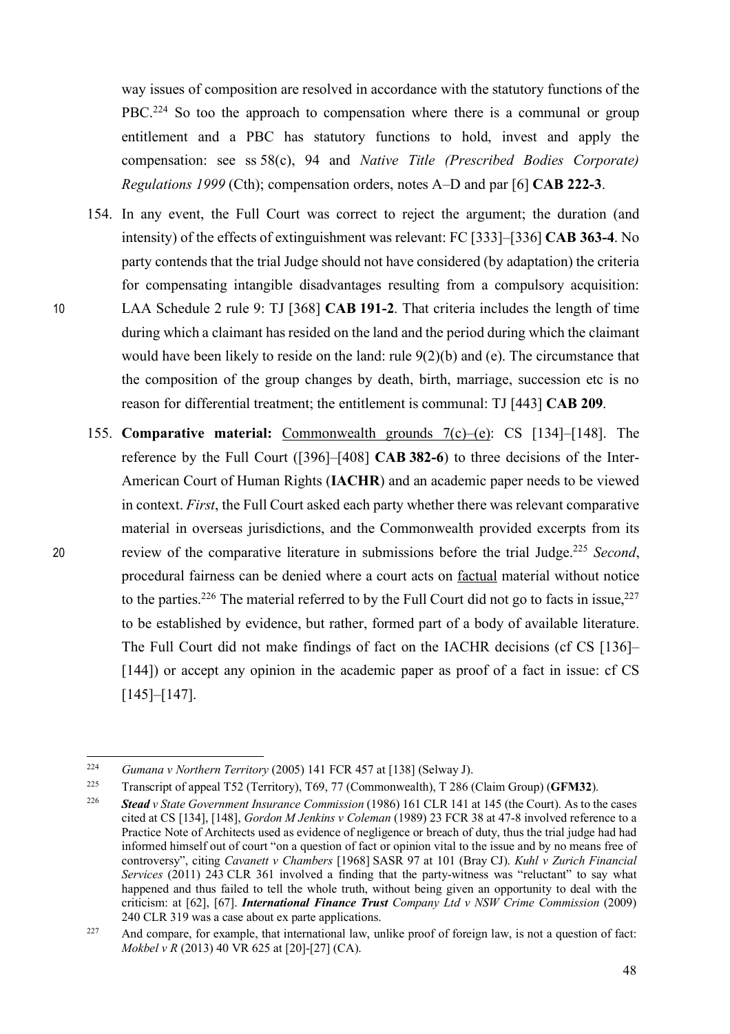way issues of composition are resolved in accordance with the statutory functions of the PBC.[224] So too the approach to compensation where there is a communal or group entitlement and a PBC has statutory functions to hold, invest and apply the compensation: see ss 58(c), 94 and *Native Title (Prescribed Bodies Corporate) Regulations 1999* (Cth); compensation orders, notes A–D and par [6] **CAB 222-3**.

154. In any event, the Full Court was correct to reject the argument; the duration (and intensity) of the effects of extinguishment was relevant: FC [333]–[336] **CAB 363-4**. No party contends that the trial Judge should not have considered (by adaptation) the criteria for compensating intangible disadvantages resulting from a compulsory acquisition: LAA Schedule 2 rule 9: TJ [368] **CAB 191-2**. That criteria includes the length of time during which a claimant has resided on the land and the period during which the claimant would have been likely to reside on the land: rule 9(2)(b) and (e). The circumstance that the composition of the group changes by death, birth, marriage, succession etc is no reason for differential treatment; the entitlement is communal: TJ [443] **CAB 209**.

155. **Comparative material:** Commonwealth grounds 7(c)–(e): CS [134]–[148]. The reference by the Full Court ([396]–[408] **CAB 382-6**) to three decisions of the Inter-American Court of Human Rights (**IACHR**) and an academic paper needs to be viewed in context. *First*, the Full Court asked each party whether there was relevant comparative material in overseas jurisdictions, and the Commonwealth provided excerpts from its review of the comparative literature in submissions before the trial Judge.[225] *Second*, procedural fairness can be denied where a court acts on factual material without notice to the parties.[226] The material referred to by the Full Court did not go to facts in issue,[227] to be established by evidence, but rather, formed part of a body of available literature. The Full Court did not make findings of fact on the IACHR decisions (cf CS [136]–[144]) or accept any opinion in the academic paper as proof of a fact in issue: cf CS [145]–[147].

---

[224] *Gumana v Northern Territory* (2005) 141 FCR 457 at [138] (Selway J).

[225] Transcript of appeal T52 (Territory), T69, 77 (Commonwealth), T 286 (Claim Group) (**GFM32**).

[226] ***Stead*** *v State Government Insurance Commission* (1986) 161 CLR 141 at 145 (the Court). As to the cases cited at CS [134], [148], *Gordon M Jenkins v Coleman* (1989) 23 FCR 38 at 47-8 involved reference to a Practice Note of Architects used as evidence of negligence or breach of duty, thus the trial judge had had informed himself out of court "on a question of fact or opinion vital to the issue and by no means free of controversy", citing *Cavanett v Chambers* [1968] SASR 97 at 101 (Bray CJ). *Kuhl v Zurich Financial Services* (2011) 243 CLR 361 involved a finding that the party-witness was "reluctant" to say what happened and thus failed to tell the whole truth, without being given an opportunity to deal with the criticism: at [62], [67]. ***International Finance Trust*** *Company Ltd v NSW Crime Commission* (2009) 240 CLR 319 was a case about ex parte applications.

[227] And compare, for example, that international law, unlike proof of foreign law, is not a question of fact: *Mokbel v R* (2013) 40 VR 625 at [20]-[27] (CA).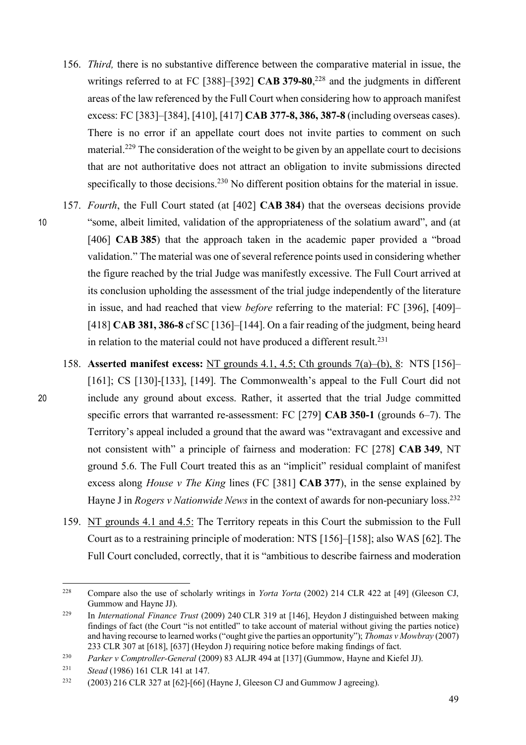156. *Third,* there is no substantive difference between the comparative material in issue, the writings referred to at FC [388]–[392] **CAB 379-80**,[228] and the judgments in different areas of the law referenced by the Full Court when considering how to approach manifest excess: FC [383]–[384], [410], [417] **CAB 377-8, 386, 387-8** (including overseas cases). There is no error if an appellate court does not invite parties to comment on such material.[229] The consideration of the weight to be given by an appellate court to decisions that are not authoritative does not attract an obligation to invite submissions directed specifically to those decisions.[230] No different position obtains for the material in issue.

157. *Fourth*, the Full Court stated (at [402] **CAB 384**) that the overseas decisions provide "some, albeit limited, validation of the appropriateness of the solatium award", and (at [406] **CAB 385**) that the approach taken in the academic paper provided a "broad validation." The material was one of several reference points used in considering whether the figure reached by the trial Judge was manifestly excessive. The Full Court arrived at its conclusion upholding the assessment of the trial judge independently of the literature in issue, and had reached that view *before* referring to the material: FC [396], [409]–[418] **CAB 381, 386-8** cf SC [136]–[144]. On a fair reading of the judgment, being heard in relation to the material could not have produced a different result.[231]

158. **Asserted manifest excess:** <u>NT grounds 4.1, 4.5; Cth grounds 7(a)–(b), 8</u>: NTS [156]–[161]; CS [130]-[133], [149]. The Commonwealth's appeal to the Full Court did not include any ground about excess. Rather, it asserted that the trial Judge committed specific errors that warranted re-assessment: FC [279] **CAB 350-1** (grounds 6–7). The Territory's appeal included a ground that the award was "extravagant and excessive and not consistent with" a principle of fairness and moderation: FC [278] **CAB 349**, NT ground 5.6. The Full Court treated this as an "implicit" residual complaint of manifest excess along *House v The King* lines (FC [381] **CAB 377**), in the sense explained by Hayne J in *Rogers v Nationwide News* in the context of awards for non-pecuniary loss.[232]

159. <u>NT grounds 4.1 and 4.5:</u> The Territory repeats in this Court the submission to the Full Court as to a restraining principle of moderation: NTS [156]–[158]; also WAS [62]. The Full Court concluded, correctly, that it is "ambitious to describe fairness and moderation

---

[228] Compare also the use of scholarly writings in *Yorta Yorta* (2002) 214 CLR 422 at [49] (Gleeson CJ, Gummow and Hayne JJ).

[229] In *International Finance Trust* (2009) 240 CLR 319 at [146], Heydon J distinguished between making findings of fact (the Court "is not entitled" to take account of material without giving the parties notice) and having recourse to learned works ("ought give the parties an opportunity"); *Thomas v Mowbray* (2007) 233 CLR 307 at [618], [637] (Heydon J) requiring notice before making findings of fact.

[230] *Parker v Comptroller-General* (2009) 83 ALJR 494 at [137] (Gummow, Hayne and Kiefel JJ).

[231] *Stead* (1986) 161 CLR 141 at 147.

[232] (2003) 216 CLR 327 at [62]-[66] (Hayne J, Gleeson CJ and Gummow J agreeing).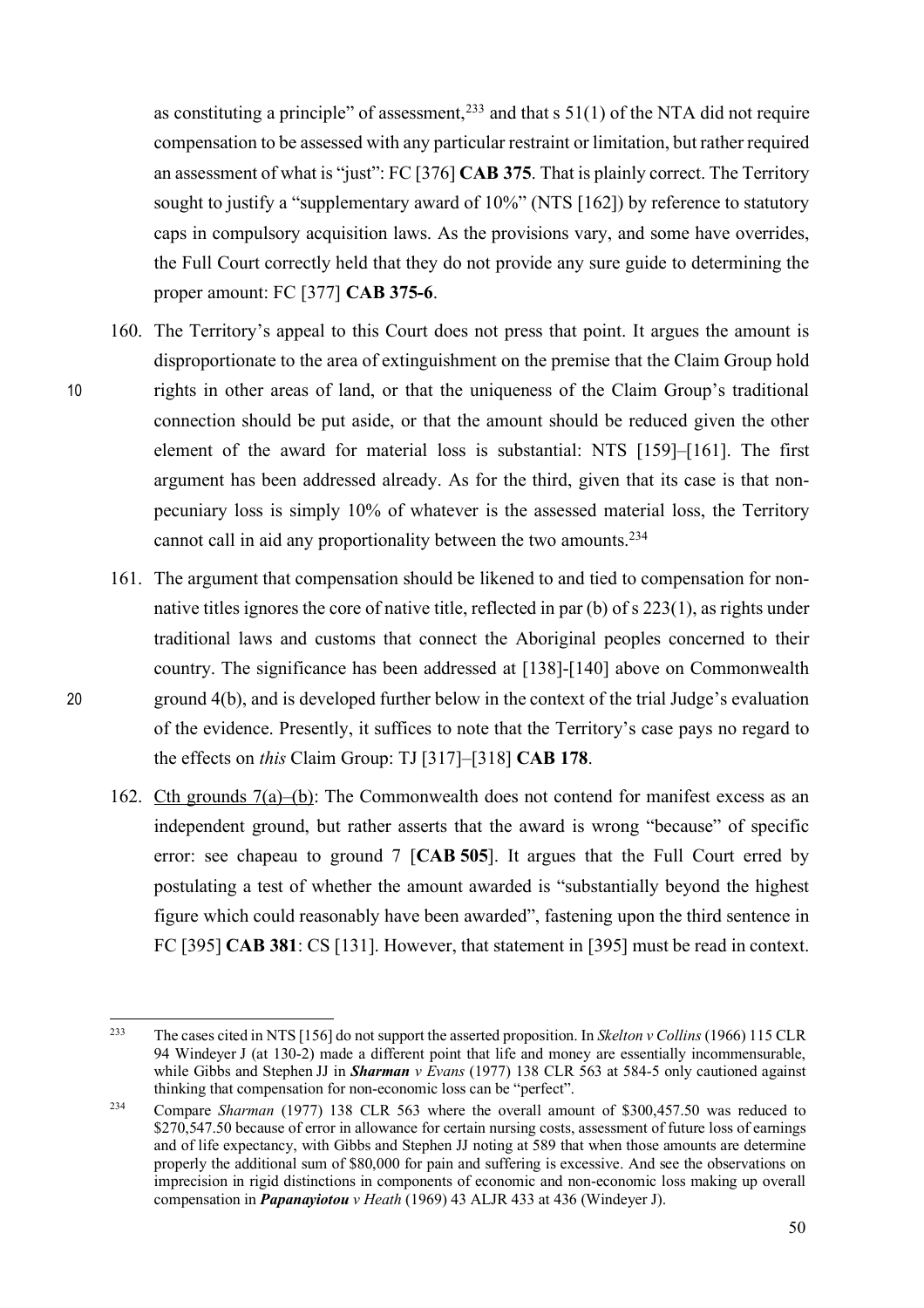as constituting a principle" of assessment,[233] and that s 51(1) of the NTA did not require compensation to be assessed with any particular restraint or limitation, but rather required an assessment of what is "just": FC [376] **CAB 375**. That is plainly correct. The Territory sought to justify a "supplementary award of 10%" (NTS [162]) by reference to statutory caps in compulsory acquisition laws. As the provisions vary, and some have overrides, the Full Court correctly held that they do not provide any sure guide to determining the proper amount: FC [377] **CAB 375-6**.

160. The Territory's appeal to this Court does not press that point. It argues the amount is disproportionate to the area of extinguishment on the premise that the Claim Group hold rights in other areas of land, or that the uniqueness of the Claim Group's traditional connection should be put aside, or that the amount should be reduced given the other element of the award for material loss is substantial: NTS [159]–[161]. The first argument has been addressed already. As for the third, given that its case is that non-pecuniary loss is simply 10% of whatever is the assessed material loss, the Territory cannot call in aid any proportionality between the two amounts.[234]

161. The argument that compensation should be likened to and tied to compensation for non-native titles ignores the core of native title, reflected in par (b) of s 223(1), as rights under traditional laws and customs that connect the Aboriginal peoples concerned to their country. The significance has been addressed at [138]-[140] above on Commonwealth ground 4(b), and is developed further below in the context of the trial Judge's evaluation of the evidence. Presently, it suffices to note that the Territory's case pays no regard to the effects on *this* Claim Group: TJ [317]–[318] **CAB 178**.

162. Cth grounds 7(a)–(b): The Commonwealth does not contend for manifest excess as an independent ground, but rather asserts that the award is wrong "because" of specific error: see chapeau to ground 7 [**CAB 505**]. It argues that the Full Court erred by postulating a test of whether the amount awarded is "substantially beyond the highest figure which could reasonably have been awarded", fastening upon the third sentence in FC [395] **CAB 381**: CS [131]. However, that statement in [395] must be read in context.

---

[233] The cases cited in NTS [156] do not support the asserted proposition. In *Skelton v Collins* (1966) 115 CLR 94 Windeyer J (at 130-2) made a different point that life and money are essentially incommensurable, while Gibbs and Stephen JJ in ***Sharman*** *v Evans* (1977) 138 CLR 563 at 584-5 only cautioned against thinking that compensation for non-economic loss can be "perfect".

[234] Compare *Sharman* (1977) 138 CLR 563 where the overall amount of $300,457.50 was reduced to $270,547.50 because of error in allowance for certain nursing costs, assessment of future loss of earnings and of life expectancy, with Gibbs and Stephen JJ noting at 589 that when those amounts are determine properly the additional sum of $80,000 for pain and suffering is excessive. And see the observations on imprecision in rigid distinctions in components of economic and non-economic loss making up overall compensation in ***Papanayiotou*** *v Heath* (1969) 43 ALJR 433 at 436 (Windeyer J).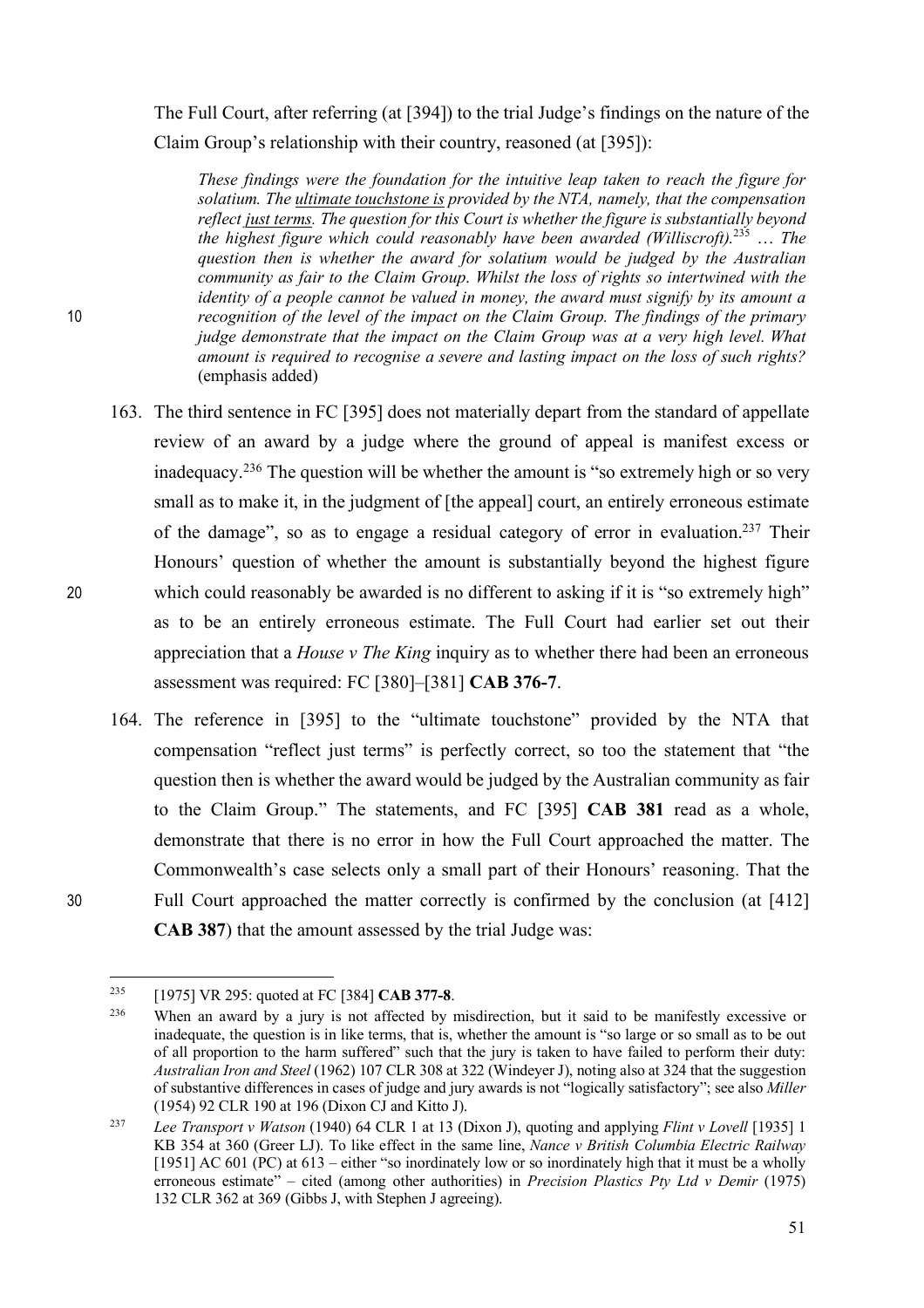The Full Court, after referring (at [394]) to the trial Judge's findings on the nature of the Claim Group's relationship with their country, reasoned (at [395]):

> *These findings were the foundation for the intuitive leap taken to reach the figure for solatium. The* *<u>ultimate touchstone is</u>* *provided by the NTA, namely, that the compensation reflect* *<u>just terms</u>*. *The question for this Court is whether the figure is substantially beyond the highest figure which could reasonably have been awarded (Williscroft).*[235] *… The question then is whether the award for solatium would be judged by the Australian community as fair to the Claim Group. Whilst the loss of rights so intertwined with the identity of a people cannot be valued in money, the award must signify by its amount a recognition of the level of the impact on the Claim Group. The findings of the primary judge demonstrate that the impact on the Claim Group was at a very high level. What amount is required to recognise a severe and lasting impact on the loss of such rights?* (emphasis added)

163. The third sentence in FC [395] does not materially depart from the standard of appellate review of an award by a judge where the ground of appeal is manifest excess or inadequacy.[236] The question will be whether the amount is "so extremely high or so very small as to make it, in the judgment of [the appeal] court, an entirely erroneous estimate of the damage", so as to engage a residual category of error in evaluation.[237] Their Honours' question of whether the amount is substantially beyond the highest figure which could reasonably be awarded is no different to asking if it is "so extremely high" as to be an entirely erroneous estimate. The Full Court had earlier set out their appreciation that a *House v The King* inquiry as to whether there had been an erroneous assessment was required: FC [380]–[381] **CAB 376-7**.

164. The reference in [395] to the "ultimate touchstone" provided by the NTA that compensation "reflect just terms" is perfectly correct, so too the statement that "the question then is whether the award would be judged by the Australian community as fair to the Claim Group." The statements, and FC [395] **CAB 381** read as a whole, demonstrate that there is no error in how the Full Court approached the matter. The Commonwealth's case selects only a small part of their Honours' reasoning. That the Full Court approached the matter correctly is confirmed by the conclusion (at [412] **CAB 387**) that the amount assessed by the trial Judge was:

---

[235] [1975] VR 295: quoted at FC [384] **CAB 377-8**.

[236] When an award by a jury is not affected by misdirection, but it said to be manifestly excessive or inadequate, the question is in like terms, that is, whether the amount is "so large or so small as to be out of all proportion to the harm suffered" such that the jury is taken to have failed to perform their duty: *Australian Iron and Steel* (1962) 107 CLR 308 at 322 (Windeyer J), noting also at 324 that the suggestion of substantive differences in cases of judge and jury awards is not "logically satisfactory"; see also *Miller* (1954) 92 CLR 190 at 196 (Dixon CJ and Kitto J).

[237] *Lee Transport v Watson* (1940) 64 CLR 1 at 13 (Dixon J), quoting and applying *Flint v Lovell* [1935] 1 KB 354 at 360 (Greer LJ). To like effect in the same line, *Nance v British Columbia Electric Railway* [1951] AC 601 (PC) at 613 – either "so inordinately low or so inordinately high that it must be a wholly erroneous estimate" – cited (among other authorities) in *Precision Plastics Pty Ltd v Demir* (1975) 132 CLR 362 at 369 (Gibbs J, with Stephen J agreeing).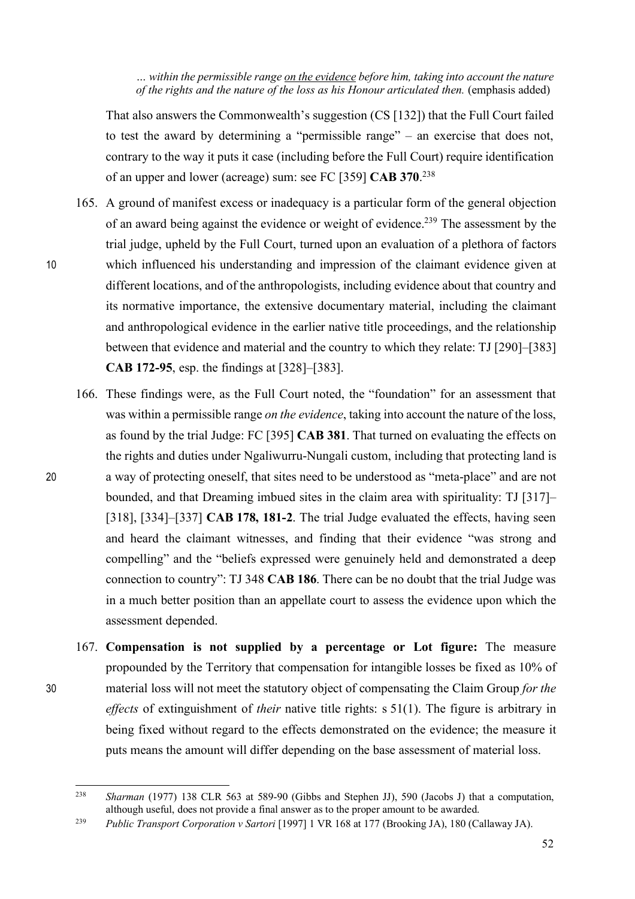> *… within the permissible range* *__on the evidence__* *before him, taking into account the nature of the rights and the nature of the loss as his Honour articulated then.* (emphasis added)

That also answers the Commonwealth's suggestion (CS [132]) that the Full Court failed to test the award by determining a "permissible range" – an exercise that does not, contrary to the way it puts it case (including before the Full Court) require identification of an upper and lower (acreage) sum: see FC [359] **CAB 370**.[238]

165. A ground of manifest excess or inadequacy is a particular form of the general objection of an award being against the evidence or weight of evidence.[239] The assessment by the trial judge, upheld by the Full Court, turned upon an evaluation of a plethora of factors which influenced his understanding and impression of the claimant evidence given at different locations, and of the anthropologists, including evidence about that country and its normative importance, the extensive documentary material, including the claimant and anthropological evidence in the earlier native title proceedings, and the relationship between that evidence and material and the country to which they relate: TJ [290]–[383] **CAB 172-95**, esp. the findings at [328]–[383].

166. These findings were, as the Full Court noted, the "foundation" for an assessment that was within a permissible range *on the evidence*, taking into account the nature of the loss, as found by the trial Judge: FC [395] **CAB 381**. That turned on evaluating the effects on the rights and duties under Ngaliwurru-Nungali custom, including that protecting land is a way of protecting oneself, that sites need to be understood as "meta-place" and are not bounded, and that Dreaming imbued sites in the claim area with spirituality: TJ [317]–[318], [334]–[337] **CAB 178, 181-2**. The trial Judge evaluated the effects, having seen and heard the claimant witnesses, and finding that their evidence "was strong and compelling" and the "beliefs expressed were genuinely held and demonstrated a deep connection to country": TJ 348 **CAB 186**. There can be no doubt that the trial Judge was in a much better position than an appellate court to assess the evidence upon which the assessment depended.

167. **Compensation is not supplied by a percentage or Lot figure:** The measure propounded by the Territory that compensation for intangible losses be fixed as 10% of material loss will not meet the statutory object of compensating the Claim Group *for the effects* of extinguishment of *their* native title rights: s 51(1). The figure is arbitrary in being fixed without regard to the effects demonstrated on the evidence; the measure it puts means the amount will differ depending on the base assessment of material loss.

---

[238] *Sharman* (1977) 138 CLR 563 at 589-90 (Gibbs and Stephen JJ), 590 (Jacobs J) that a computation, although useful, does not provide a final answer as to the proper amount to be awarded.

[239] *Public Transport Corporation v Sartori* [1997] 1 VR 168 at 177 (Brooking JA), 180 (Callaway JA).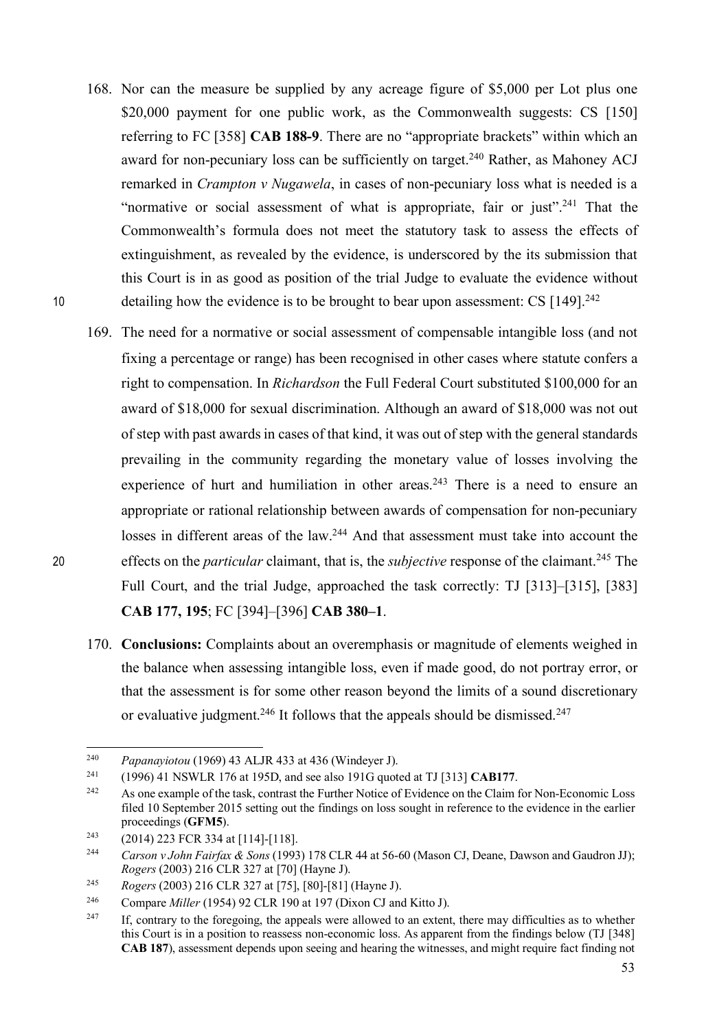168. Nor can the measure be supplied by any acreage figure of $5,000 per Lot plus one $20,000 payment for one public work, as the Commonwealth suggests: CS [150] referring to FC [358] **CAB 188-9**. There are no "appropriate brackets" within which an award for non-pecuniary loss can be sufficiently on target.[240] Rather, as Mahoney ACJ remarked in *Crampton v Nugawela*, in cases of non-pecuniary loss what is needed is a "normative or social assessment of what is appropriate, fair or just".[241] That the Commonwealth's formula does not meet the statutory task to assess the effects of extinguishment, as revealed by the evidence, is underscored by the its submission that this Court is in as good as position of the trial Judge to evaluate the evidence without detailing how the evidence is to be brought to bear upon assessment: CS [149].[242]

169. The need for a normative or social assessment of compensable intangible loss (and not fixing a percentage or range) has been recognised in other cases where statute confers a right to compensation. In *Richardson* the Full Federal Court substituted $100,000 for an award of $18,000 for sexual discrimination. Although an award of $18,000 was not out of step with past awards in cases of that kind, it was out of step with the general standards prevailing in the community regarding the monetary value of losses involving the experience of hurt and humiliation in other areas.[243] There is a need to ensure an appropriate or rational relationship between awards of compensation for non-pecuniary losses in different areas of the law.[244] And that assessment must take into account the effects on the *particular* claimant, that is, the *subjective* response of the claimant.[245] The Full Court, and the trial Judge, approached the task correctly: TJ [313]–[315], [383] **CAB 177, 195**; FC [394]–[396] **CAB 380–1**.

170. **Conclusions:** Complaints about an overemphasis or magnitude of elements weighed in the balance when assessing intangible loss, even if made good, do not portray error, or that the assessment is for some other reason beyond the limits of a sound discretionary or evaluative judgment.[246] It follows that the appeals should be dismissed.[247]

---

[240] *Papanayiotou* (1969) 43 ALJR 433 at 436 (Windeyer J).

[241] (1996) 41 NSWLR 176 at 195D, and see also 191G quoted at TJ [313] **CAB177**.

[242] As one example of the task, contrast the Further Notice of Evidence on the Claim for Non-Economic Loss filed 10 September 2015 setting out the findings on loss sought in reference to the evidence in the earlier proceedings (**GFM5**).

[243] (2014) 223 FCR 334 at [114]-[118].

[244] *Carson v John Fairfax & Sons* (1993) 178 CLR 44 at 56-60 (Mason CJ, Deane, Dawson and Gaudron JJ); *Rogers* (2003) 216 CLR 327 at [70] (Hayne J).

[245] *Rogers* (2003) 216 CLR 327 at [75], [80]-[81] (Hayne J).

[246] Compare *Miller* (1954) 92 CLR 190 at 197 (Dixon CJ and Kitto J).

[247] If, contrary to the foregoing, the appeals were allowed to an extent, there may difficulties as to whether this Court is in a position to reassess non-economic loss. As apparent from the findings below (TJ [348] **CAB 187**), assessment depends upon seeing and hearing the witnesses, and might require fact finding not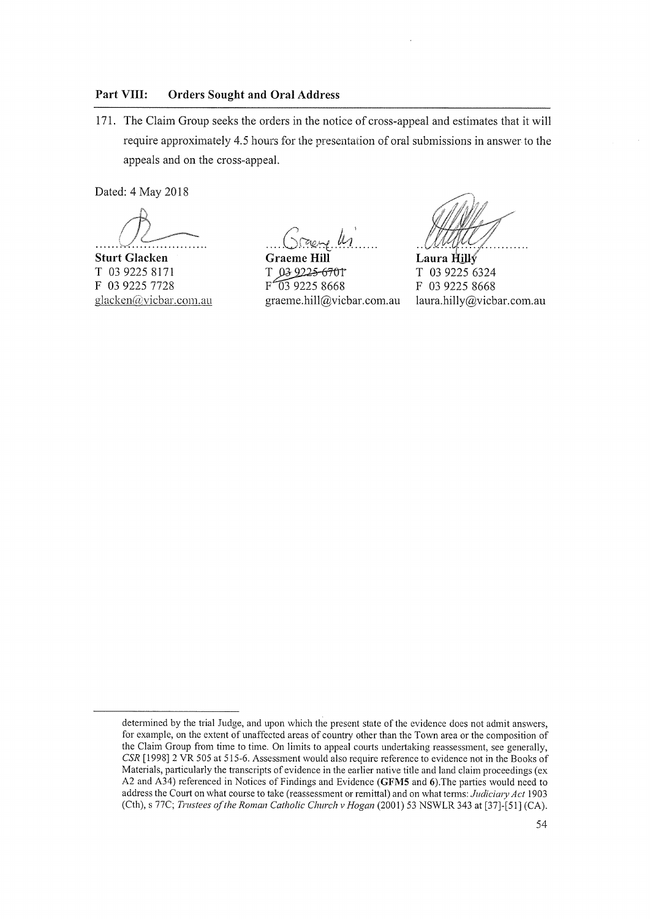## Part VIII: Orders Sought and Oral Address

171. The Claim Group seeks the orders in the notice of cross-appeal and estimates that it will require approximately 4.5 hours for the presentation of oral submissions in answer to the appeals and on the cross-appeal.

Dated: 4 May 2018

| Sturt Glacken | Graeme Hill | Laura Hilly |
|---|---|---|
| T 03 9225 8171 | T ~~03 9225 6701~~ | T 03 9225 6324 |
| F 03 9225 7728 | F 03 9225 8668 | F 03 9225 8668 |
| glacken@vicbar.com.au | graeme.hill@vicbar.com.au | laura.hilly@vicbar.com.au |

---

determined by the trial Judge, and upon which the present state of the evidence does not admit answers, for example, on the extent of unaffected areas of country other than the Town area or the composition of the Claim Group from time to time. On limits to appeal courts undertaking reassessment, see generally, *CSR* [1998] 2 VR 505 at 515-6. Assessment would also require reference to evidence not in the Books of Materials, particularly the transcripts of evidence in the earlier native title and land claim proceedings (ex A2 and A34) referenced in Notices of Findings and Evidence (**GFM5** and **6**).The parties would need to address the Court on what course to take (reassessment or remittal) and on what terms: *Judiciary Act* 1903 (Cth), s 77C; *Trustees of the Roman Catholic Church v Hogan* (2001) 53 NSWLR 343 at [37]-[51] (CA).